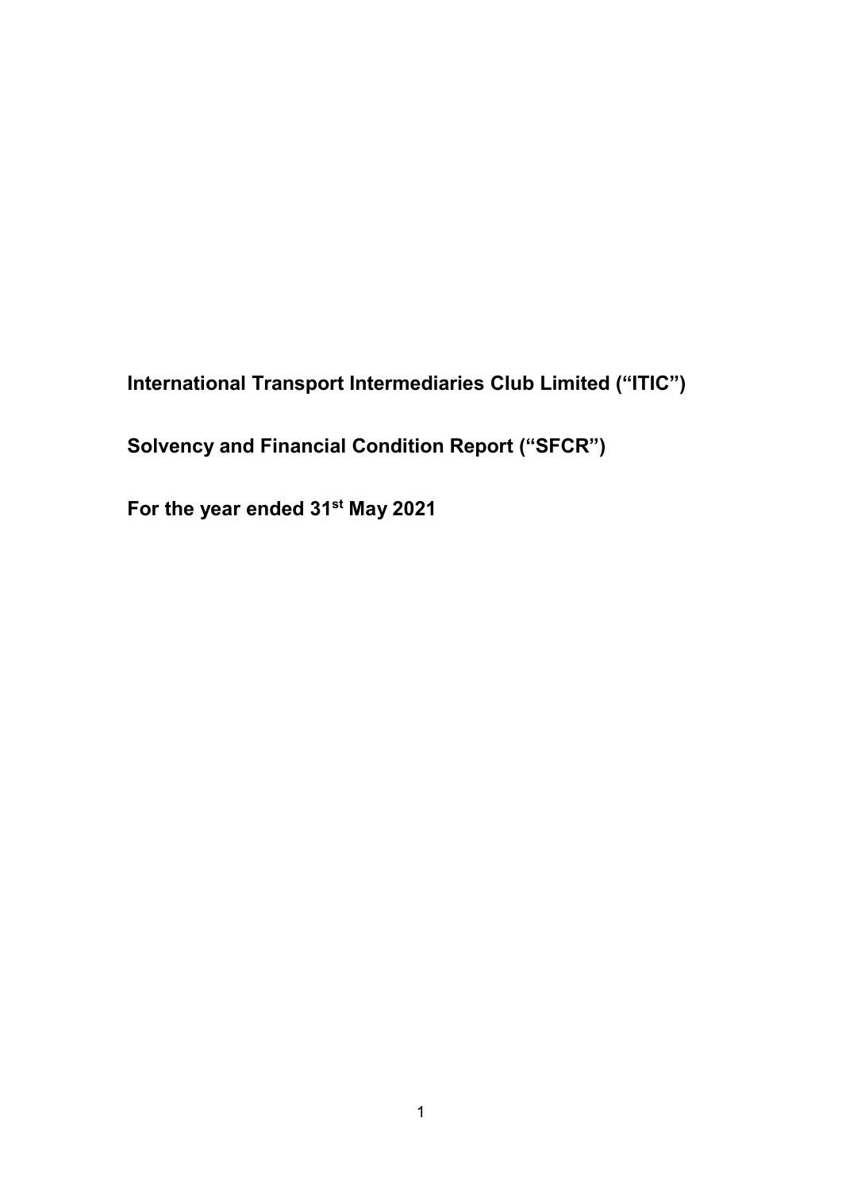# International Transport Intermediaries Club Limited ("ITIC")

# Solvency and Financial Condition Report ("SFCR")

# For the year ended 31st May 2021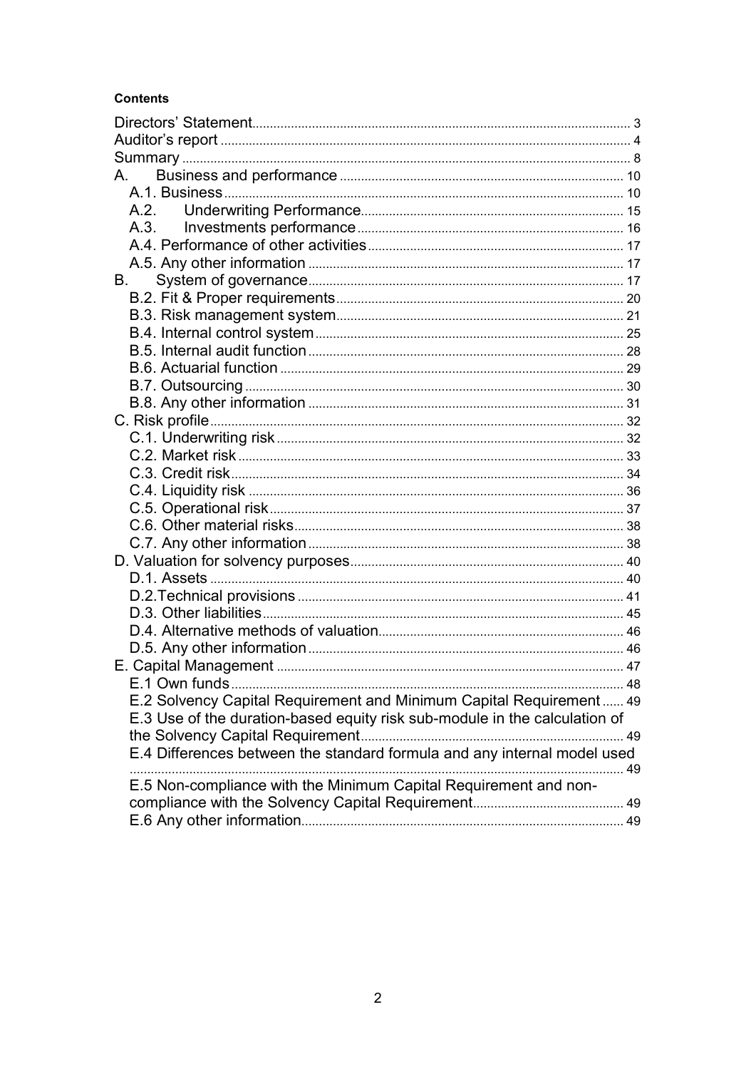**Contents**

Directors' Statement ........ 3
Auditor's report ........ 4
Summary ........ 8
A. Business and performance ........ 10
- A.1. Business ........ 10
- A.2. Underwriting Performance ........ 15
- A.3. Investments performance ........ 16
- A.4. Performance of other activities ........ 17
- A.5. Any other information ........ 17

B. System of governance ........ 17
- B.2. Fit & Proper requirements ........ 20
- B.3. Risk management system ........ 21
- B.4. Internal control system ........ 25
- B.5. Internal audit function ........ 28
- B.6. Actuarial function ........ 29
- B.7. Outsourcing ........ 30
- B.8. Any other information ........ 31

C. Risk profile ........ 32
- C.1. Underwriting risk ........ 32
- C.2. Market risk ........ 33
- C.3. Credit risk ........ 34
- C.4. Liquidity risk ........ 36
- C.5. Operational risk ........ 37
- C.6. Other material risks ........ 38
- C.7. Any other information ........ 38

D. Valuation for solvency purposes ........ 40
- D.1. Assets ........ 40
- D.2.Technical provisions ........ 41
- D.3. Other liabilities ........ 45
- D.4. Alternative methods of valuation ........ 46
- D.5. Any other information ........ 46

E. Capital Management ........ 47
- E.1 Own funds ........ 48
- E.2 Solvency Capital Requirement and Minimum Capital Requirement ........ 49
- E.3 Use of the duration-based equity risk sub-module in the calculation of the Solvency Capital Requirement ........ 49
- E.4 Differences between the standard formula and any internal model used ........ 49
- E.5 Non-compliance with the Minimum Capital Requirement and non-compliance with the Solvency Capital Requirement ........ 49
- E.6 Any other information ........ 49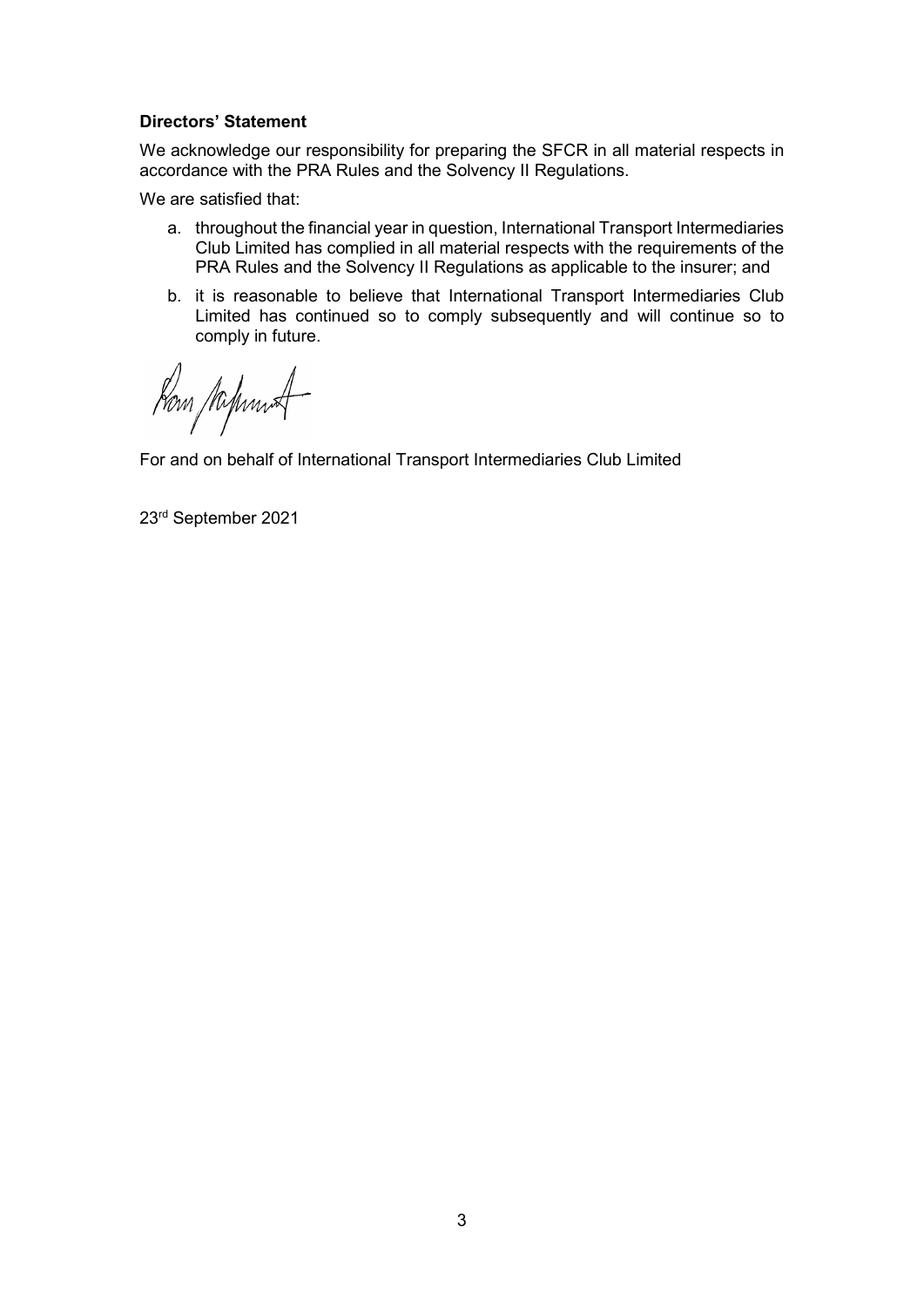**Directors' Statement**

We acknowledge our responsibility for preparing the SFCR in all material respects in accordance with the PRA Rules and the Solvency II Regulations.

We are satisfied that:

a. throughout the financial year in question, International Transport Intermediaries Club Limited has complied in all material respects with the requirements of the PRA Rules and the Solvency II Regulations as applicable to the insurer; and

b. it is reasonable to believe that International Transport Intermediaries Club Limited has continued so to comply subsequently and will continue so to comply in future.

For and on behalf of International Transport Intermediaries Club Limited

23rd September 2021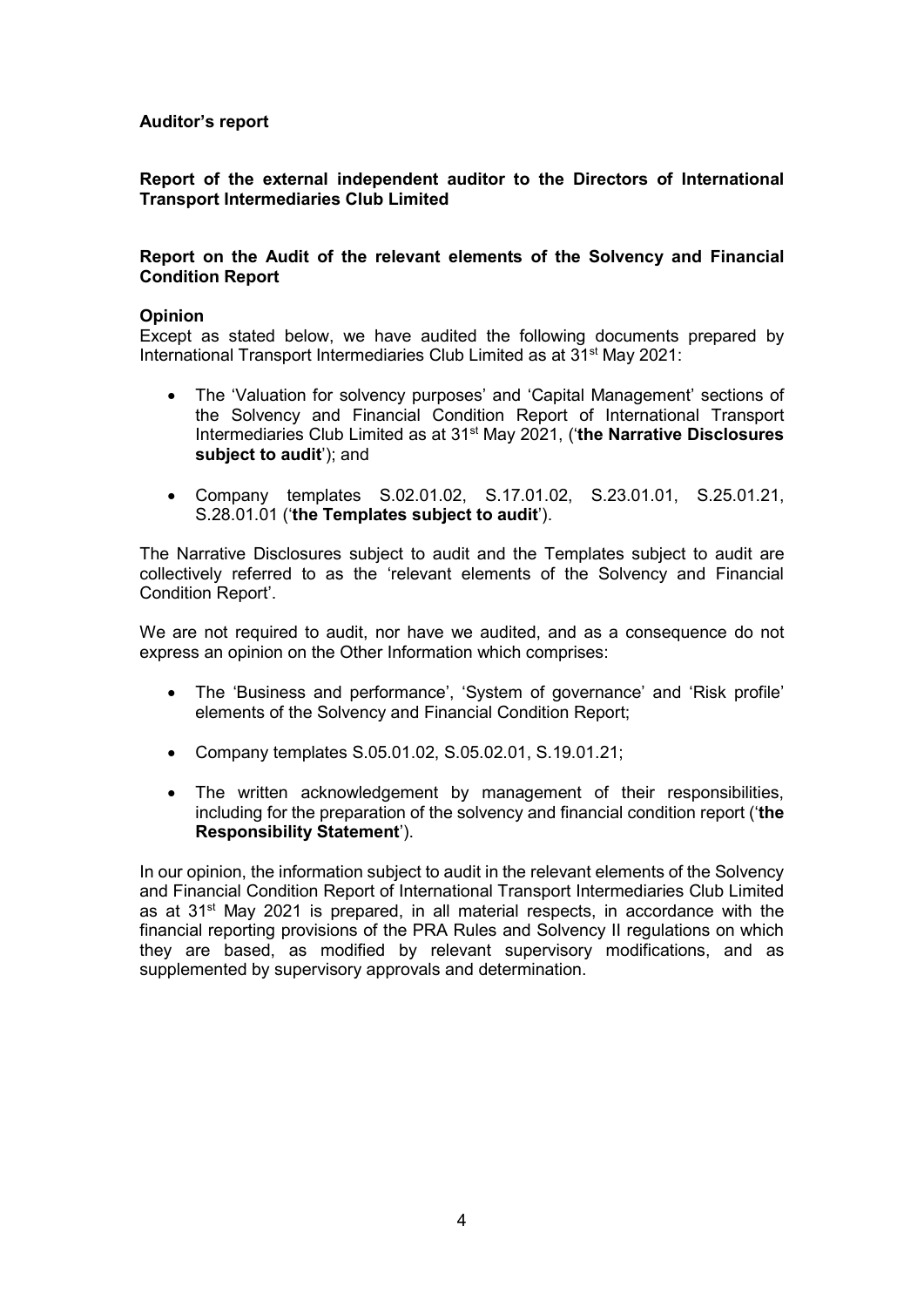**Auditor's report**

**Report of the external independent auditor to the Directors of International Transport Intermediaries Club Limited**

**Report on the Audit of the relevant elements of the Solvency and Financial Condition Report**

**Opinion**

Except as stated below, we have audited the following documents prepared by International Transport Intermediaries Club Limited as at 31st May 2021:

- The 'Valuation for solvency purposes' and 'Capital Management' sections of the Solvency and Financial Condition Report of International Transport Intermediaries Club Limited as at 31st May 2021, ('**the Narrative Disclosures subject to audit**'); and
- Company templates S.02.01.02, S.17.01.02, S.23.01.01, S.25.01.21, S.28.01.01 ('**the Templates subject to audit**').

The Narrative Disclosures subject to audit and the Templates subject to audit are collectively referred to as the 'relevant elements of the Solvency and Financial Condition Report'.

We are not required to audit, nor have we audited, and as a consequence do not express an opinion on the Other Information which comprises:

- The 'Business and performance', 'System of governance' and 'Risk profile' elements of the Solvency and Financial Condition Report;
- Company templates S.05.01.02, S.05.02.01, S.19.01.21;
- The written acknowledgement by management of their responsibilities, including for the preparation of the solvency and financial condition report ('**the Responsibility Statement**').

In our opinion, the information subject to audit in the relevant elements of the Solvency and Financial Condition Report of International Transport Intermediaries Club Limited as at 31st May 2021 is prepared, in all material respects, in accordance with the financial reporting provisions of the PRA Rules and Solvency II regulations on which they are based, as modified by relevant supervisory modifications, and as supplemented by supervisory approvals and determination.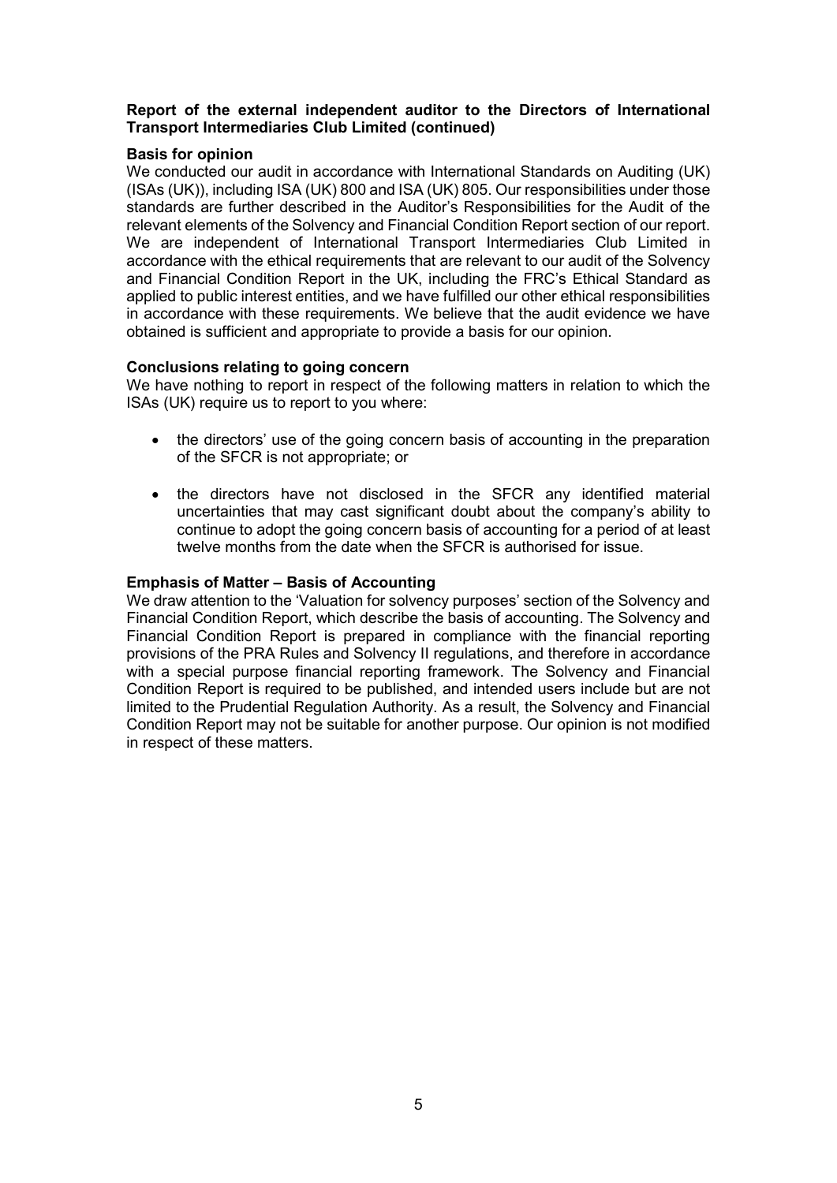**Report of the external independent auditor to the Directors of International Transport Intermediaries Club Limited (continued)**

**Basis for opinion**

We conducted our audit in accordance with International Standards on Auditing (UK) (ISAs (UK)), including ISA (UK) 800 and ISA (UK) 805. Our responsibilities under those standards are further described in the Auditor's Responsibilities for the Audit of the relevant elements of the Solvency and Financial Condition Report section of our report. We are independent of International Transport Intermediaries Club Limited in accordance with the ethical requirements that are relevant to our audit of the Solvency and Financial Condition Report in the UK, including the FRC's Ethical Standard as applied to public interest entities, and we have fulfilled our other ethical responsibilities in accordance with these requirements. We believe that the audit evidence we have obtained is sufficient and appropriate to provide a basis for our opinion.

**Conclusions relating to going concern**

We have nothing to report in respect of the following matters in relation to which the ISAs (UK) require us to report to you where:

- the directors' use of the going concern basis of accounting in the preparation of the SFCR is not appropriate; or
- the directors have not disclosed in the SFCR any identified material uncertainties that may cast significant doubt about the company's ability to continue to adopt the going concern basis of accounting for a period of at least twelve months from the date when the SFCR is authorised for issue.

**Emphasis of Matter – Basis of Accounting**

We draw attention to the 'Valuation for solvency purposes' section of the Solvency and Financial Condition Report, which describe the basis of accounting. The Solvency and Financial Condition Report is prepared in compliance with the financial reporting provisions of the PRA Rules and Solvency II regulations, and therefore in accordance with a special purpose financial reporting framework. The Solvency and Financial Condition Report is required to be published, and intended users include but are not limited to the Prudential Regulation Authority. As a result, the Solvency and Financial Condition Report may not be suitable for another purpose. Our opinion is not modified in respect of these matters.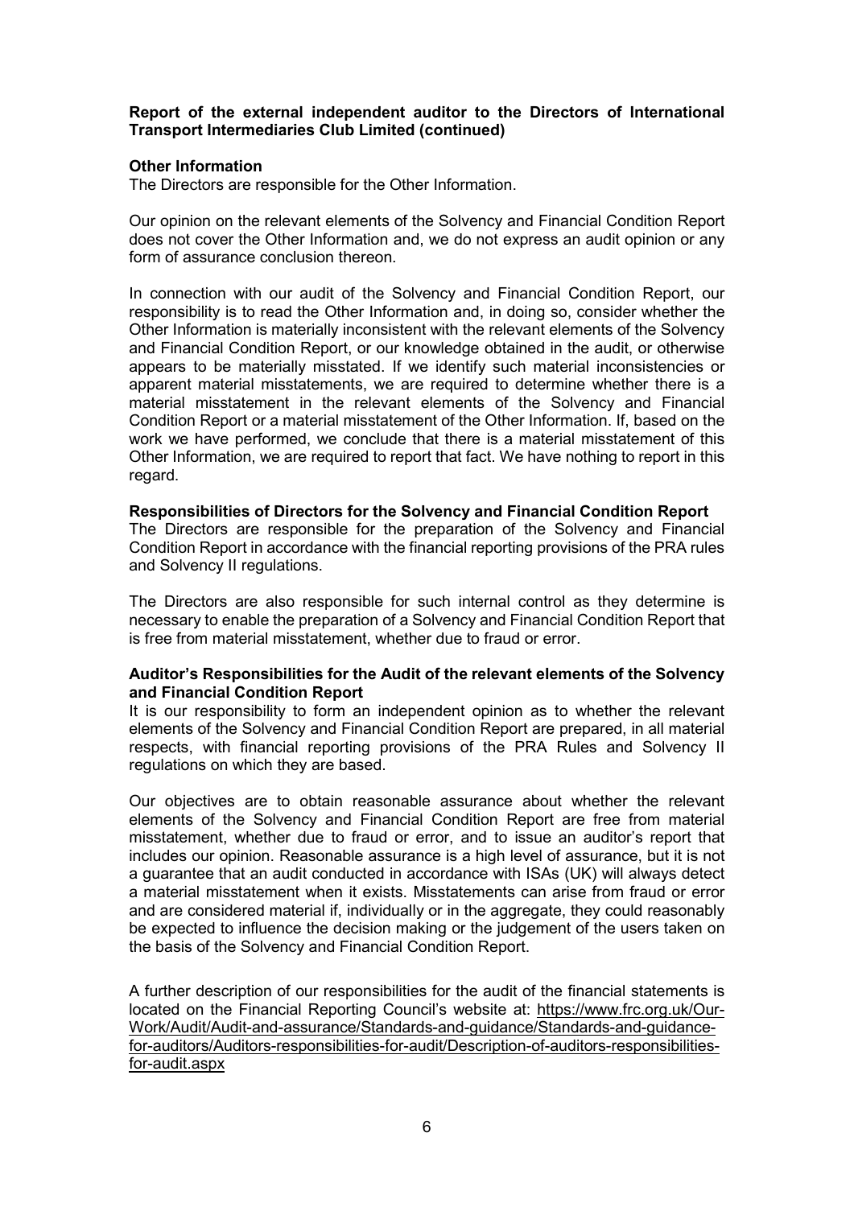**Report of the external independent auditor to the Directors of International Transport Intermediaries Club Limited (continued)**

**Other Information**

The Directors are responsible for the Other Information.

Our opinion on the relevant elements of the Solvency and Financial Condition Report does not cover the Other Information and, we do not express an audit opinion or any form of assurance conclusion thereon.

In connection with our audit of the Solvency and Financial Condition Report, our responsibility is to read the Other Information and, in doing so, consider whether the Other Information is materially inconsistent with the relevant elements of the Solvency and Financial Condition Report, or our knowledge obtained in the audit, or otherwise appears to be materially misstated. If we identify such material inconsistencies or apparent material misstatements, we are required to determine whether there is a material misstatement in the relevant elements of the Solvency and Financial Condition Report or a material misstatement of the Other Information. If, based on the work we have performed, we conclude that there is a material misstatement of this Other Information, we are required to report that fact. We have nothing to report in this regard.

**Responsibilities of Directors for the Solvency and Financial Condition Report**

The Directors are responsible for the preparation of the Solvency and Financial Condition Report in accordance with the financial reporting provisions of the PRA rules and Solvency II regulations.

The Directors are also responsible for such internal control as they determine is necessary to enable the preparation of a Solvency and Financial Condition Report that is free from material misstatement, whether due to fraud or error.

**Auditor's Responsibilities for the Audit of the relevant elements of the Solvency and Financial Condition Report**

It is our responsibility to form an independent opinion as to whether the relevant elements of the Solvency and Financial Condition Report are prepared, in all material respects, with financial reporting provisions of the PRA Rules and Solvency II regulations on which they are based.

Our objectives are to obtain reasonable assurance about whether the relevant elements of the Solvency and Financial Condition Report are free from material misstatement, whether due to fraud or error, and to issue an auditor's report that includes our opinion. Reasonable assurance is a high level of assurance, but it is not a guarantee that an audit conducted in accordance with ISAs (UK) will always detect a material misstatement when it exists. Misstatements can arise from fraud or error and are considered material if, individually or in the aggregate, they could reasonably be expected to influence the decision making or the judgement of the users taken on the basis of the Solvency and Financial Condition Report.

A further description of our responsibilities for the audit of the financial statements is located on the Financial Reporting Council's website at: https://www.frc.org.uk/Our-Work/Audit/Audit-and-assurance/Standards-and-guidance/Standards-and-guidance-for-auditors/Auditors-responsibilities-for-audit/Description-of-auditors-responsibilities-for-audit.aspx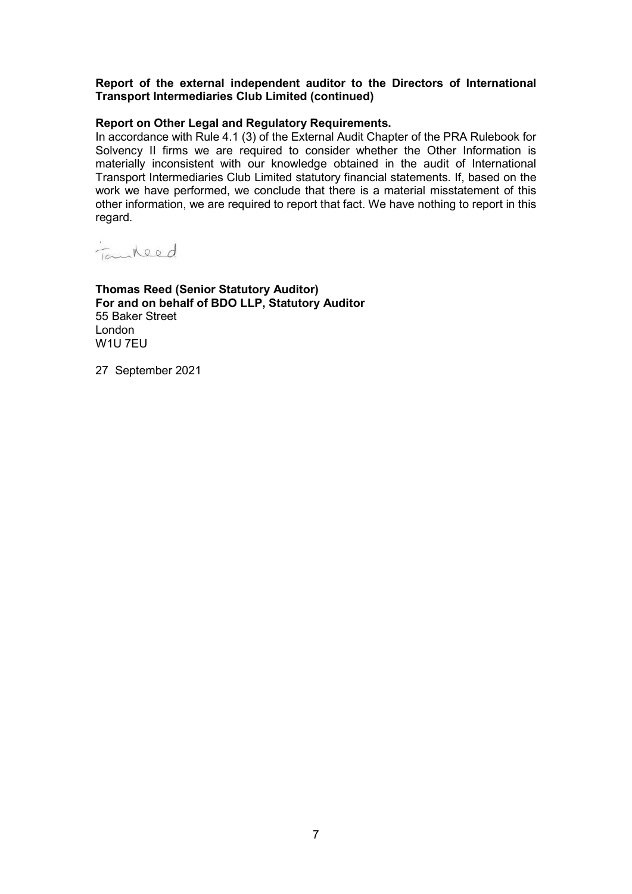**Report of the external independent auditor to the Directors of International Transport Intermediaries Club Limited (continued)**

**Report on Other Legal and Regulatory Requirements.**

In accordance with Rule 4.1 (3) of the External Audit Chapter of the PRA Rulebook for Solvency II firms we are required to consider whether the Other Information is materially inconsistent with our knowledge obtained in the audit of International Transport Intermediaries Club Limited statutory financial statements. If, based on the work we have performed, we conclude that there is a material misstatement of this other information, we are required to report that fact. We have nothing to report in this regard.

Tom Reed

**Thomas Reed (Senior Statutory Auditor)**
**For and on behalf of BDO LLP, Statutory Auditor**
55 Baker Street
London
W1U 7EU

27 September 2021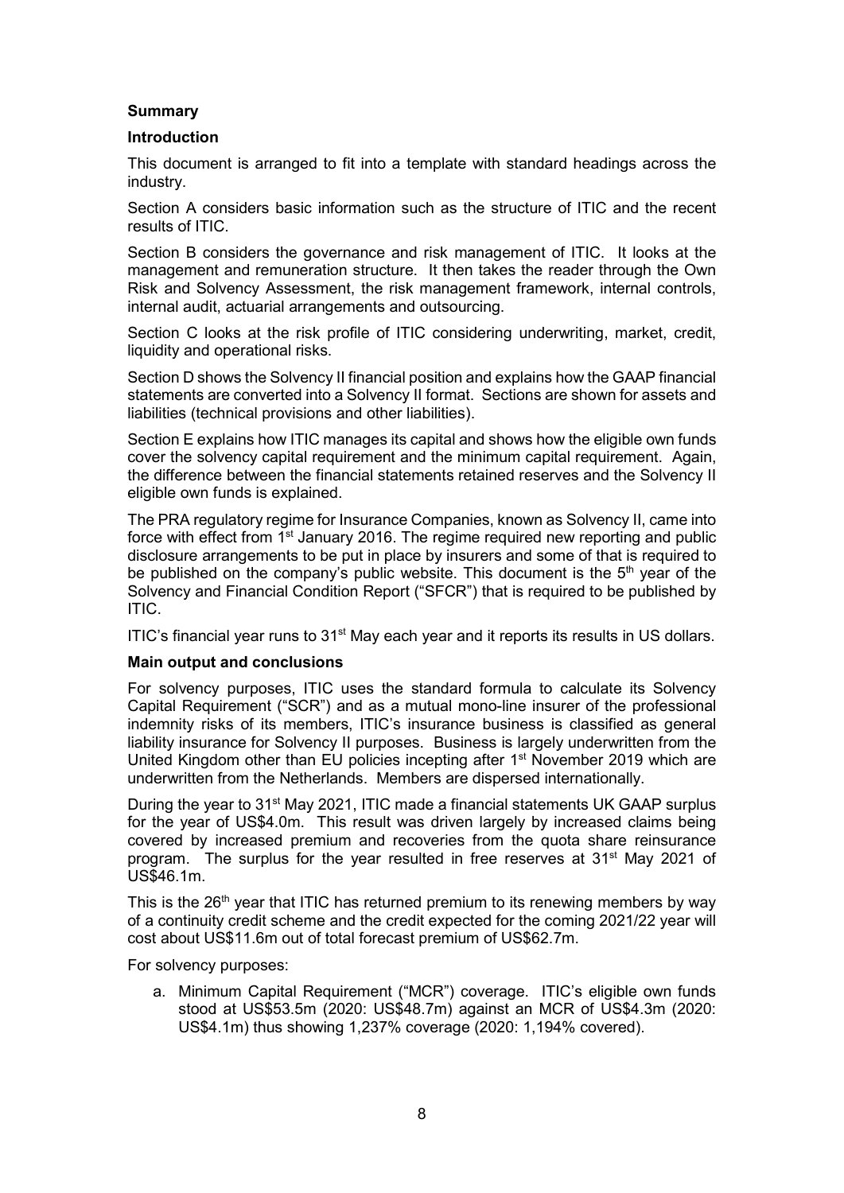## Summary

### Introduction

This document is arranged to fit into a template with standard headings across the industry.

Section A considers basic information such as the structure of ITIC and the recent results of ITIC.

Section B considers the governance and risk management of ITIC. It looks at the management and remuneration structure. It then takes the reader through the Own Risk and Solvency Assessment, the risk management framework, internal controls, internal audit, actuarial arrangements and outsourcing.

Section C looks at the risk profile of ITIC considering underwriting, market, credit, liquidity and operational risks.

Section D shows the Solvency II financial position and explains how the GAAP financial statements are converted into a Solvency II format. Sections are shown for assets and liabilities (technical provisions and other liabilities).

Section E explains how ITIC manages its capital and shows how the eligible own funds cover the solvency capital requirement and the minimum capital requirement. Again, the difference between the financial statements retained reserves and the Solvency II eligible own funds is explained.

The PRA regulatory regime for Insurance Companies, known as Solvency II, came into force with effect from 1st January 2016. The regime required new reporting and public disclosure arrangements to be put in place by insurers and some of that is required to be published on the company's public website. This document is the 5th year of the Solvency and Financial Condition Report ("SFCR") that is required to be published by ITIC.

ITIC's financial year runs to 31st May each year and it reports its results in US dollars.

### Main output and conclusions

For solvency purposes, ITIC uses the standard formula to calculate its Solvency Capital Requirement ("SCR") and as a mutual mono-line insurer of the professional indemnity risks of its members, ITIC's insurance business is classified as general liability insurance for Solvency II purposes. Business is largely underwritten from the United Kingdom other than EU policies incepting after 1st November 2019 which are underwritten from the Netherlands. Members are dispersed internationally.

During the year to 31st May 2021, ITIC made a financial statements UK GAAP surplus for the year of US$4.0m. This result was driven largely by increased claims being covered by increased premium and recoveries from the quota share reinsurance program. The surplus for the year resulted in free reserves at 31st May 2021 of US$46.1m.

This is the 26th year that ITIC has returned premium to its renewing members by way of a continuity credit scheme and the credit expected for the coming 2021/22 year will cost about US$11.6m out of total forecast premium of US$62.7m.

For solvency purposes:

a. Minimum Capital Requirement ("MCR") coverage. ITIC's eligible own funds stood at US$53.5m (2020: US$48.7m) against an MCR of US$4.3m (2020: US$4.1m) thus showing 1,237% coverage (2020: 1,194% covered).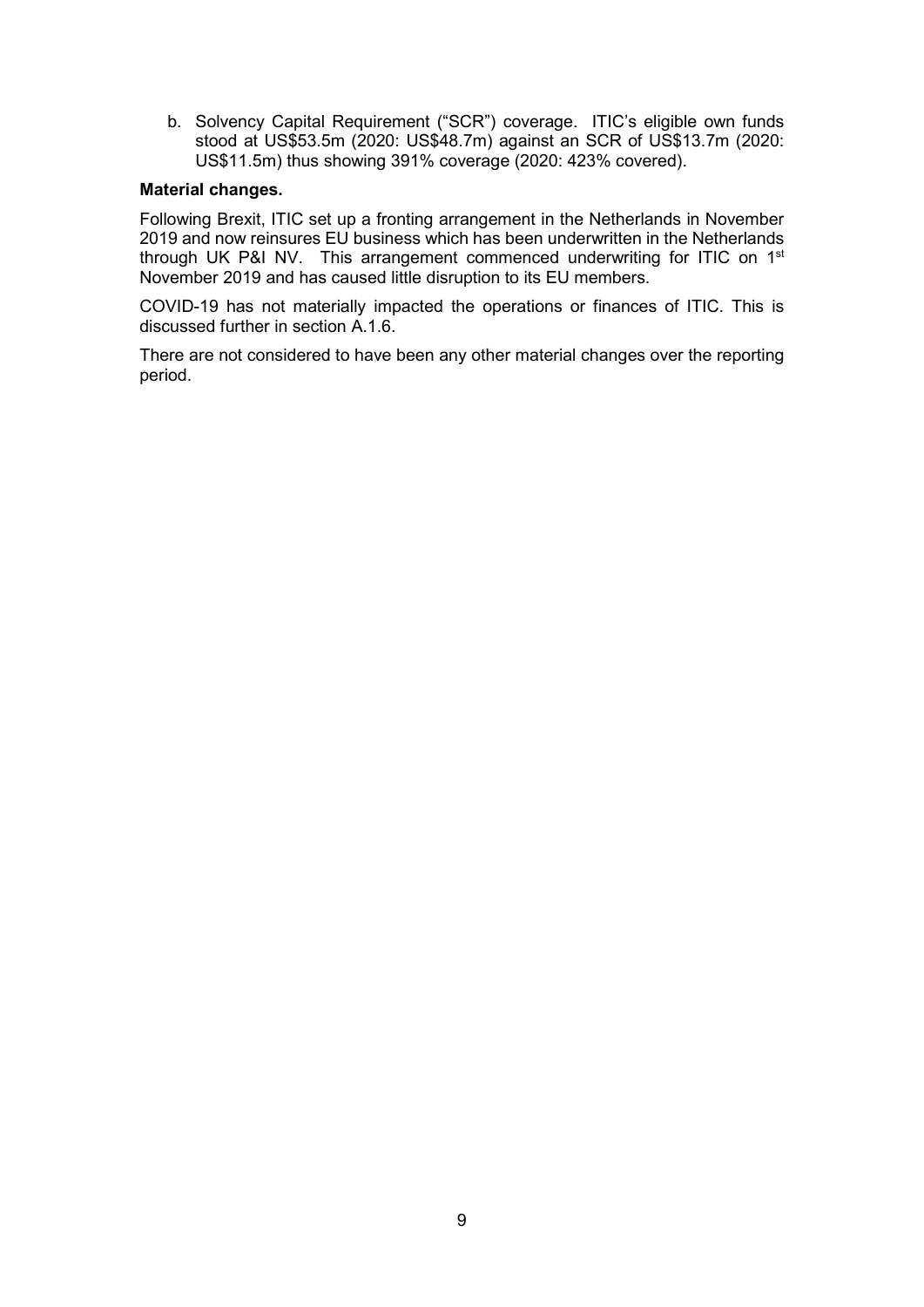b. Solvency Capital Requirement ("SCR") coverage. ITIC's eligible own funds stood at US$53.5m (2020: US$48.7m) against an SCR of US$13.7m (2020: US$11.5m) thus showing 391% coverage (2020: 423% covered).

**Material changes.**

Following Brexit, ITIC set up a fronting arrangement in the Netherlands in November 2019 and now reinsures EU business which has been underwritten in the Netherlands through UK P&I NV. This arrangement commenced underwriting for ITIC on 1st November 2019 and has caused little disruption to its EU members.

COVID-19 has not materially impacted the operations or finances of ITIC. This is discussed further in section A.1.6.

There are not considered to have been any other material changes over the reporting period.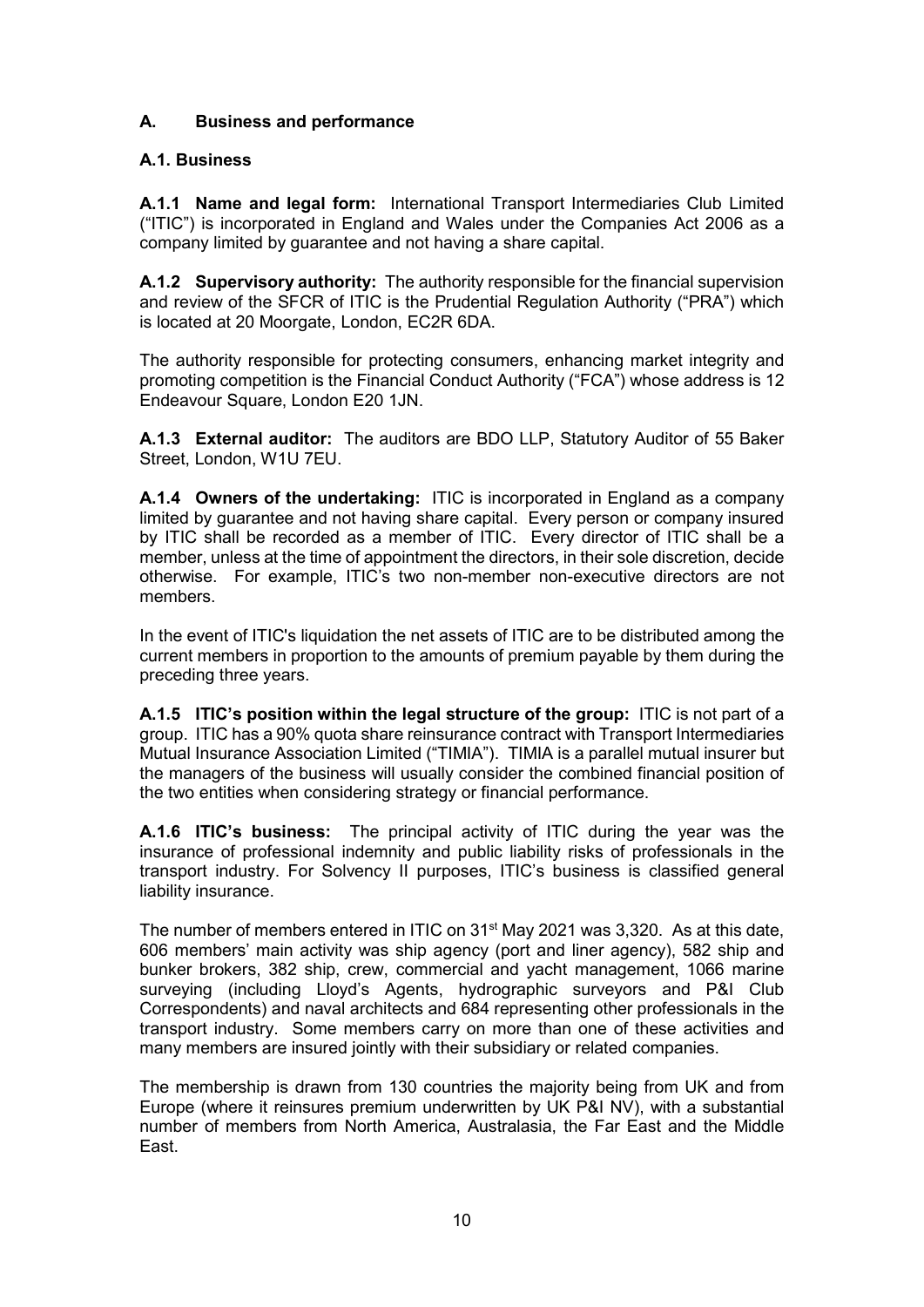## A. Business and performance

### A.1. Business

**A.1.1 Name and legal form:** International Transport Intermediaries Club Limited ("ITIC") is incorporated in England and Wales under the Companies Act 2006 as a company limited by guarantee and not having a share capital.

**A.1.2 Supervisory authority:** The authority responsible for the financial supervision and review of the SFCR of ITIC is the Prudential Regulation Authority ("PRA") which is located at 20 Moorgate, London, EC2R 6DA.

The authority responsible for protecting consumers, enhancing market integrity and promoting competition is the Financial Conduct Authority ("FCA") whose address is 12 Endeavour Square, London E20 1JN.

**A.1.3 External auditor:** The auditors are BDO LLP, Statutory Auditor of 55 Baker Street, London, W1U 7EU.

**A.1.4 Owners of the undertaking:** ITIC is incorporated in England as a company limited by guarantee and not having share capital. Every person or company insured by ITIC shall be recorded as a member of ITIC. Every director of ITIC shall be a member, unless at the time of appointment the directors, in their sole discretion, decide otherwise. For example, ITIC's two non-member non-executive directors are not members.

In the event of ITIC's liquidation the net assets of ITIC are to be distributed among the current members in proportion to the amounts of premium payable by them during the preceding three years.

**A.1.5 ITIC's position within the legal structure of the group:** ITIC is not part of a group. ITIC has a 90% quota share reinsurance contract with Transport Intermediaries Mutual Insurance Association Limited ("TIMIA"). TIMIA is a parallel mutual insurer but the managers of the business will usually consider the combined financial position of the two entities when considering strategy or financial performance.

**A.1.6 ITIC's business:** The principal activity of ITIC during the year was the insurance of professional indemnity and public liability risks of professionals in the transport industry. For Solvency II purposes, ITIC's business is classified general liability insurance.

The number of members entered in ITIC on 31st May 2021 was 3,320. As at this date, 606 members' main activity was ship agency (port and liner agency), 582 ship and bunker brokers, 382 ship, crew, commercial and yacht management, 1066 marine surveying (including Lloyd's Agents, hydrographic surveyors and P&I Club Correspondents) and naval architects and 684 representing other professionals in the transport industry. Some members carry on more than one of these activities and many members are insured jointly with their subsidiary or related companies.

The membership is drawn from 130 countries the majority being from UK and from Europe (where it reinsures premium underwritten by UK P&I NV), with a substantial number of members from North America, Australasia, the Far East and the Middle East.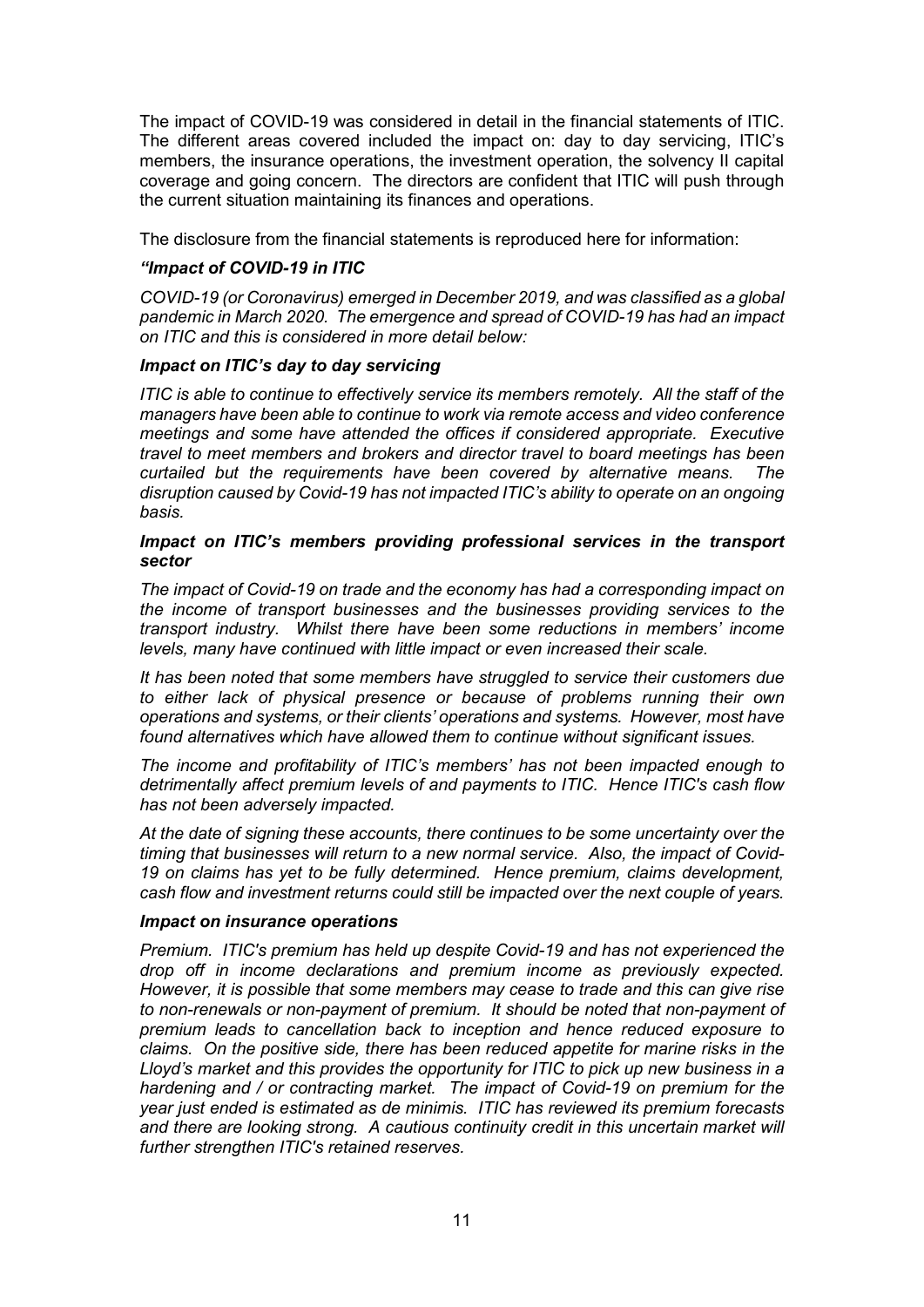The impact of COVID-19 was considered in detail in the financial statements of ITIC. The different areas covered included the impact on: day to day servicing, ITIC's members, the insurance operations, the investment operation, the solvency II capital coverage and going concern. The directors are confident that ITIC will push through the current situation maintaining its finances and operations.

The disclosure from the financial statements is reproduced here for information:

***"Impact of COVID-19 in ITIC***

*COVID-19 (or Coronavirus) emerged in December 2019, and was classified as a global pandemic in March 2020. The emergence and spread of COVID-19 has had an impact on ITIC and this is considered in more detail below:*

***Impact on ITIC's day to day servicing***

*ITIC is able to continue to effectively service its members remotely. All the staff of the managers have been able to continue to work via remote access and video conference meetings and some have attended the offices if considered appropriate. Executive travel to meet members and brokers and director travel to board meetings has been curtailed but the requirements have been covered by alternative means. The disruption caused by Covid-19 has not impacted ITIC's ability to operate on an ongoing basis.*

***Impact on ITIC's members providing professional services in the transport sector***

*The impact of Covid-19 on trade and the economy has had a corresponding impact on the income of transport businesses and the businesses providing services to the transport industry. Whilst there have been some reductions in members' income levels, many have continued with little impact or even increased their scale.*

*It has been noted that some members have struggled to service their customers due to either lack of physical presence or because of problems running their own operations and systems, or their clients' operations and systems. However, most have found alternatives which have allowed them to continue without significant issues.*

*The income and profitability of ITIC's members' has not been impacted enough to detrimentally affect premium levels of and payments to ITIC. Hence ITIC's cash flow has not been adversely impacted.*

*At the date of signing these accounts, there continues to be some uncertainty over the timing that businesses will return to a new normal service. Also, the impact of Covid-19 on claims has yet to be fully determined. Hence premium, claims development, cash flow and investment returns could still be impacted over the next couple of years.*

***Impact on insurance operations***

*Premium. ITIC's premium has held up despite Covid-19 and has not experienced the drop off in income declarations and premium income as previously expected. However, it is possible that some members may cease to trade and this can give rise to non-renewals or non-payment of premium. It should be noted that non-payment of premium leads to cancellation back to inception and hence reduced exposure to claims. On the positive side, there has been reduced appetite for marine risks in the Lloyd's market and this provides the opportunity for ITIC to pick up new business in a hardening and / or contracting market. The impact of Covid-19 on premium for the year just ended is estimated as de minimis. ITIC has reviewed its premium forecasts and there are looking strong. A cautious continuity credit in this uncertain market will further strengthen ITIC's retained reserves.*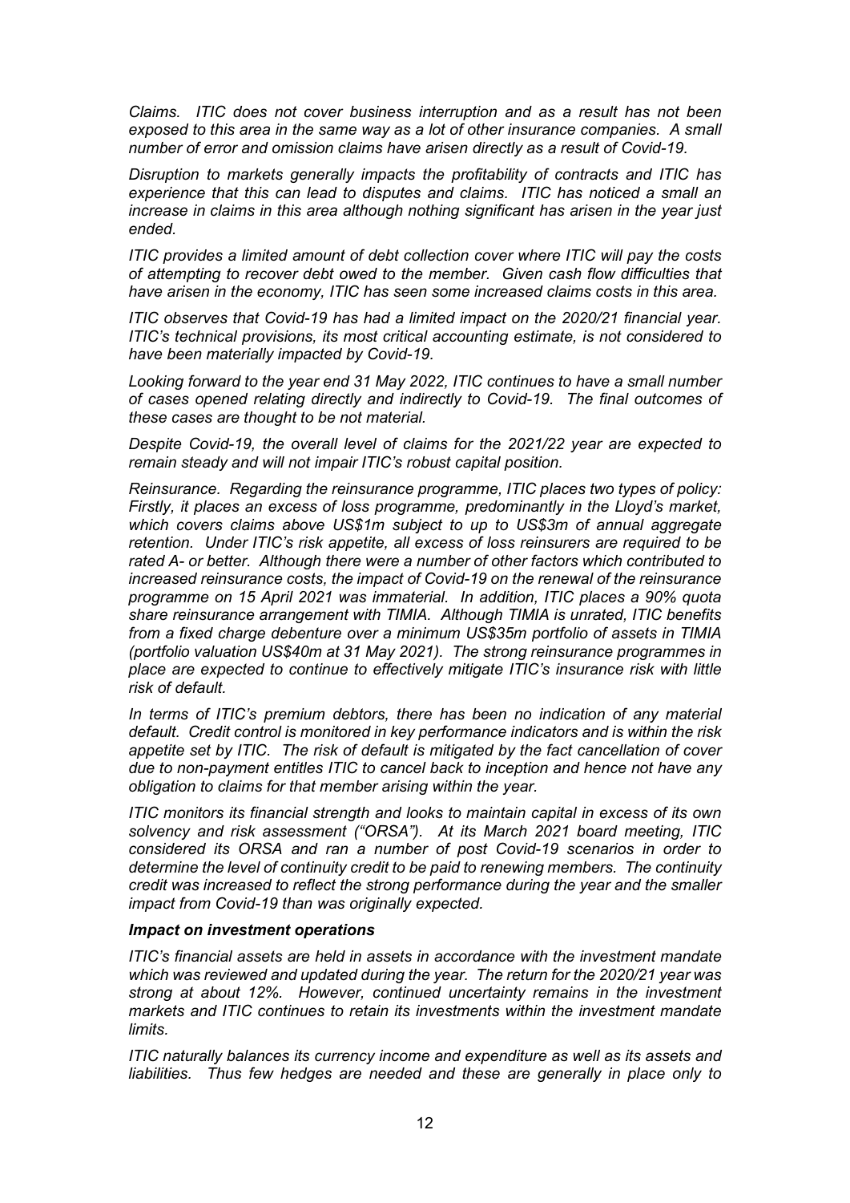*Claims. ITIC does not cover business interruption and as a result has not been exposed to this area in the same way as a lot of other insurance companies. A small number of error and omission claims have arisen directly as a result of Covid-19.*

*Disruption to markets generally impacts the profitability of contracts and ITIC has experience that this can lead to disputes and claims. ITIC has noticed a small an increase in claims in this area although nothing significant has arisen in the year just ended.*

*ITIC provides a limited amount of debt collection cover where ITIC will pay the costs of attempting to recover debt owed to the member. Given cash flow difficulties that have arisen in the economy, ITIC has seen some increased claims costs in this area.*

*ITIC observes that Covid-19 has had a limited impact on the 2020/21 financial year. ITIC's technical provisions, its most critical accounting estimate, is not considered to have been materially impacted by Covid-19.*

*Looking forward to the year end 31 May 2022, ITIC continues to have a small number of cases opened relating directly and indirectly to Covid-19. The final outcomes of these cases are thought to be not material.*

*Despite Covid-19, the overall level of claims for the 2021/22 year are expected to remain steady and will not impair ITIC's robust capital position.*

*Reinsurance. Regarding the reinsurance programme, ITIC places two types of policy: Firstly, it places an excess of loss programme, predominantly in the Lloyd's market, which covers claims above US$1m subject to up to US$3m of annual aggregate retention. Under ITIC's risk appetite, all excess of loss reinsurers are required to be rated A- or better. Although there were a number of other factors which contributed to increased reinsurance costs, the impact of Covid-19 on the renewal of the reinsurance programme on 15 April 2021 was immaterial. In addition, ITIC places a 90% quota share reinsurance arrangement with TIMIA. Although TIMIA is unrated, ITIC benefits from a fixed charge debenture over a minimum US$35m portfolio of assets in TIMIA (portfolio valuation US$40m at 31 May 2021). The strong reinsurance programmes in place are expected to continue to effectively mitigate ITIC's insurance risk with little risk of default.*

*In terms of ITIC's premium debtors, there has been no indication of any material default. Credit control is monitored in key performance indicators and is within the risk appetite set by ITIC. The risk of default is mitigated by the fact cancellation of cover due to non-payment entitles ITIC to cancel back to inception and hence not have any obligation to claims for that member arising within the year.*

*ITIC monitors its financial strength and looks to maintain capital in excess of its own solvency and risk assessment ("ORSA"). At its March 2021 board meeting, ITIC considered its ORSA and ran a number of post Covid-19 scenarios in order to determine the level of continuity credit to be paid to renewing members. The continuity credit was increased to reflect the strong performance during the year and the smaller impact from Covid-19 than was originally expected.*

***Impact on investment operations***

*ITIC's financial assets are held in assets in accordance with the investment mandate which was reviewed and updated during the year. The return for the 2020/21 year was strong at about 12%. However, continued uncertainty remains in the investment markets and ITIC continues to retain its investments within the investment mandate limits.*

*ITIC naturally balances its currency income and expenditure as well as its assets and liabilities. Thus few hedges are needed and these are generally in place only to*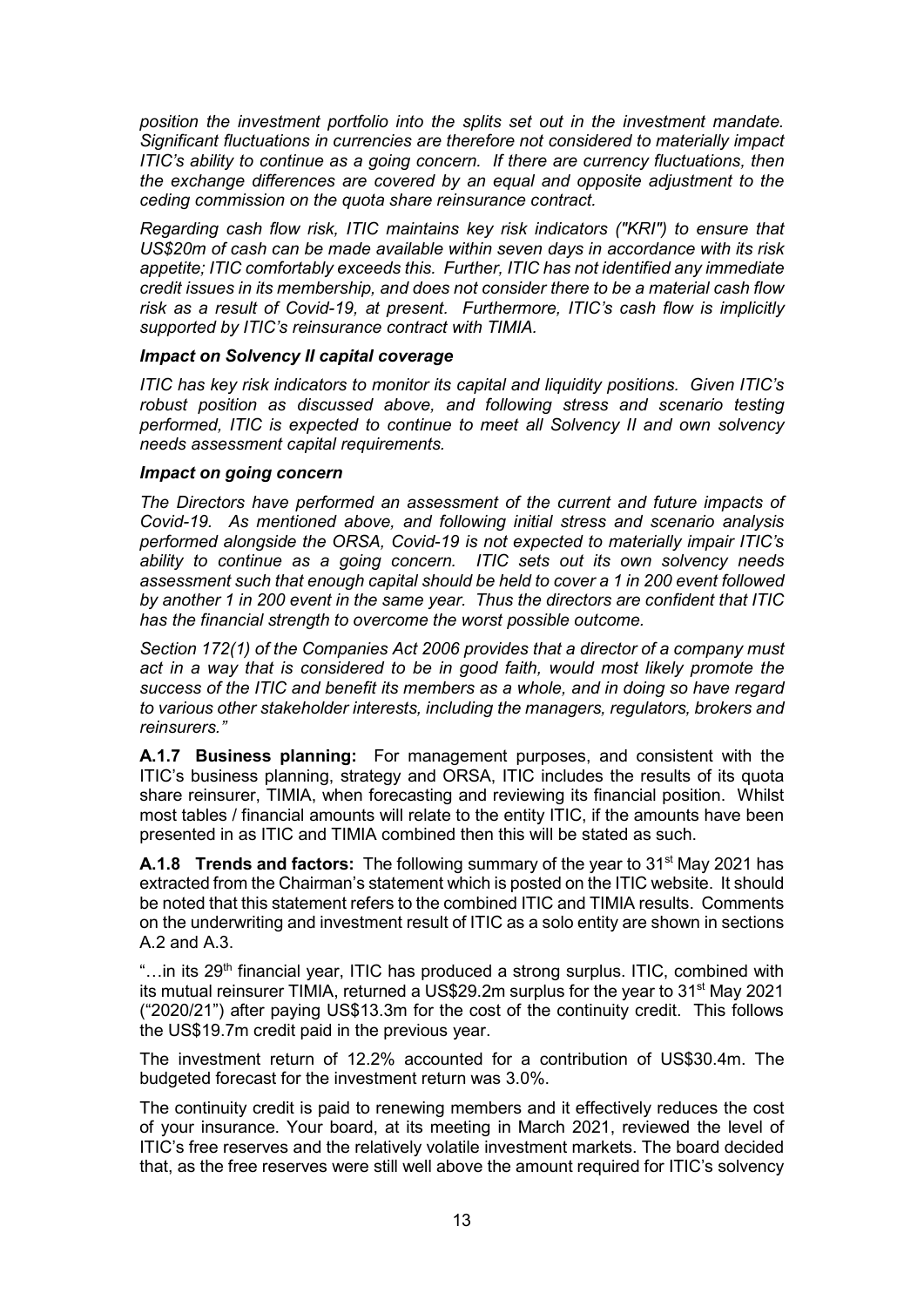*position the investment portfolio into the splits set out in the investment mandate. Significant fluctuations in currencies are therefore not considered to materially impact ITIC's ability to continue as a going concern. If there are currency fluctuations, then the exchange differences are covered by an equal and opposite adjustment to the ceding commission on the quota share reinsurance contract.*

*Regarding cash flow risk, ITIC maintains key risk indicators ("KRI") to ensure that US$20m of cash can be made available within seven days in accordance with its risk appetite; ITIC comfortably exceeds this. Further, ITIC has not identified any immediate credit issues in its membership, and does not consider there to be a material cash flow risk as a result of Covid-19, at present. Furthermore, ITIC's cash flow is implicitly supported by ITIC's reinsurance contract with TIMIA.*

***Impact on Solvency II capital coverage***

*ITIC has key risk indicators to monitor its capital and liquidity positions. Given ITIC's robust position as discussed above, and following stress and scenario testing performed, ITIC is expected to continue to meet all Solvency II and own solvency needs assessment capital requirements.*

***Impact on going concern***

*The Directors have performed an assessment of the current and future impacts of Covid-19. As mentioned above, and following initial stress and scenario analysis performed alongside the ORSA, Covid-19 is not expected to materially impair ITIC's ability to continue as a going concern. ITIC sets out its own solvency needs assessment such that enough capital should be held to cover a 1 in 200 event followed by another 1 in 200 event in the same year. Thus the directors are confident that ITIC has the financial strength to overcome the worst possible outcome.*

*Section 172(1) of the Companies Act 2006 provides that a director of a company must act in a way that is considered to be in good faith, would most likely promote the success of the ITIC and benefit its members as a whole, and in doing so have regard to various other stakeholder interests, including the managers, regulators, brokers and reinsurers."*

**A.1.7 Business planning:** For management purposes, and consistent with the ITIC's business planning, strategy and ORSA, ITIC includes the results of its quota share reinsurer, TIMIA, when forecasting and reviewing its financial position. Whilst most tables / financial amounts will relate to the entity ITIC, if the amounts have been presented in as ITIC and TIMIA combined then this will be stated as such.

**A.1.8 Trends and factors:** The following summary of the year to 31st May 2021 has extracted from the Chairman's statement which is posted on the ITIC website. It should be noted that this statement refers to the combined ITIC and TIMIA results. Comments on the underwriting and investment result of ITIC as a solo entity are shown in sections A.2 and A.3.

"…in its 29th financial year, ITIC has produced a strong surplus. ITIC, combined with its mutual reinsurer TIMIA, returned a US$29.2m surplus for the year to 31st May 2021 ("2020/21") after paying US$13.3m for the cost of the continuity credit. This follows the US$19.7m credit paid in the previous year.

The investment return of 12.2% accounted for a contribution of US$30.4m. The budgeted forecast for the investment return was 3.0%.

The continuity credit is paid to renewing members and it effectively reduces the cost of your insurance. Your board, at its meeting in March 2021, reviewed the level of ITIC's free reserves and the relatively volatile investment markets. The board decided that, as the free reserves were still well above the amount required for ITIC's solvency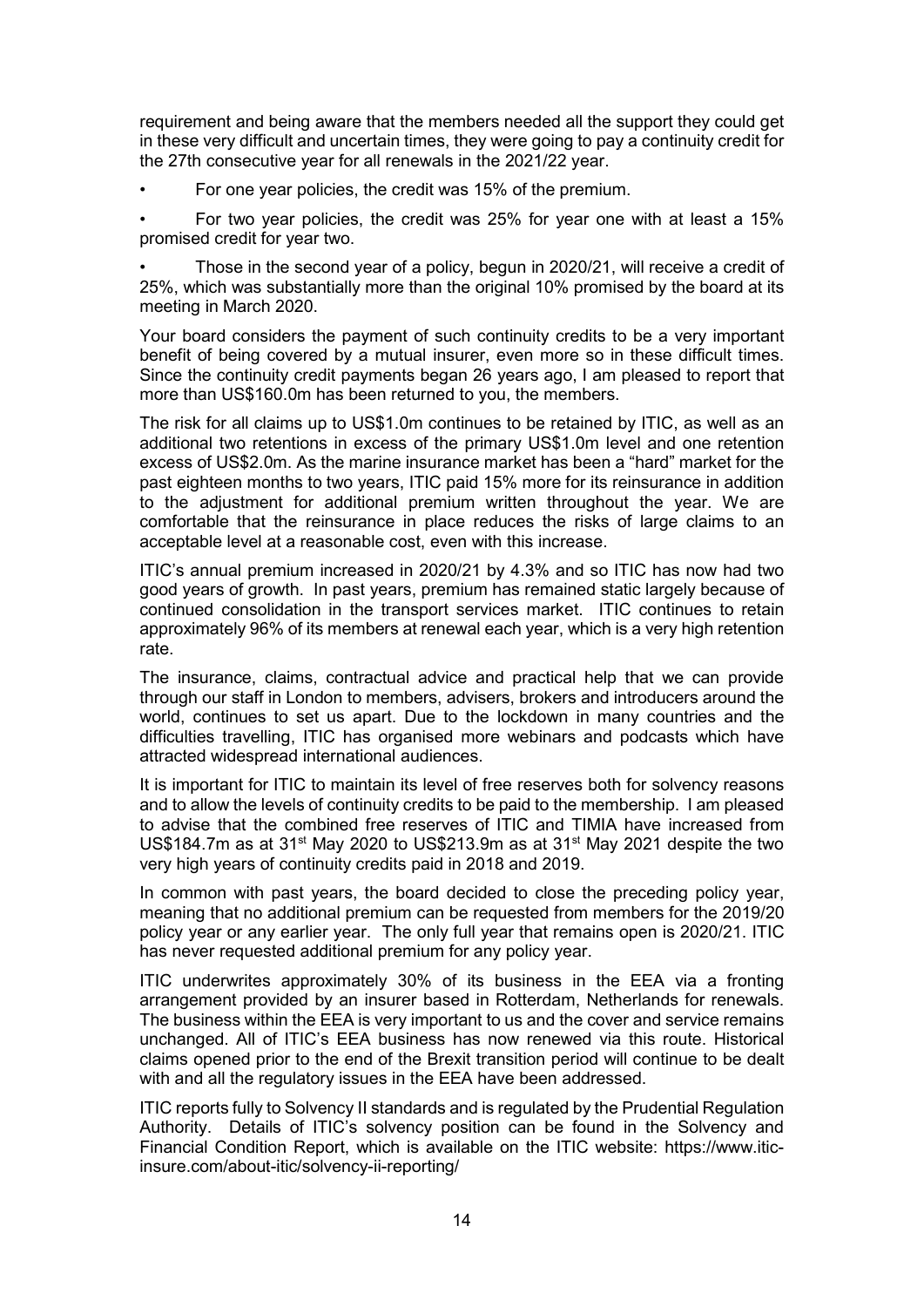requirement and being aware that the members needed all the support they could get in these very difficult and uncertain times, they were going to pay a continuity credit for the 27th consecutive year for all renewals in the 2021/22 year.

- For one year policies, the credit was 15% of the premium.
- For two year policies, the credit was 25% for year one with at least a 15% promised credit for year two.
- Those in the second year of a policy, begun in 2020/21, will receive a credit of 25%, which was substantially more than the original 10% promised by the board at its meeting in March 2020.

Your board considers the payment of such continuity credits to be a very important benefit of being covered by a mutual insurer, even more so in these difficult times. Since the continuity credit payments began 26 years ago, I am pleased to report that more than US$160.0m has been returned to you, the members.

The risk for all claims up to US$1.0m continues to be retained by ITIC, as well as an additional two retentions in excess of the primary US$1.0m level and one retention excess of US$2.0m. As the marine insurance market has been a "hard" market for the past eighteen months to two years, ITIC paid 15% more for its reinsurance in addition to the adjustment for additional premium written throughout the year. We are comfortable that the reinsurance in place reduces the risks of large claims to an acceptable level at a reasonable cost, even with this increase.

ITIC's annual premium increased in 2020/21 by 4.3% and so ITIC has now had two good years of growth. In past years, premium has remained static largely because of continued consolidation in the transport services market. ITIC continues to retain approximately 96% of its members at renewal each year, which is a very high retention rate.

The insurance, claims, contractual advice and practical help that we can provide through our staff in London to members, advisers, brokers and introducers around the world, continues to set us apart. Due to the lockdown in many countries and the difficulties travelling, ITIC has organised more webinars and podcasts which have attracted widespread international audiences.

It is important for ITIC to maintain its level of free reserves both for solvency reasons and to allow the levels of continuity credits to be paid to the membership. I am pleased to advise that the combined free reserves of ITIC and TIMIA have increased from US$184.7m as at 31st May 2020 to US$213.9m as at 31st May 2021 despite the two very high years of continuity credits paid in 2018 and 2019.

In common with past years, the board decided to close the preceding policy year, meaning that no additional premium can be requested from members for the 2019/20 policy year or any earlier year. The only full year that remains open is 2020/21. ITIC has never requested additional premium for any policy year.

ITIC underwrites approximately 30% of its business in the EEA via a fronting arrangement provided by an insurer based in Rotterdam, Netherlands for renewals. The business within the EEA is very important to us and the cover and service remains unchanged. All of ITIC's EEA business has now renewed via this route. Historical claims opened prior to the end of the Brexit transition period will continue to be dealt with and all the regulatory issues in the EEA have been addressed.

ITIC reports fully to Solvency II standards and is regulated by the Prudential Regulation Authority. Details of ITIC's solvency position can be found in the Solvency and Financial Condition Report, which is available on the ITIC website: https://www.itic-insure.com/about-itic/solvency-ii-reporting/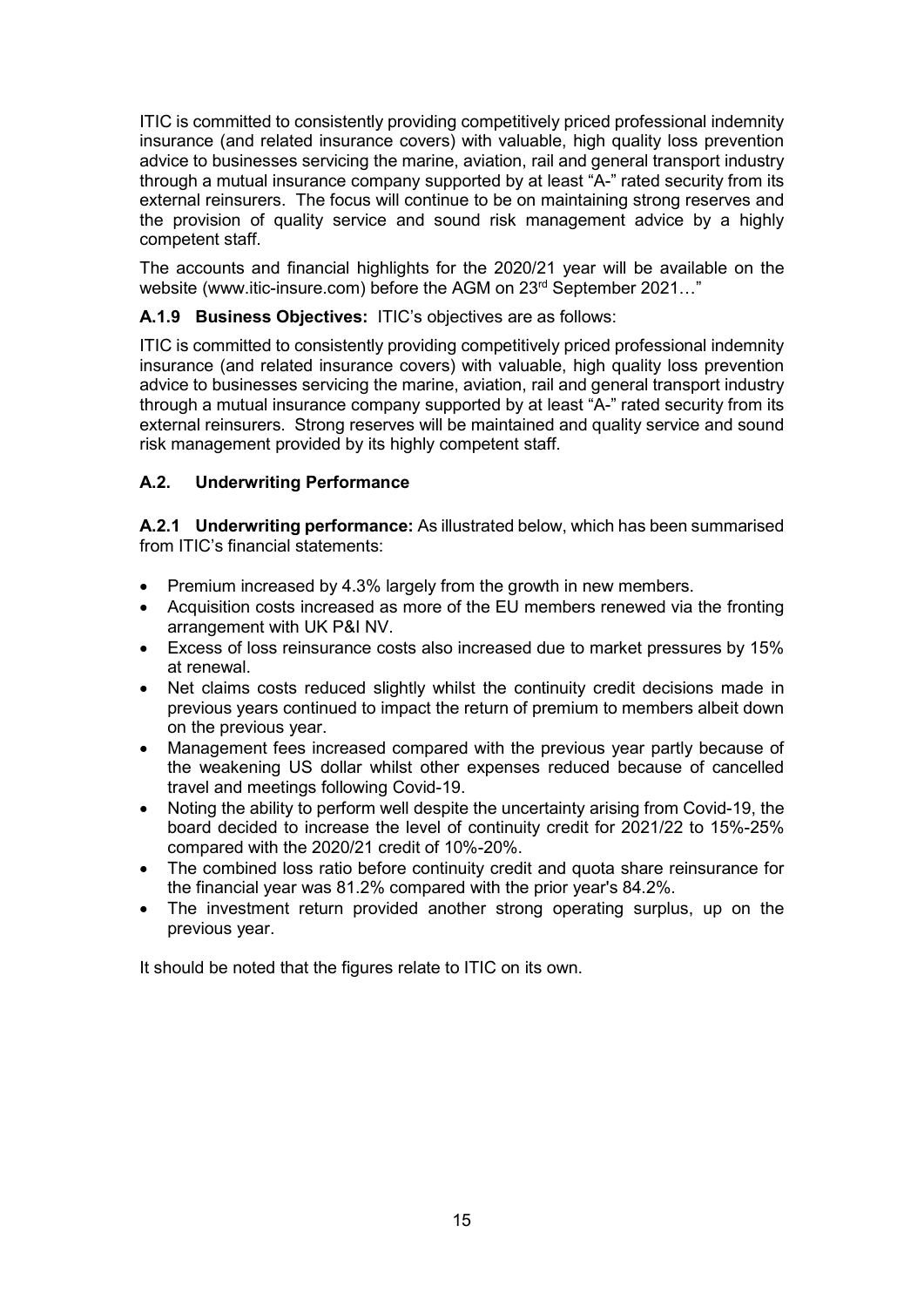ITIC is committed to consistently providing competitively priced professional indemnity insurance (and related insurance covers) with valuable, high quality loss prevention advice to businesses servicing the marine, aviation, rail and general transport industry through a mutual insurance company supported by at least "A-" rated security from its external reinsurers. The focus will continue to be on maintaining strong reserves and the provision of quality service and sound risk management advice by a highly competent staff.

The accounts and financial highlights for the 2020/21 year will be available on the website (www.itic-insure.com) before the AGM on 23rd September 2021…"

**A.1.9 Business Objectives:** ITIC's objectives are as follows:

ITIC is committed to consistently providing competitively priced professional indemnity insurance (and related insurance covers) with valuable, high quality loss prevention advice to businesses servicing the marine, aviation, rail and general transport industry through a mutual insurance company supported by at least "A-" rated security from its external reinsurers. Strong reserves will be maintained and quality service and sound risk management provided by its highly competent staff.

## A.2. Underwriting Performance

**A.2.1 Underwriting performance:** As illustrated below, which has been summarised from ITIC's financial statements:

- Premium increased by 4.3% largely from the growth in new members.
- Acquisition costs increased as more of the EU members renewed via the fronting arrangement with UK P&I NV.
- Excess of loss reinsurance costs also increased due to market pressures by 15% at renewal.
- Net claims costs reduced slightly whilst the continuity credit decisions made in previous years continued to impact the return of premium to members albeit down on the previous year.
- Management fees increased compared with the previous year partly because of the weakening US dollar whilst other expenses reduced because of cancelled travel and meetings following Covid-19.
- Noting the ability to perform well despite the uncertainty arising from Covid-19, the board decided to increase the level of continuity credit for 2021/22 to 15%-25% compared with the 2020/21 credit of 10%-20%.
- The combined loss ratio before continuity credit and quota share reinsurance for the financial year was 81.2% compared with the prior year's 84.2%.
- The investment return provided another strong operating surplus, up on the previous year.

It should be noted that the figures relate to ITIC on its own.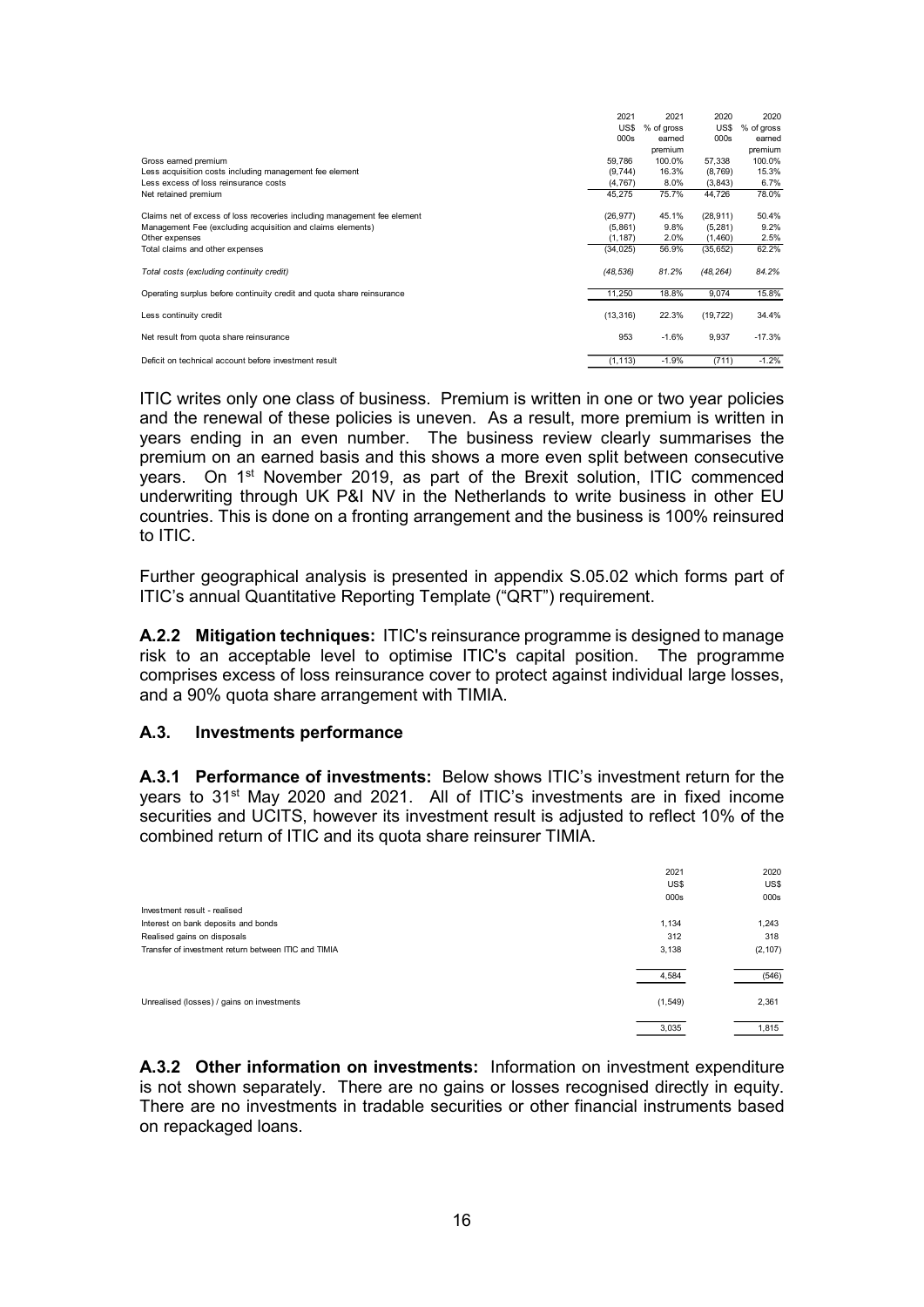| | 2021 US$ 000s | 2021 % of gross earned premium | 2020 US$ 000s | 2020 % of gross earned premium |
|---|---|---|---|---|
| Gross earned premium | 59,786 | 100.0% | 57,338 | 100.0% |
| Less acquisition costs including management fee element | (9,744) | 16.3% | (8,769) | 15.3% |
| Less excess of loss reinsurance costs | (4,767) | 8.0% | (3,843) | 6.7% |
| Net retained premium | 45,275 | 75.7% | 44,726 | 78.0% |
| Claims net of excess of loss recoveries including management fee element | (26,977) | 45.1% | (28,911) | 50.4% |
| Management Fee (excluding acquisition and claims elements) | (5,861) | 9.8% | (5,281) | 9.2% |
| Other expenses | (1,187) | 2.0% | (1,460) | 2.5% |
| Total claims and other expenses | (34,025) | 56.9% | (35,652) | 62.2% |
| *Total costs (excluding continuity credit)* | *(48,536)* | *81.2%* | *(48,264)* | *84.2%* |
| Operating surplus before continuity credit and quota share reinsurance | 11,250 | 18.8% | 9,074 | 15.8% |
| Less continuity credit | (13,316) | 22.3% | (19,722) | 34.4% |
| Net result from quota share reinsurance | 953 | -1.6% | 9,937 | -17.3% |
| Deficit on technical account before investment result | (1,113) | -1.9% | (711) | -1.2% |

ITIC writes only one class of business. Premium is written in one or two year policies and the renewal of these policies is uneven. As a result, more premium is written in years ending in an even number. The business review clearly summarises the premium on an earned basis and this shows a more even split between consecutive years. On 1st November 2019, as part of the Brexit solution, ITIC commenced underwriting through UK P&I NV in the Netherlands to write business in other EU countries. This is done on a fronting arrangement and the business is 100% reinsured to ITIC.

Further geographical analysis is presented in appendix S.05.02 which forms part of ITIC's annual Quantitative Reporting Template ("QRT") requirement.

**A.2.2 Mitigation techniques:** ITIC's reinsurance programme is designed to manage risk to an acceptable level to optimise ITIC's capital position. The programme comprises excess of loss reinsurance cover to protect against individual large losses, and a 90% quota share arrangement with TIMIA.

### A.3. Investments performance

**A.3.1 Performance of investments:** Below shows ITIC's investment return for the years to 31st May 2020 and 2021. All of ITIC's investments are in fixed income securities and UCITS, however its investment result is adjusted to reflect 10% of the combined return of ITIC and its quota share reinsurer TIMIA.

| | 2021 US$ 000s | 2020 US$ 000s |
|---|---|---|
| Investment result - realised | | |
| Interest on bank deposits and bonds | 1,134 | 1,243 |
| Realised gains on disposals | 312 | 318 |
| Transfer of investment return between ITIC and TIMIA | 3,138 | (2,107) |
| | 4,584 | (546) |
| Unrealised (losses) / gains on investments | (1,549) | 2,361 |
| | 3,035 | 1,815 |

**A.3.2 Other information on investments:** Information on investment expenditure is not shown separately. There are no gains or losses recognised directly in equity. There are no investments in tradable securities or other financial instruments based on repackaged loans.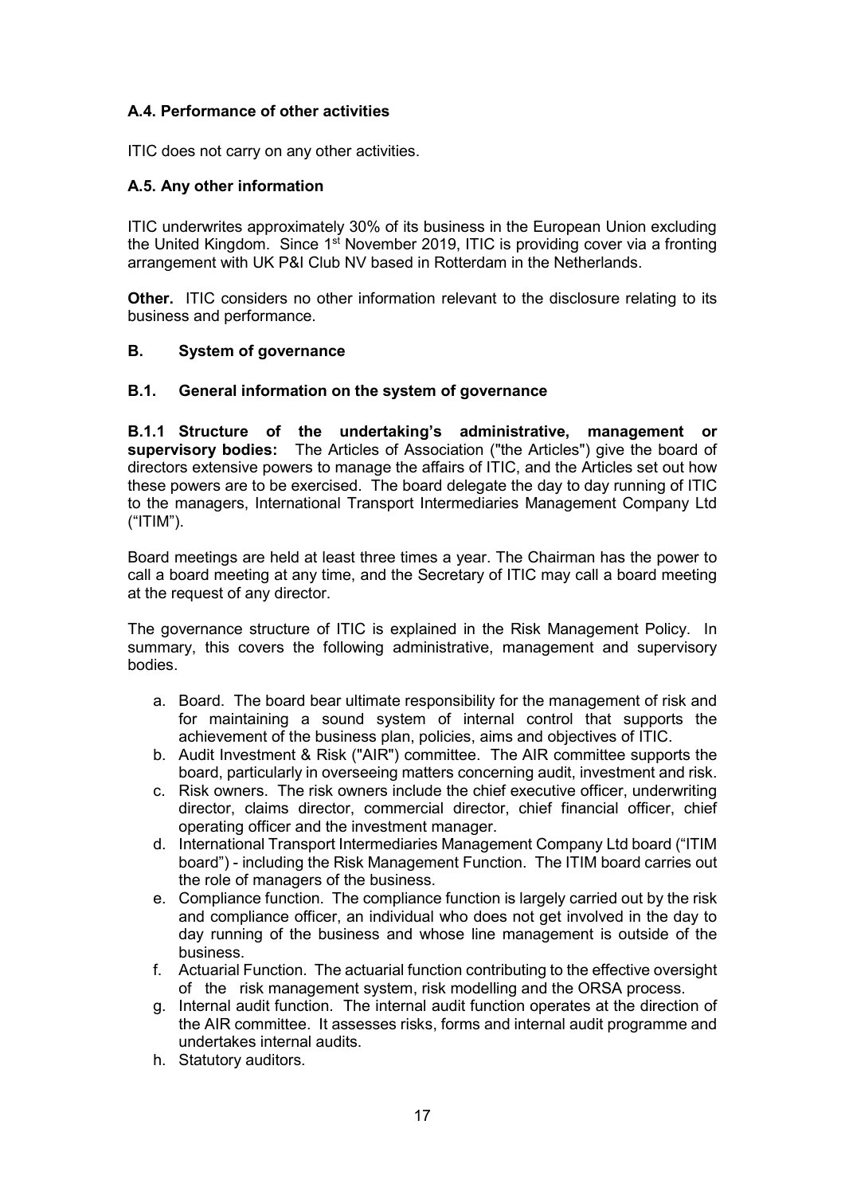### A.4. Performance of other activities

ITIC does not carry on any other activities.

### A.5. Any other information

ITIC underwrites approximately 30% of its business in the European Union excluding the United Kingdom. Since 1st November 2019, ITIC is providing cover via a fronting arrangement with UK P&I Club NV based in Rotterdam in the Netherlands.

**Other.** ITIC considers no other information relevant to the disclosure relating to its business and performance.

## B. System of governance

### B.1. General information on the system of governance

**B.1.1 Structure of the undertaking's administrative, management or supervisory bodies:** The Articles of Association ("the Articles") give the board of directors extensive powers to manage the affairs of ITIC, and the Articles set out how these powers are to be exercised. The board delegate the day to day running of ITIC to the managers, International Transport Intermediaries Management Company Ltd ("ITIM").

Board meetings are held at least three times a year. The Chairman has the power to call a board meeting at any time, and the Secretary of ITIC may call a board meeting at the request of any director.

The governance structure of ITIC is explained in the Risk Management Policy. In summary, this covers the following administrative, management and supervisory bodies.

a. Board. The board bear ultimate responsibility for the management of risk and for maintaining a sound system of internal control that supports the achievement of the business plan, policies, aims and objectives of ITIC.
b. Audit Investment & Risk ("AIR") committee. The AIR committee supports the board, particularly in overseeing matters concerning audit, investment and risk.
c. Risk owners. The risk owners include the chief executive officer, underwriting director, claims director, commercial director, chief financial officer, chief operating officer and the investment manager.
d. International Transport Intermediaries Management Company Ltd board ("ITIM board") - including the Risk Management Function. The ITIM board carries out the role of managers of the business.
e. Compliance function. The compliance function is largely carried out by the risk and compliance officer, an individual who does not get involved in the day to day running of the business and whose line management is outside of the business.
f. Actuarial Function. The actuarial function contributing to the effective oversight of the risk management system, risk modelling and the ORSA process.
g. Internal audit function. The internal audit function operates at the direction of the AIR committee. It assesses risks, forms and internal audit programme and undertakes internal audits.
h. Statutory auditors.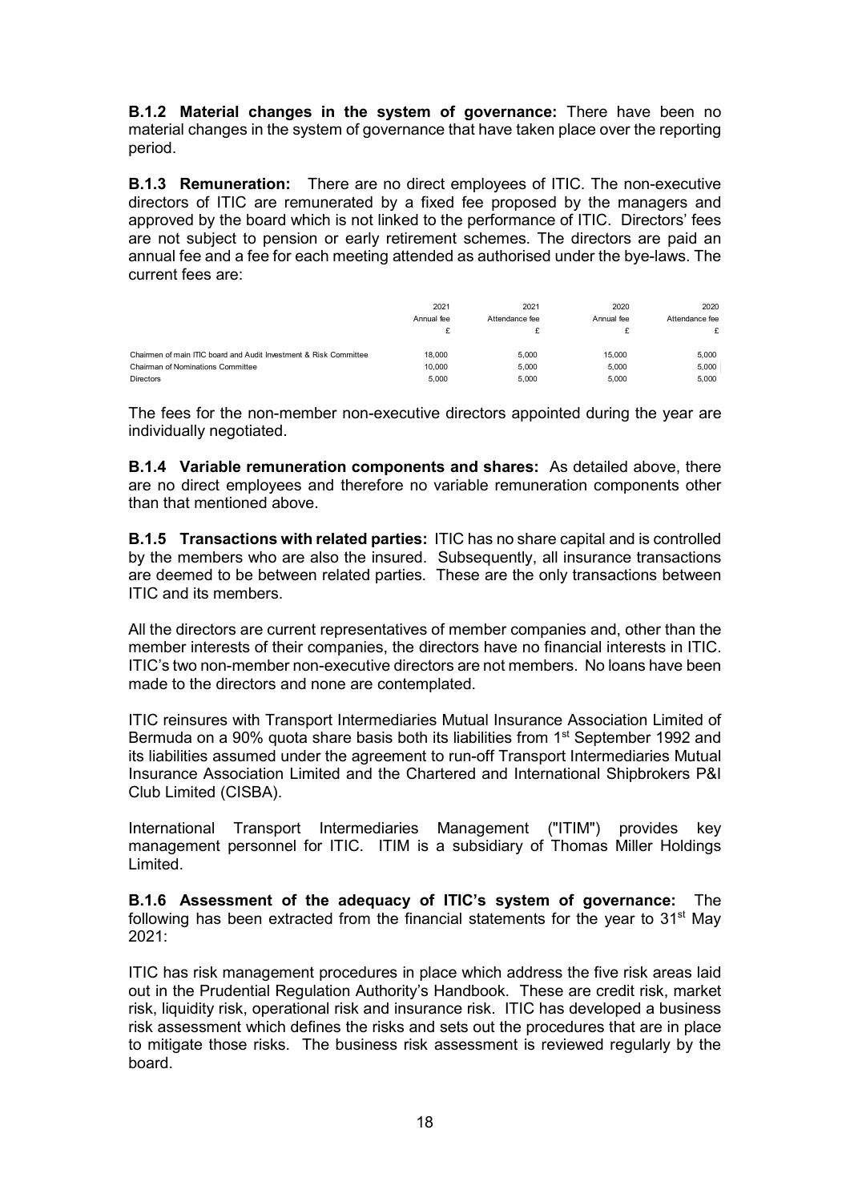**B.1.2 Material changes in the system of governance:** There have been no material changes in the system of governance that have taken place over the reporting period.

**B.1.3 Remuneration:** There are no direct employees of ITIC. The non-executive directors of ITIC are remunerated by a fixed fee proposed by the managers and approved by the board which is not linked to the performance of ITIC. Directors' fees are not subject to pension or early retirement schemes. The directors are paid an annual fee and a fee for each meeting attended as authorised under the bye-laws. The current fees are:

| | 2021 Annual fee £ | 2021 Attendance fee £ | 2020 Annual fee £ | 2020 Attendance fee £ |
|---|---|---|---|---|
| Chairmen of main ITIC board and Audit Investment & Risk Committee | 18,000 | 5,000 | 15,000 | 5,000 |
| Chairman of Nominations Committee | 10,000 | 5,000 | 5,000 | 5,000 |
| Directors | 5,000 | 5,000 | 5,000 | 5,000 |

The fees for the non-member non-executive directors appointed during the year are individually negotiated.

**B.1.4 Variable remuneration components and shares:** As detailed above, there are no direct employees and therefore no variable remuneration components other than that mentioned above.

**B.1.5 Transactions with related parties:** ITIC has no share capital and is controlled by the members who are also the insured. Subsequently, all insurance transactions are deemed to be between related parties. These are the only transactions between ITIC and its members.

All the directors are current representatives of member companies and, other than the member interests of their companies, the directors have no financial interests in ITIC. ITIC's two non-member non-executive directors are not members. No loans have been made to the directors and none are contemplated.

ITIC reinsures with Transport Intermediaries Mutual Insurance Association Limited of Bermuda on a 90% quota share basis both its liabilities from 1st September 1992 and its liabilities assumed under the agreement to run-off Transport Intermediaries Mutual Insurance Association Limited and the Chartered and International Shipbrokers P&I Club Limited (CISBA).

International Transport Intermediaries Management ("ITIM") provides key management personnel for ITIC. ITIM is a subsidiary of Thomas Miller Holdings Limited.

**B.1.6 Assessment of the adequacy of ITIC's system of governance:** The following has been extracted from the financial statements for the year to 31st May 2021:

ITIC has risk management procedures in place which address the five risk areas laid out in the Prudential Regulation Authority's Handbook. These are credit risk, market risk, liquidity risk, operational risk and insurance risk. ITIC has developed a business risk assessment which defines the risks and sets out the procedures that are in place to mitigate those risks. The business risk assessment is reviewed regularly by the board.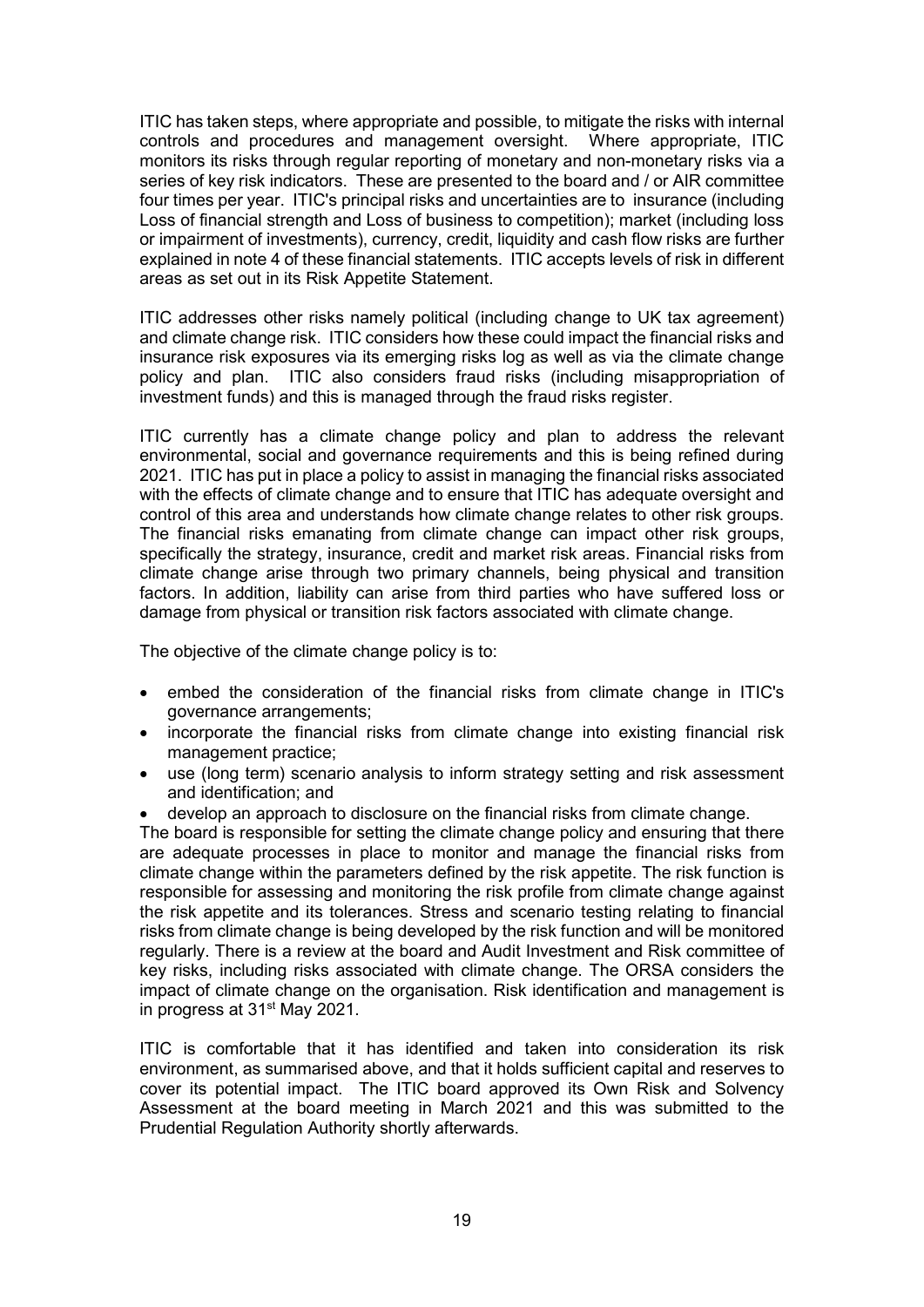ITIC has taken steps, where appropriate and possible, to mitigate the risks with internal controls and procedures and management oversight. Where appropriate, ITIC monitors its risks through regular reporting of monetary and non-monetary risks via a series of key risk indicators. These are presented to the board and / or AIR committee four times per year. ITIC's principal risks and uncertainties are to insurance (including Loss of financial strength and Loss of business to competition); market (including loss or impairment of investments), currency, credit, liquidity and cash flow risks are further explained in note 4 of these financial statements. ITIC accepts levels of risk in different areas as set out in its Risk Appetite Statement.

ITIC addresses other risks namely political (including change to UK tax agreement) and climate change risk. ITIC considers how these could impact the financial risks and insurance risk exposures via its emerging risks log as well as via the climate change policy and plan. ITIC also considers fraud risks (including misappropriation of investment funds) and this is managed through the fraud risks register.

ITIC currently has a climate change policy and plan to address the relevant environmental, social and governance requirements and this is being refined during 2021. ITIC has put in place a policy to assist in managing the financial risks associated with the effects of climate change and to ensure that ITIC has adequate oversight and control of this area and understands how climate change relates to other risk groups. The financial risks emanating from climate change can impact other risk groups, specifically the strategy, insurance, credit and market risk areas. Financial risks from climate change arise through two primary channels, being physical and transition factors. In addition, liability can arise from third parties who have suffered loss or damage from physical or transition risk factors associated with climate change.

The objective of the climate change policy is to:

- embed the consideration of the financial risks from climate change in ITIC's governance arrangements;
- incorporate the financial risks from climate change into existing financial risk management practice;
- use (long term) scenario analysis to inform strategy setting and risk assessment and identification; and
- develop an approach to disclosure on the financial risks from climate change.

The board is responsible for setting the climate change policy and ensuring that there are adequate processes in place to monitor and manage the financial risks from climate change within the parameters defined by the risk appetite. The risk function is responsible for assessing and monitoring the risk profile from climate change against the risk appetite and its tolerances. Stress and scenario testing relating to financial risks from climate change is being developed by the risk function and will be monitored regularly. There is a review at the board and Audit Investment and Risk committee of key risks, including risks associated with climate change. The ORSA considers the impact of climate change on the organisation. Risk identification and management is in progress at 31st May 2021.

ITIC is comfortable that it has identified and taken into consideration its risk environment, as summarised above, and that it holds sufficient capital and reserves to cover its potential impact. The ITIC board approved its Own Risk and Solvency Assessment at the board meeting in March 2021 and this was submitted to the Prudential Regulation Authority shortly afterwards.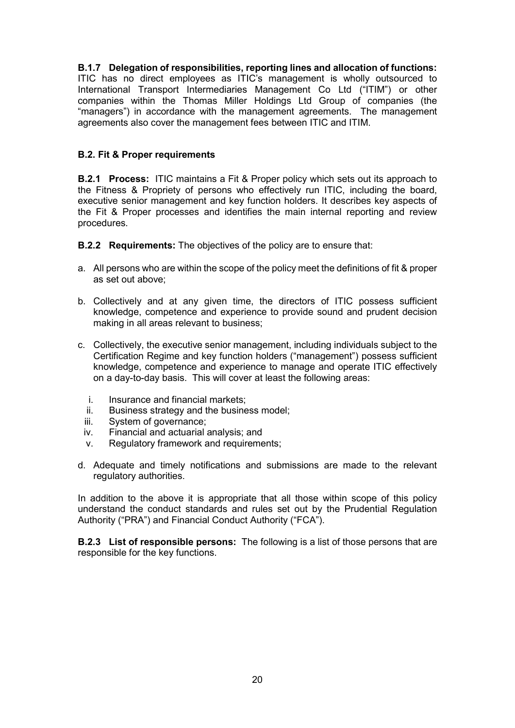**B.1.7 Delegation of responsibilities, reporting lines and allocation of functions:** ITIC has no direct employees as ITIC's management is wholly outsourced to International Transport Intermediaries Management Co Ltd ("ITIM") or other companies within the Thomas Miller Holdings Ltd Group of companies (the "managers") in accordance with the management agreements. The management agreements also cover the management fees between ITIC and ITIM.

## B.2. Fit & Proper requirements

**B.2.1 Process:** ITIC maintains a Fit & Proper policy which sets out its approach to the Fitness & Propriety of persons who effectively run ITIC, including the board, executive senior management and key function holders. It describes key aspects of the Fit & Proper processes and identifies the main internal reporting and review procedures.

**B.2.2 Requirements:** The objectives of the policy are to ensure that:

a. All persons who are within the scope of the policy meet the definitions of fit & proper as set out above;

b. Collectively and at any given time, the directors of ITIC possess sufficient knowledge, competence and experience to provide sound and prudent decision making in all areas relevant to business;

c. Collectively, the executive senior management, including individuals subject to the Certification Regime and key function holders ("management") possess sufficient knowledge, competence and experience to manage and operate ITIC effectively on a day-to-day basis. This will cover at least the following areas:

   i. Insurance and financial markets;
   ii. Business strategy and the business model;
   iii. System of governance;
   iv. Financial and actuarial analysis; and
   v. Regulatory framework and requirements;

d. Adequate and timely notifications and submissions are made to the relevant regulatory authorities.

In addition to the above it is appropriate that all those within scope of this policy understand the conduct standards and rules set out by the Prudential Regulation Authority ("PRA") and Financial Conduct Authority ("FCA").

**B.2.3 List of responsible persons:** The following is a list of those persons that are responsible for the key functions.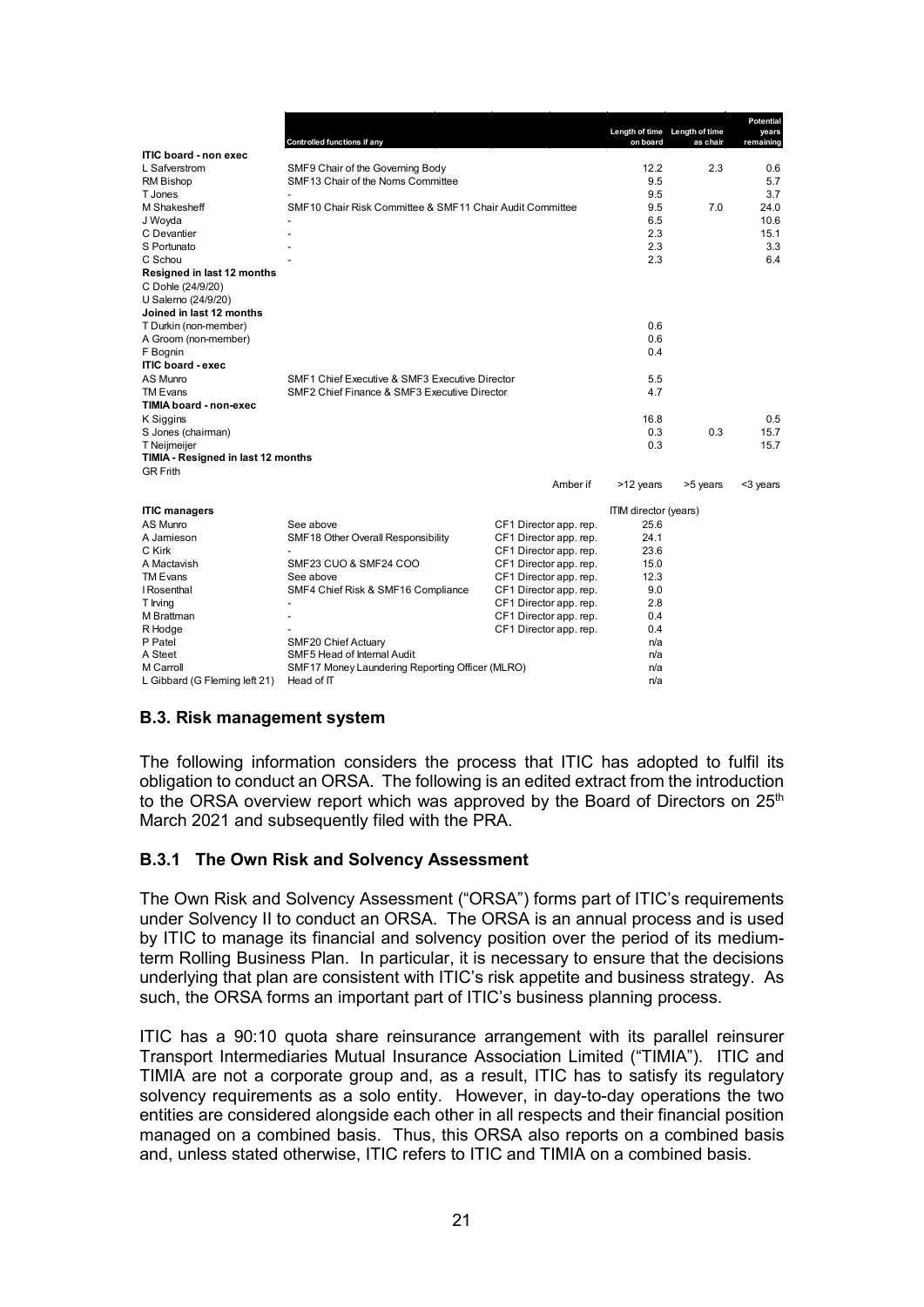| | Controlled functions if any | | Length of time on board | Length of time as chair | Potential years remaining |
|---|---|---|---|---|---|
| **ITIC board - non exec** | | | | | |
| L Safverstrom | SMF9 Chair of the Governing Body | | 12.2 | 2.3 | 0.6 |
| RM Bishop | SMF13 Chair of the Noms Committee | | 9.5 | | 5.7 |
| T Jones | - | | 9.5 | | 3.7 |
| M Shakesheff | SMF10 Chair Risk Committee & SMF11 Chair Audit Committee | | 9.5 | 7.0 | 24.0 |
| J Woyda | - | | 6.5 | | 10.6 |
| C Devantier | - | | 2.3 | | 15.1 |
| S Portunato | - | | 2.3 | | 3.3 |
| C Schou | - | | 2.3 | | 6.4 |
| **Resigned in last 12 months** | | | | | |
| C Dohle (24/9/20) | | | | | |
| U Salerno (24/9/20) | | | | | |
| **Joined in last 12 months** | | | | | |
| T Durkin (non-member) | | | 0.6 | | |
| A Groom (non-member) | | | 0.6 | | |
| F Bognin | | | 0.4 | | |
| **ITIC board - exec** | | | | | |
| AS Munro | SMF1 Chief Executive & SMF3 Executive Director | | 5.5 | | |
| TM Evans | SMF2 Chief Finance & SMF3 Executive Director | | 4.7 | | |
| **TIMIA board - non-exec** | | | | | |
| K Siggins | | | 16.8 | | 0.5 |
| S Jones (chairman) | | | 0.3 | 0.3 | 15.7 |
| T Neijmeijer | | | 0.3 | | 15.7 |
| **TIMIA - Resigned in last 12 months** | | | | | |
| GR Frith | | | | | |
| | | Amber if | >12 years | >5 years | <3 years |

| **ITIC managers** | | | ITIM director (years) |
|---|---|---|---|
| AS Munro | See above | CF1 Director app. rep. | 25.6 |
| A Jamieson | SMF18 Other Overall Responsibility | CF1 Director app. rep. | 24.1 |
| C Kirk | - | CF1 Director app. rep. | 23.6 |
| A Mactavish | SMF23 CUO & SMF24 COO | CF1 Director app. rep. | 15.0 |
| TM Evans | See above | CF1 Director app. rep. | 12.3 |
| I Rosenthal | SMF4 Chief Risk & SMF16 Compliance | CF1 Director app. rep. | 9.0 |
| T Irving | - | CF1 Director app. rep. | 2.8 |
| M Brattman | - | CF1 Director app. rep. | 0.4 |
| R Hodge | - | CF1 Director app. rep. | 0.4 |
| P Patel | SMF20 Chief Actuary | | n/a |
| A Steet | SMF5 Head of Internal Audit | | n/a |
| M Carroll | SMF17 Money Laundering Reporting Officer (MLRO) | | n/a |
| L Gibbard (G Fleming left 21) | Head of IT | | n/a |

## B.3. Risk management system

The following information considers the process that ITIC has adopted to fulfil its obligation to conduct an ORSA. The following is an edited extract from the introduction to the ORSA overview report which was approved by the Board of Directors on 25th March 2021 and subsequently filed with the PRA.

### B.3.1 The Own Risk and Solvency Assessment

The Own Risk and Solvency Assessment ("ORSA") forms part of ITIC's requirements under Solvency II to conduct an ORSA. The ORSA is an annual process and is used by ITIC to manage its financial and solvency position over the period of its medium-term Rolling Business Plan. In particular, it is necessary to ensure that the decisions underlying that plan are consistent with ITIC's risk appetite and business strategy. As such, the ORSA forms an important part of ITIC's business planning process.

ITIC has a 90:10 quota share reinsurance arrangement with its parallel reinsurer Transport Intermediaries Mutual Insurance Association Limited ("TIMIA"). ITIC and TIMIA are not a corporate group and, as a result, ITIC has to satisfy its regulatory solvency requirements as a solo entity. However, in day-to-day operations the two entities are considered alongside each other in all respects and their financial position managed on a combined basis. Thus, this ORSA also reports on a combined basis and, unless stated otherwise, ITIC refers to ITIC and TIMIA on a combined basis.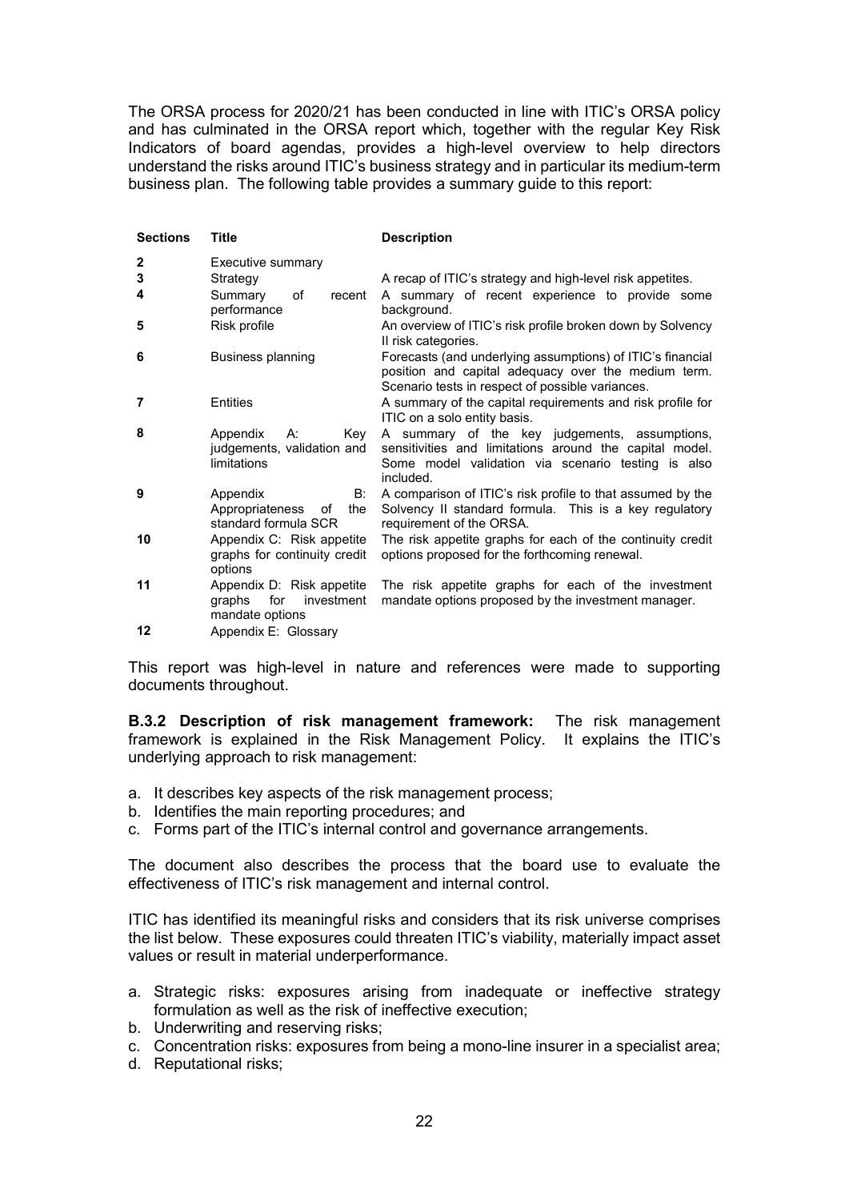The ORSA process for 2020/21 has been conducted in line with ITIC's ORSA policy and has culminated in the ORSA report which, together with the regular Key Risk Indicators of board agendas, provides a high-level overview to help directors understand the risks around ITIC's business strategy and in particular its medium-term business plan. The following table provides a summary guide to this report:

| Sections | Title | Description |
|---|---|---|
| 2 | Executive summary | |
| 3 | Strategy | A recap of ITIC's strategy and high-level risk appetites. |
| 4 | Summary of recent performance | A summary of recent experience to provide some background. |
| 5 | Risk profile | An overview of ITIC's risk profile broken down by Solvency II risk categories. |
| 6 | Business planning | Forecasts (and underlying assumptions) of ITIC's financial position and capital adequacy over the medium term. Scenario tests in respect of possible variances. |
| 7 | Entities | A summary of the capital requirements and risk profile for ITIC on a solo entity basis. |
| 8 | Appendix A: Key judgements, validation and limitations | A summary of the key judgements, assumptions, sensitivities and limitations around the capital model. Some model validation via scenario testing is also included. |
| 9 | Appendix B: Appropriateness of the standard formula SCR | A comparison of ITIC's risk profile to that assumed by the Solvency II standard formula. This is a key regulatory requirement of the ORSA. |
| 10 | Appendix C: Risk appetite graphs for continuity credit options | The risk appetite graphs for each of the continuity credit options proposed for the forthcoming renewal. |
| 11 | Appendix D: Risk appetite graphs for investment mandate options | The risk appetite graphs for each of the investment mandate options proposed by the investment manager. |
| 12 | Appendix E: Glossary | |

This report was high-level in nature and references were made to supporting documents throughout.

**B.3.2 Description of risk management framework:** The risk management framework is explained in the Risk Management Policy. It explains the ITIC's underlying approach to risk management:

a. It describes key aspects of the risk management process;
b. Identifies the main reporting procedures; and
c. Forms part of the ITIC's internal control and governance arrangements.

The document also describes the process that the board use to evaluate the effectiveness of ITIC's risk management and internal control.

ITIC has identified its meaningful risks and considers that its risk universe comprises the list below. These exposures could threaten ITIC's viability, materially impact asset values or result in material underperformance.

a. Strategic risks: exposures arising from inadequate or ineffective strategy formulation as well as the risk of ineffective execution;
b. Underwriting and reserving risks;
c. Concentration risks: exposures from being a mono-line insurer in a specialist area;
d. Reputational risks;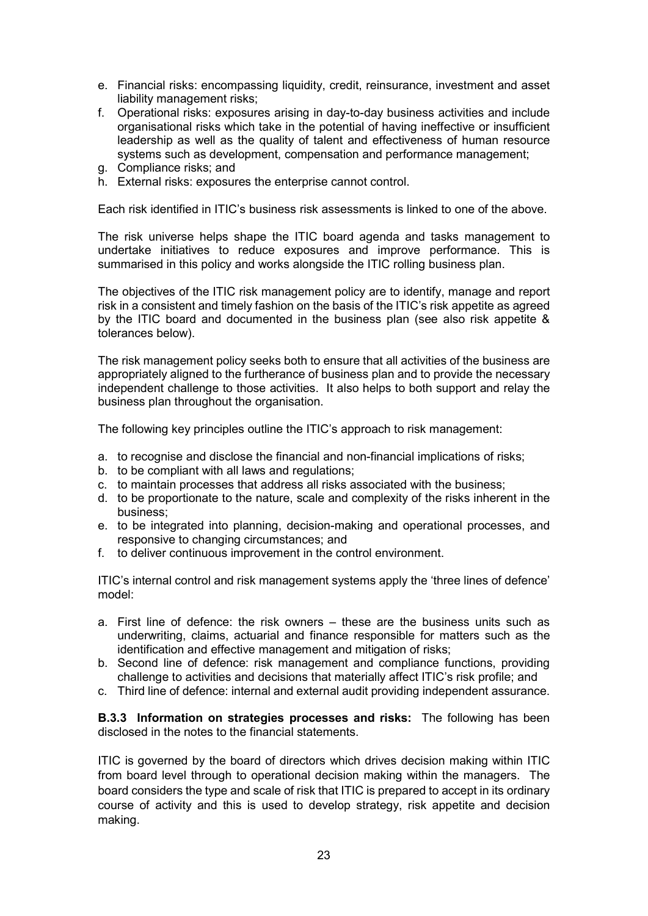e. Financial risks: encompassing liquidity, credit, reinsurance, investment and asset liability management risks;
f. Operational risks: exposures arising in day-to-day business activities and include organisational risks which take in the potential of having ineffective or insufficient leadership as well as the quality of talent and effectiveness of human resource systems such as development, compensation and performance management;
g. Compliance risks; and
h. External risks: exposures the enterprise cannot control.

Each risk identified in ITIC's business risk assessments is linked to one of the above.

The risk universe helps shape the ITIC board agenda and tasks management to undertake initiatives to reduce exposures and improve performance. This is summarised in this policy and works alongside the ITIC rolling business plan.

The objectives of the ITIC risk management policy are to identify, manage and report risk in a consistent and timely fashion on the basis of the ITIC's risk appetite as agreed by the ITIC board and documented in the business plan (see also risk appetite & tolerances below).

The risk management policy seeks both to ensure that all activities of the business are appropriately aligned to the furtherance of business plan and to provide the necessary independent challenge to those activities. It also helps to both support and relay the business plan throughout the organisation.

The following key principles outline the ITIC's approach to risk management:

a. to recognise and disclose the financial and non-financial implications of risks;
b. to be compliant with all laws and regulations;
c. to maintain processes that address all risks associated with the business;
d. to be proportionate to the nature, scale and complexity of the risks inherent in the business;
e. to be integrated into planning, decision-making and operational processes, and responsive to changing circumstances; and
f. to deliver continuous improvement in the control environment.

ITIC's internal control and risk management systems apply the 'three lines of defence' model:

a. First line of defence: the risk owners – these are the business units such as underwriting, claims, actuarial and finance responsible for matters such as the identification and effective management and mitigation of risks;
b. Second line of defence: risk management and compliance functions, providing challenge to activities and decisions that materially affect ITIC's risk profile; and
c. Third line of defence: internal and external audit providing independent assurance.

**B.3.3 Information on strategies processes and risks:** The following has been disclosed in the notes to the financial statements.

ITIC is governed by the board of directors which drives decision making within ITIC from board level through to operational decision making within the managers. The board considers the type and scale of risk that ITIC is prepared to accept in its ordinary course of activity and this is used to develop strategy, risk appetite and decision making.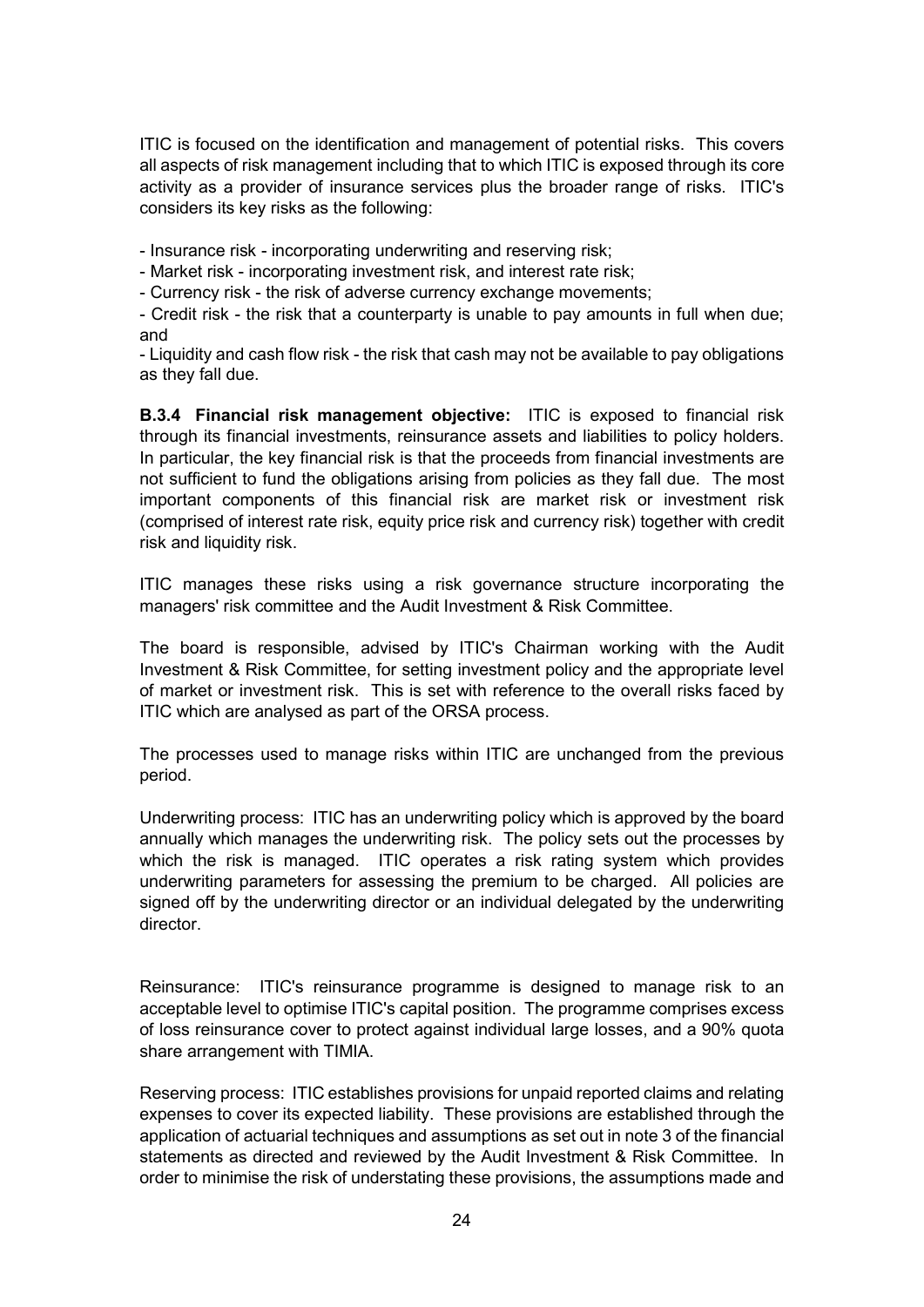ITIC is focused on the identification and management of potential risks. This covers all aspects of risk management including that to which ITIC is exposed through its core activity as a provider of insurance services plus the broader range of risks. ITIC's considers its key risks as the following:

- Insurance risk - incorporating underwriting and reserving risk;
- Market risk - incorporating investment risk, and interest rate risk;
- Currency risk - the risk of adverse currency exchange movements;
- Credit risk - the risk that a counterparty is unable to pay amounts in full when due; and
- Liquidity and cash flow risk - the risk that cash may not be available to pay obligations as they fall due.

**B.3.4 Financial risk management objective:** ITIC is exposed to financial risk through its financial investments, reinsurance assets and liabilities to policy holders. In particular, the key financial risk is that the proceeds from financial investments are not sufficient to fund the obligations arising from policies as they fall due. The most important components of this financial risk are market risk or investment risk (comprised of interest rate risk, equity price risk and currency risk) together with credit risk and liquidity risk.

ITIC manages these risks using a risk governance structure incorporating the managers' risk committee and the Audit Investment & Risk Committee.

The board is responsible, advised by ITIC's Chairman working with the Audit Investment & Risk Committee, for setting investment policy and the appropriate level of market or investment risk. This is set with reference to the overall risks faced by ITIC which are analysed as part of the ORSA process.

The processes used to manage risks within ITIC are unchanged from the previous period.

Underwriting process: ITIC has an underwriting policy which is approved by the board annually which manages the underwriting risk. The policy sets out the processes by which the risk is managed. ITIC operates a risk rating system which provides underwriting parameters for assessing the premium to be charged. All policies are signed off by the underwriting director or an individual delegated by the underwriting director.

Reinsurance: ITIC's reinsurance programme is designed to manage risk to an acceptable level to optimise ITIC's capital position. The programme comprises excess of loss reinsurance cover to protect against individual large losses, and a 90% quota share arrangement with TIMIA.

Reserving process: ITIC establishes provisions for unpaid reported claims and relating expenses to cover its expected liability. These provisions are established through the application of actuarial techniques and assumptions as set out in note 3 of the financial statements as directed and reviewed by the Audit Investment & Risk Committee. In order to minimise the risk of understating these provisions, the assumptions made and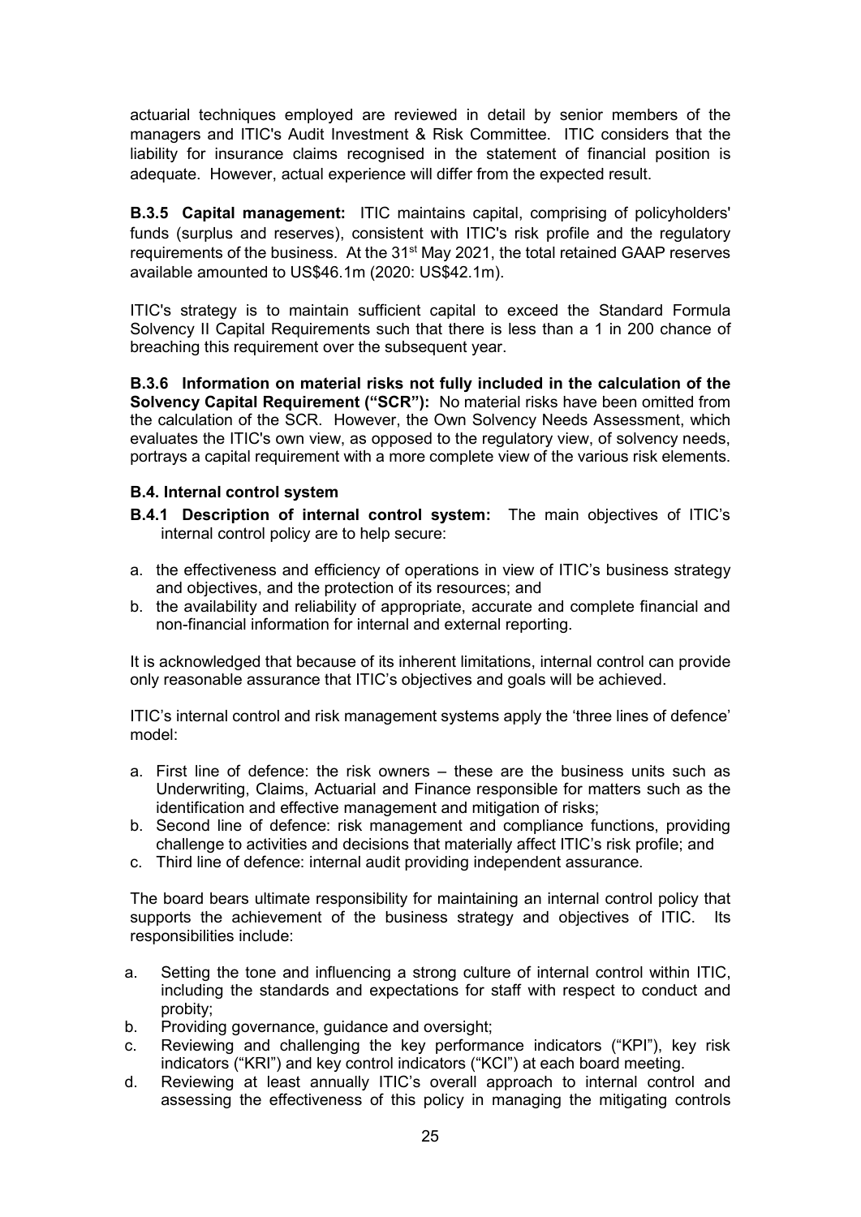actuarial techniques employed are reviewed in detail by senior members of the managers and ITIC's Audit Investment & Risk Committee. ITIC considers that the liability for insurance claims recognised in the statement of financial position is adequate. However, actual experience will differ from the expected result.

**B.3.5 Capital management:** ITIC maintains capital, comprising of policyholders' funds (surplus and reserves), consistent with ITIC's risk profile and the regulatory requirements of the business. At the 31st May 2021, the total retained GAAP reserves available amounted to US$46.1m (2020: US$42.1m).

ITIC's strategy is to maintain sufficient capital to exceed the Standard Formula Solvency II Capital Requirements such that there is less than a 1 in 200 chance of breaching this requirement over the subsequent year.

**B.3.6 Information on material risks not fully included in the calculation of the Solvency Capital Requirement ("SCR"):** No material risks have been omitted from the calculation of the SCR. However, the Own Solvency Needs Assessment, which evaluates the ITIC's own view, as opposed to the regulatory view, of solvency needs, portrays a capital requirement with a more complete view of the various risk elements.

### B.4. Internal control system

**B.4.1 Description of internal control system:** The main objectives of ITIC's internal control policy are to help secure:

a. the effectiveness and efficiency of operations in view of ITIC's business strategy and objectives, and the protection of its resources; and
b. the availability and reliability of appropriate, accurate and complete financial and non-financial information for internal and external reporting.

It is acknowledged that because of its inherent limitations, internal control can provide only reasonable assurance that ITIC's objectives and goals will be achieved.

ITIC's internal control and risk management systems apply the 'three lines of defence' model:

a. First line of defence: the risk owners – these are the business units such as Underwriting, Claims, Actuarial and Finance responsible for matters such as the identification and effective management and mitigation of risks;
b. Second line of defence: risk management and compliance functions, providing challenge to activities and decisions that materially affect ITIC's risk profile; and
c. Third line of defence: internal audit providing independent assurance.

The board bears ultimate responsibility for maintaining an internal control policy that supports the achievement of the business strategy and objectives of ITIC. Its responsibilities include:

a. Setting the tone and influencing a strong culture of internal control within ITIC, including the standards and expectations for staff with respect to conduct and probity;
b. Providing governance, guidance and oversight;
c. Reviewing and challenging the key performance indicators ("KPI"), key risk indicators ("KRI") and key control indicators ("KCI") at each board meeting.
d. Reviewing at least annually ITIC's overall approach to internal control and assessing the effectiveness of this policy in managing the mitigating controls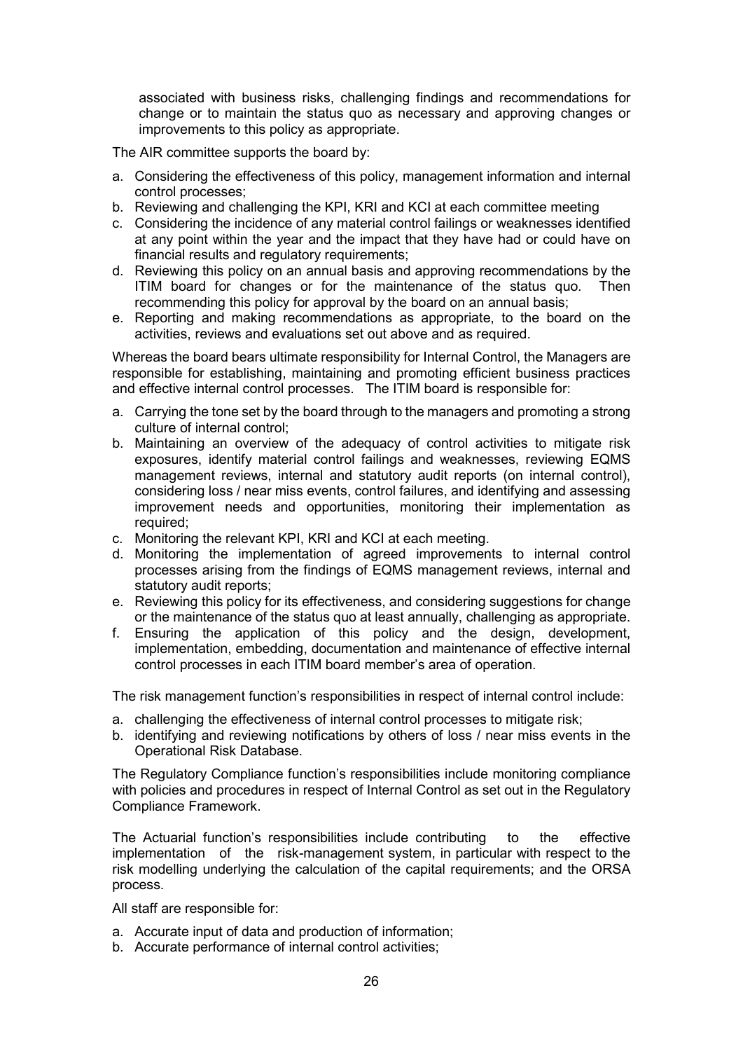associated with business risks, challenging findings and recommendations for change or to maintain the status quo as necessary and approving changes or improvements to this policy as appropriate.

The AIR committee supports the board by:

a. Considering the effectiveness of this policy, management information and internal control processes;
b. Reviewing and challenging the KPI, KRI and KCI at each committee meeting
c. Considering the incidence of any material control failings or weaknesses identified at any point within the year and the impact that they have had or could have on financial results and regulatory requirements;
d. Reviewing this policy on an annual basis and approving recommendations by the ITIM board for changes or for the maintenance of the status quo. Then recommending this policy for approval by the board on an annual basis;
e. Reporting and making recommendations as appropriate, to the board on the activities, reviews and evaluations set out above and as required.

Whereas the board bears ultimate responsibility for Internal Control, the Managers are responsible for establishing, maintaining and promoting efficient business practices and effective internal control processes. The ITIM board is responsible for:

a. Carrying the tone set by the board through to the managers and promoting a strong culture of internal control;
b. Maintaining an overview of the adequacy of control activities to mitigate risk exposures, identify material control failings and weaknesses, reviewing EQMS management reviews, internal and statutory audit reports (on internal control), considering loss / near miss events, control failures, and identifying and assessing improvement needs and opportunities, monitoring their implementation as required;
c. Monitoring the relevant KPI, KRI and KCI at each meeting.
d. Monitoring the implementation of agreed improvements to internal control processes arising from the findings of EQMS management reviews, internal and statutory audit reports;
e. Reviewing this policy for its effectiveness, and considering suggestions for change or the maintenance of the status quo at least annually, challenging as appropriate.
f. Ensuring the application of this policy and the design, development, implementation, embedding, documentation and maintenance of effective internal control processes in each ITIM board member's area of operation.

The risk management function's responsibilities in respect of internal control include:

a. challenging the effectiveness of internal control processes to mitigate risk;
b. identifying and reviewing notifications by others of loss / near miss events in the Operational Risk Database.

The Regulatory Compliance function's responsibilities include monitoring compliance with policies and procedures in respect of Internal Control as set out in the Regulatory Compliance Framework.

The Actuarial function's responsibilities include contributing to the effective implementation of the risk-management system, in particular with respect to the risk modelling underlying the calculation of the capital requirements; and the ORSA process.

All staff are responsible for:

a. Accurate input of data and production of information;
b. Accurate performance of internal control activities;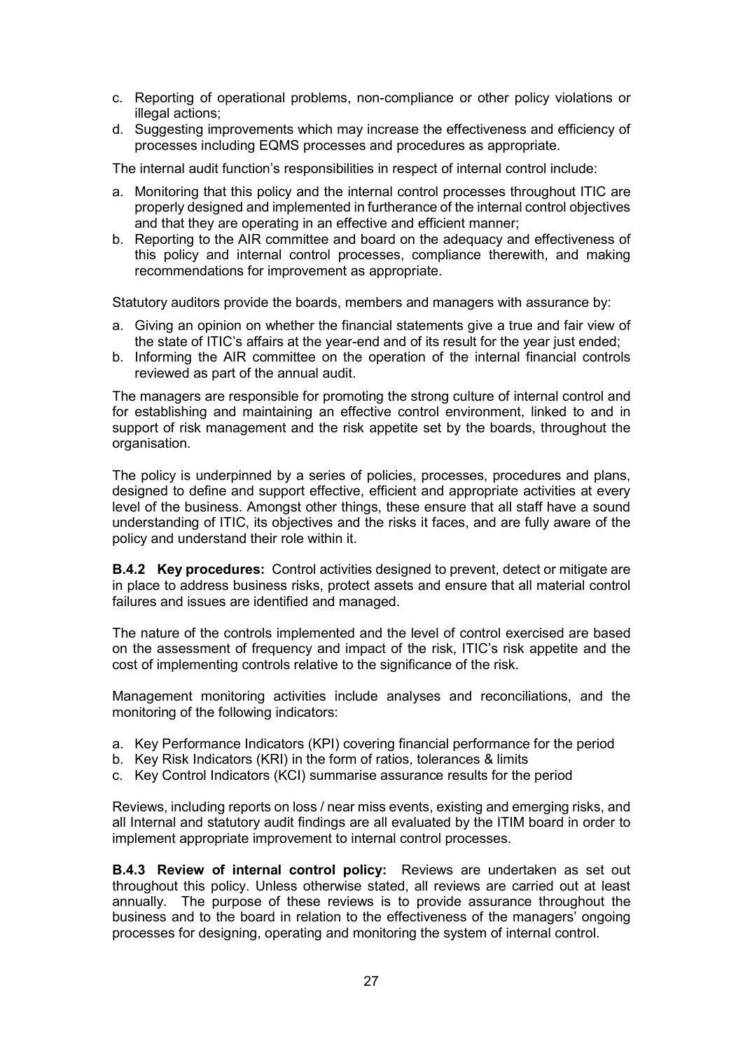c. Reporting of operational problems, non-compliance or other policy violations or illegal actions;
d. Suggesting improvements which may increase the effectiveness and efficiency of processes including EQMS processes and procedures as appropriate.

The internal audit function's responsibilities in respect of internal control include:

a. Monitoring that this policy and the internal control processes throughout ITIC are properly designed and implemented in furtherance of the internal control objectives and that they are operating in an effective and efficient manner;
b. Reporting to the AIR committee and board on the adequacy and effectiveness of this policy and internal control processes, compliance therewith, and making recommendations for improvement as appropriate.

Statutory auditors provide the boards, members and managers with assurance by:

a. Giving an opinion on whether the financial statements give a true and fair view of the state of ITIC's affairs at the year-end and of its result for the year just ended;
b. Informing the AIR committee on the operation of the internal financial controls reviewed as part of the annual audit.

The managers are responsible for promoting the strong culture of internal control and for establishing and maintaining an effective control environment, linked to and in support of risk management and the risk appetite set by the boards, throughout the organisation.

The policy is underpinned by a series of policies, processes, procedures and plans, designed to define and support effective, efficient and appropriate activities at every level of the business. Amongst other things, these ensure that all staff have a sound understanding of ITIC, its objectives and the risks it faces, and are fully aware of the policy and understand their role within it.

**B.4.2 Key procedures:** Control activities designed to prevent, detect or mitigate are in place to address business risks, protect assets and ensure that all material control failures and issues are identified and managed.

The nature of the controls implemented and the level of control exercised are based on the assessment of frequency and impact of the risk, ITIC's risk appetite and the cost of implementing controls relative to the significance of the risk.

Management monitoring activities include analyses and reconciliations, and the monitoring of the following indicators:

a. Key Performance Indicators (KPI) covering financial performance for the period
b. Key Risk Indicators (KRI) in the form of ratios, tolerances & limits
c. Key Control Indicators (KCI) summarise assurance results for the period

Reviews, including reports on loss / near miss events, existing and emerging risks, and all Internal and statutory audit findings are all evaluated by the ITIM board in order to implement appropriate improvement to internal control processes.

**B.4.3 Review of internal control policy:** Reviews are undertaken as set out throughout this policy. Unless otherwise stated, all reviews are carried out at least annually. The purpose of these reviews is to provide assurance throughout the business and to the board in relation to the effectiveness of the managers' ongoing processes for designing, operating and monitoring the system of internal control.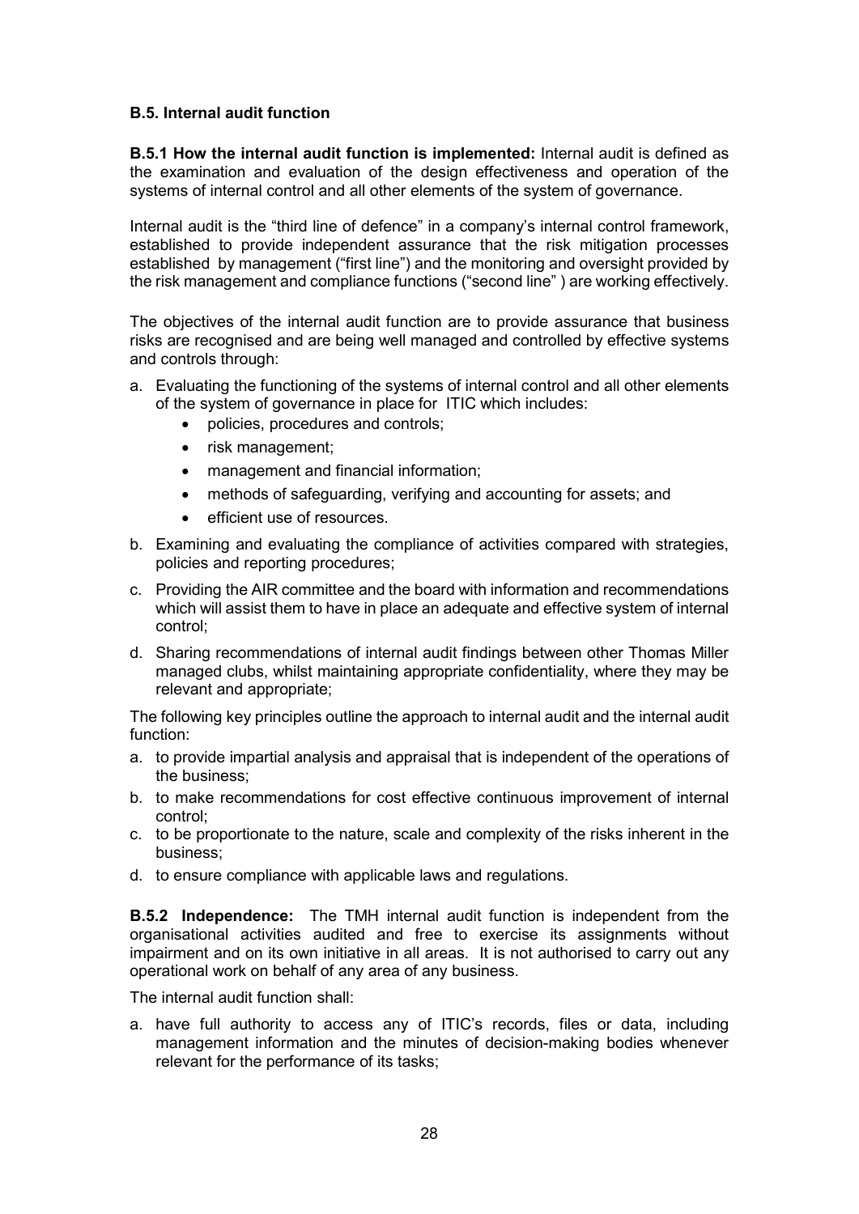### B.5. Internal audit function

**B.5.1 How the internal audit function is implemented:** Internal audit is defined as the examination and evaluation of the design effectiveness and operation of the systems of internal control and all other elements of the system of governance.

Internal audit is the "third line of defence" in a company's internal control framework, established to provide independent assurance that the risk mitigation processes established by management ("first line") and the monitoring and oversight provided by the risk management and compliance functions ("second line" ) are working effectively.

The objectives of the internal audit function are to provide assurance that business risks are recognised and are being well managed and controlled by effective systems and controls through:

a. Evaluating the functioning of the systems of internal control and all other elements of the system of governance in place for ITIC which includes:
   - policies, procedures and controls;
   - risk management;
   - management and financial information;
   - methods of safeguarding, verifying and accounting for assets; and
   - efficient use of resources.
b. Examining and evaluating the compliance of activities compared with strategies, policies and reporting procedures;
c. Providing the AIR committee and the board with information and recommendations which will assist them to have in place an adequate and effective system of internal control;
d. Sharing recommendations of internal audit findings between other Thomas Miller managed clubs, whilst maintaining appropriate confidentiality, where they may be relevant and appropriate;

The following key principles outline the approach to internal audit and the internal audit function:

a. to provide impartial analysis and appraisal that is independent of the operations of the business;
b. to make recommendations for cost effective continuous improvement of internal control;
c. to be proportionate to the nature, scale and complexity of the risks inherent in the business;
d. to ensure compliance with applicable laws and regulations.

**B.5.2 Independence:** The TMH internal audit function is independent from the organisational activities audited and free to exercise its assignments without impairment and on its own initiative in all areas. It is not authorised to carry out any operational work on behalf of any area of any business.

The internal audit function shall:

a. have full authority to access any of ITIC's records, files or data, including management information and the minutes of decision-making bodies whenever relevant for the performance of its tasks;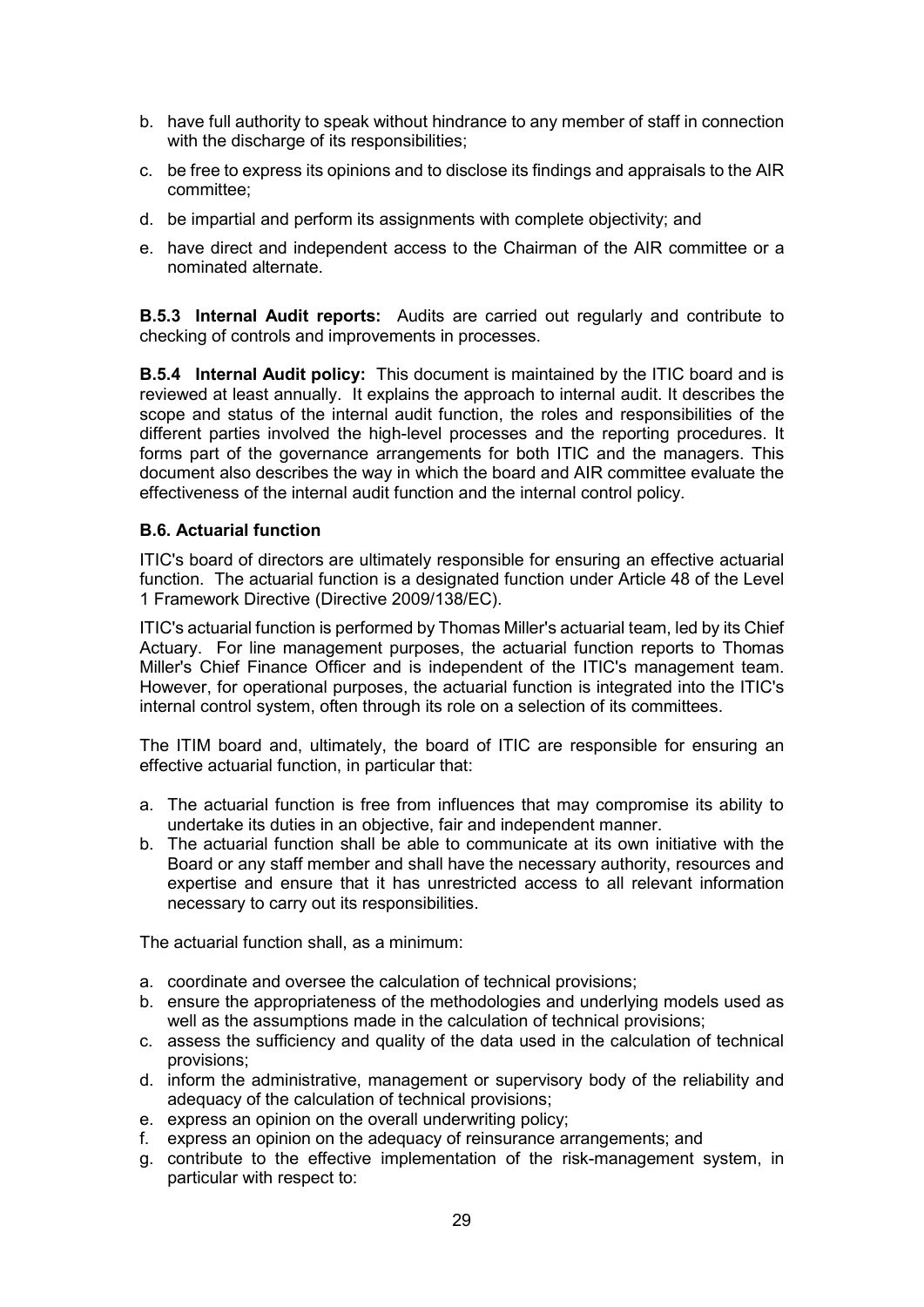b. have full authority to speak without hindrance to any member of staff in connection with the discharge of its responsibilities;

c. be free to express its opinions and to disclose its findings and appraisals to the AIR committee;

d. be impartial and perform its assignments with complete objectivity; and

e. have direct and independent access to the Chairman of the AIR committee or a nominated alternate.

**B.5.3 Internal Audit reports:** Audits are carried out regularly and contribute to checking of controls and improvements in processes.

**B.5.4 Internal Audit policy:** This document is maintained by the ITIC board and is reviewed at least annually. It explains the approach to internal audit. It describes the scope and status of the internal audit function, the roles and responsibilities of the different parties involved the high-level processes and the reporting procedures. It forms part of the governance arrangements for both ITIC and the managers. This document also describes the way in which the board and AIR committee evaluate the effectiveness of the internal audit function and the internal control policy.

### B.6. Actuarial function

ITIC's board of directors are ultimately responsible for ensuring an effective actuarial function. The actuarial function is a designated function under Article 48 of the Level 1 Framework Directive (Directive 2009/138/EC).

ITIC's actuarial function is performed by Thomas Miller's actuarial team, led by its Chief Actuary. For line management purposes, the actuarial function reports to Thomas Miller's Chief Finance Officer and is independent of the ITIC's management team. However, for operational purposes, the actuarial function is integrated into the ITIC's internal control system, often through its role on a selection of its committees.

The ITIM board and, ultimately, the board of ITIC are responsible for ensuring an effective actuarial function, in particular that:

a. The actuarial function is free from influences that may compromise its ability to undertake its duties in an objective, fair and independent manner.
b. The actuarial function shall be able to communicate at its own initiative with the Board or any staff member and shall have the necessary authority, resources and expertise and ensure that it has unrestricted access to all relevant information necessary to carry out its responsibilities.

The actuarial function shall, as a minimum:

a. coordinate and oversee the calculation of technical provisions;
b. ensure the appropriateness of the methodologies and underlying models used as well as the assumptions made in the calculation of technical provisions;
c. assess the sufficiency and quality of the data used in the calculation of technical provisions;
d. inform the administrative, management or supervisory body of the reliability and adequacy of the calculation of technical provisions;
e. express an opinion on the overall underwriting policy;
f. express an opinion on the adequacy of reinsurance arrangements; and
g. contribute to the effective implementation of the risk-management system, in particular with respect to: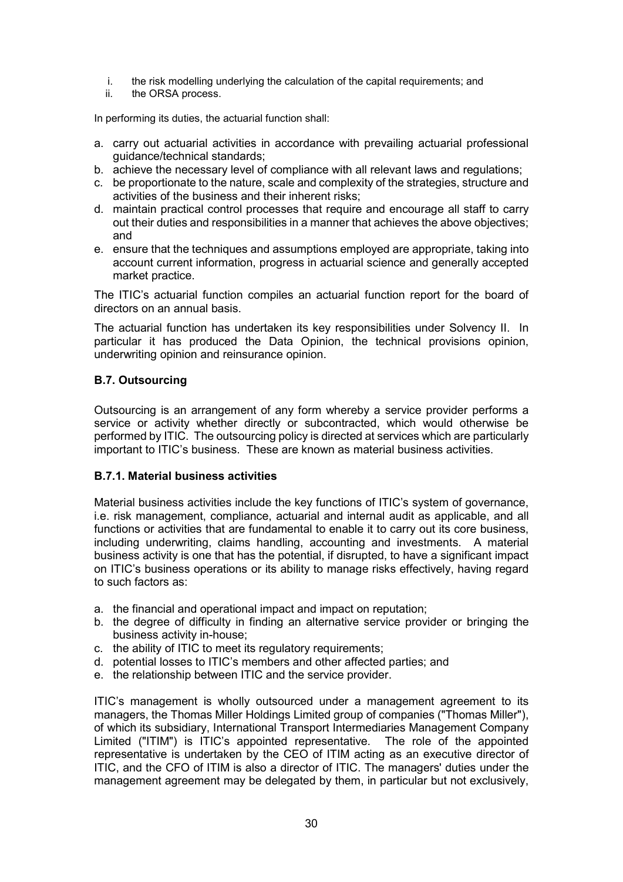i. the risk modelling underlying the calculation of the capital requirements; and
ii. the ORSA process.

In performing its duties, the actuarial function shall:

a. carry out actuarial activities in accordance with prevailing actuarial professional guidance/technical standards;
b. achieve the necessary level of compliance with all relevant laws and regulations;
c. be proportionate to the nature, scale and complexity of the strategies, structure and activities of the business and their inherent risks;
d. maintain practical control processes that require and encourage all staff to carry out their duties and responsibilities in a manner that achieves the above objectives; and
e. ensure that the techniques and assumptions employed are appropriate, taking into account current information, progress in actuarial science and generally accepted market practice.

The ITIC's actuarial function compiles an actuarial function report for the board of directors on an annual basis.

The actuarial function has undertaken its key responsibilities under Solvency II. In particular it has produced the Data Opinion, the technical provisions opinion, underwriting opinion and reinsurance opinion.

### B.7. Outsourcing

Outsourcing is an arrangement of any form whereby a service provider performs a service or activity whether directly or subcontracted, which would otherwise be performed by ITIC. The outsourcing policy is directed at services which are particularly important to ITIC's business. These are known as material business activities.

#### B.7.1. Material business activities

Material business activities include the key functions of ITIC's system of governance, i.e. risk management, compliance, actuarial and internal audit as applicable, and all functions or activities that are fundamental to enable it to carry out its core business, including underwriting, claims handling, accounting and investments. A material business activity is one that has the potential, if disrupted, to have a significant impact on ITIC's business operations or its ability to manage risks effectively, having regard to such factors as:

a. the financial and operational impact and impact on reputation;
b. the degree of difficulty in finding an alternative service provider or bringing the business activity in-house;
c. the ability of ITIC to meet its regulatory requirements;
d. potential losses to ITIC's members and other affected parties; and
e. the relationship between ITIC and the service provider.

ITIC's management is wholly outsourced under a management agreement to its managers, the Thomas Miller Holdings Limited group of companies ("Thomas Miller"), of which its subsidiary, International Transport Intermediaries Management Company Limited ("ITIM") is ITIC's appointed representative. The role of the appointed representative is undertaken by the CEO of ITIM acting as an executive director of ITIC, and the CFO of ITIM is also a director of ITIC. The managers' duties under the management agreement may be delegated by them, in particular but not exclusively,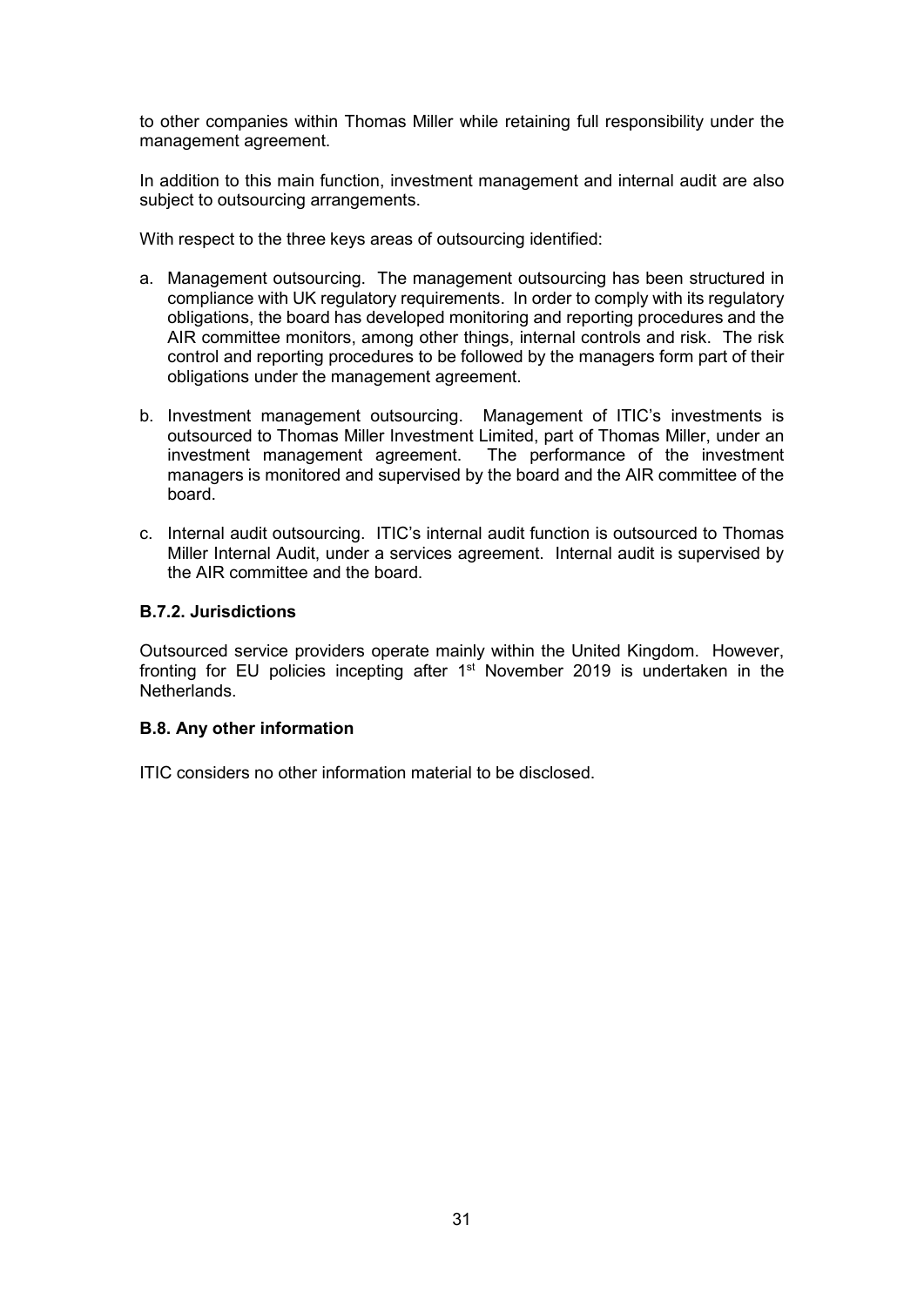to other companies within Thomas Miller while retaining full responsibility under the management agreement.

In addition to this main function, investment management and internal audit are also subject to outsourcing arrangements.

With respect to the three keys areas of outsourcing identified:

a. Management outsourcing. The management outsourcing has been structured in compliance with UK regulatory requirements. In order to comply with its regulatory obligations, the board has developed monitoring and reporting procedures and the AIR committee monitors, among other things, internal controls and risk. The risk control and reporting procedures to be followed by the managers form part of their obligations under the management agreement.

b. Investment management outsourcing. Management of ITIC's investments is outsourced to Thomas Miller Investment Limited, part of Thomas Miller, under an investment management agreement. The performance of the investment managers is monitored and supervised by the board and the AIR committee of the board.

c. Internal audit outsourcing. ITIC's internal audit function is outsourced to Thomas Miller Internal Audit, under a services agreement. Internal audit is supervised by the AIR committee and the board.

### B.7.2. Jurisdictions

Outsourced service providers operate mainly within the United Kingdom. However, fronting for EU policies incepting after 1st November 2019 is undertaken in the Netherlands.

## B.8. Any other information

ITIC considers no other information material to be disclosed.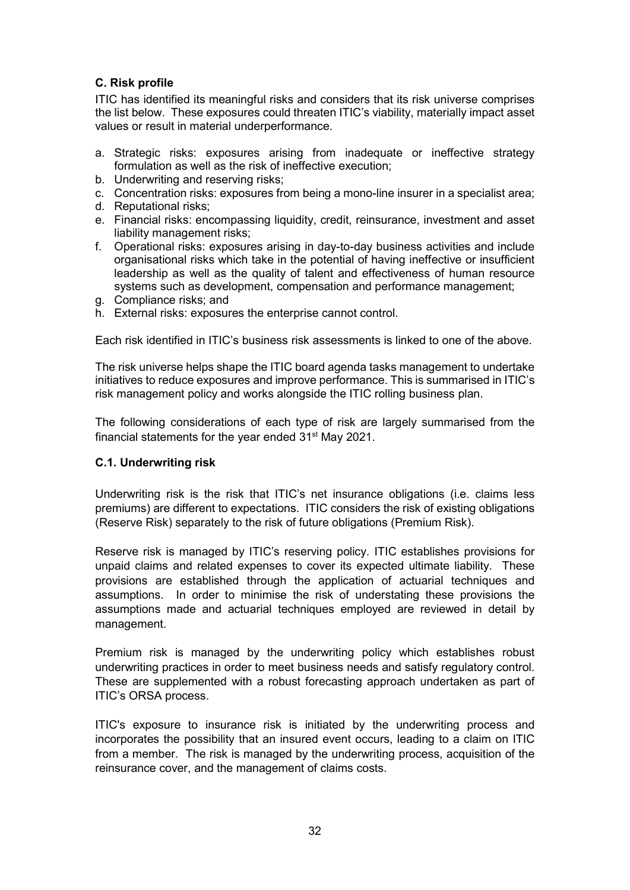### C. Risk profile

ITIC has identified its meaningful risks and considers that its risk universe comprises the list below. These exposures could threaten ITIC's viability, materially impact asset values or result in material underperformance.

a. Strategic risks: exposures arising from inadequate or ineffective strategy formulation as well as the risk of ineffective execution;
b. Underwriting and reserving risks;
c. Concentration risks: exposures from being a mono-line insurer in a specialist area;
d. Reputational risks;
e. Financial risks: encompassing liquidity, credit, reinsurance, investment and asset liability management risks;
f. Operational risks: exposures arising in day-to-day business activities and include organisational risks which take in the potential of having ineffective or insufficient leadership as well as the quality of talent and effectiveness of human resource systems such as development, compensation and performance management;
g. Compliance risks; and
h. External risks: exposures the enterprise cannot control.

Each risk identified in ITIC's business risk assessments is linked to one of the above.

The risk universe helps shape the ITIC board agenda tasks management to undertake initiatives to reduce exposures and improve performance. This is summarised in ITIC's risk management policy and works alongside the ITIC rolling business plan.

The following considerations of each type of risk are largely summarised from the financial statements for the year ended 31st May 2021.

### C.1. Underwriting risk

Underwriting risk is the risk that ITIC's net insurance obligations (i.e. claims less premiums) are different to expectations. ITIC considers the risk of existing obligations (Reserve Risk) separately to the risk of future obligations (Premium Risk).

Reserve risk is managed by ITIC's reserving policy. ITIC establishes provisions for unpaid claims and related expenses to cover its expected ultimate liability. These provisions are established through the application of actuarial techniques and assumptions. In order to minimise the risk of understating these provisions the assumptions made and actuarial techniques employed are reviewed in detail by management.

Premium risk is managed by the underwriting policy which establishes robust underwriting practices in order to meet business needs and satisfy regulatory control. These are supplemented with a robust forecasting approach undertaken as part of ITIC's ORSA process.

ITIC's exposure to insurance risk is initiated by the underwriting process and incorporates the possibility that an insured event occurs, leading to a claim on ITIC from a member. The risk is managed by the underwriting process, acquisition of the reinsurance cover, and the management of claims costs.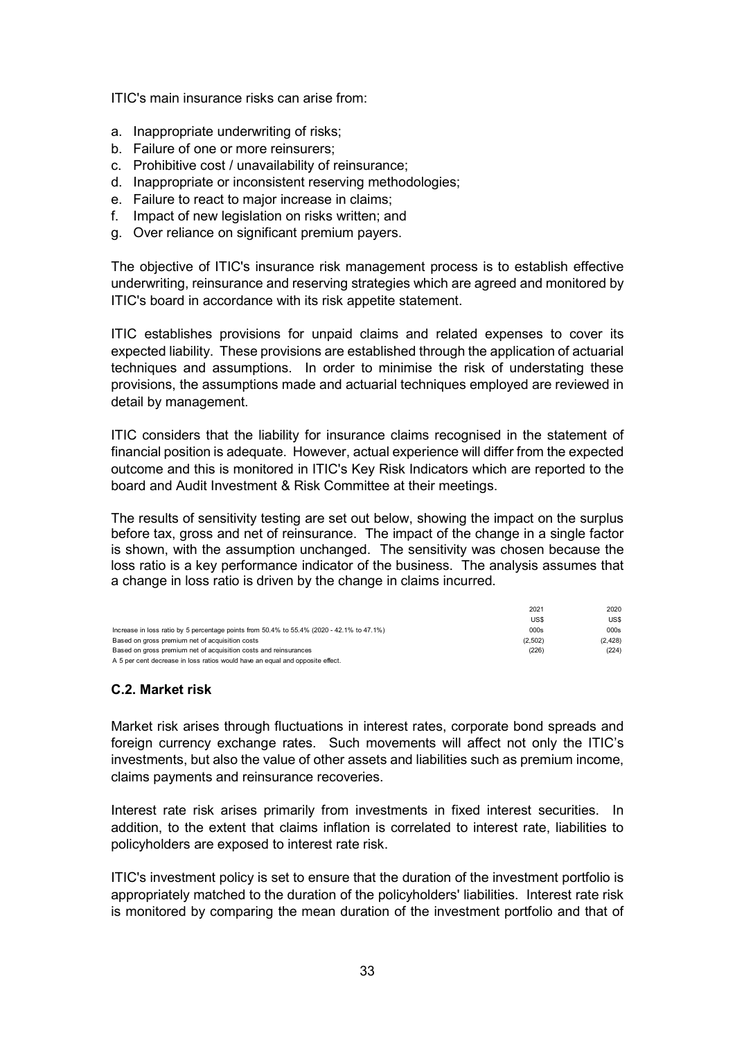ITIC's main insurance risks can arise from:

a. Inappropriate underwriting of risks;
b. Failure of one or more reinsurers;
c. Prohibitive cost / unavailability of reinsurance;
d. Inappropriate or inconsistent reserving methodologies;
e. Failure to react to major increase in claims;
f. Impact of new legislation on risks written; and
g. Over reliance on significant premium payers.

The objective of ITIC's insurance risk management process is to establish effective underwriting, reinsurance and reserving strategies which are agreed and monitored by ITIC's board in accordance with its risk appetite statement.

ITIC establishes provisions for unpaid claims and related expenses to cover its expected liability. These provisions are established through the application of actuarial techniques and assumptions. In order to minimise the risk of understating these provisions, the assumptions made and actuarial techniques employed are reviewed in detail by management.

ITIC considers that the liability for insurance claims recognised in the statement of financial position is adequate. However, actual experience will differ from the expected outcome and this is monitored in ITIC's Key Risk Indicators which are reported to the board and Audit Investment & Risk Committee at their meetings.

The results of sensitivity testing are set out below, showing the impact on the surplus before tax, gross and net of reinsurance. The impact of the change in a single factor is shown, with the assumption unchanged. The sensitivity was chosen because the loss ratio is a key performance indicator of the business. The analysis assumes that a change in loss ratio is driven by the change in claims incurred.

| | 2021 | 2020 |
|---|---|---|
| | US$ | US$ |
| Increase in loss ratio by 5 percentage points from 50.4% to 55.4% (2020 - 42.1% to 47.1%) | 000s | 000s |
| Based on gross premium net of acquisition costs | (2,502) | (2,428) |
| Based on gross premium net of acquisition costs and reinsurances | (226) | (224) |

A 5 per cent decrease in loss ratios would have an equal and opposite effect.

## C.2. Market risk

Market risk arises through fluctuations in interest rates, corporate bond spreads and foreign currency exchange rates. Such movements will affect not only the ITIC's investments, but also the value of other assets and liabilities such as premium income, claims payments and reinsurance recoveries.

Interest rate risk arises primarily from investments in fixed interest securities. In addition, to the extent that claims inflation is correlated to interest rate, liabilities to policyholders are exposed to interest rate risk.

ITIC's investment policy is set to ensure that the duration of the investment portfolio is appropriately matched to the duration of the policyholders' liabilities. Interest rate risk is monitored by comparing the mean duration of the investment portfolio and that of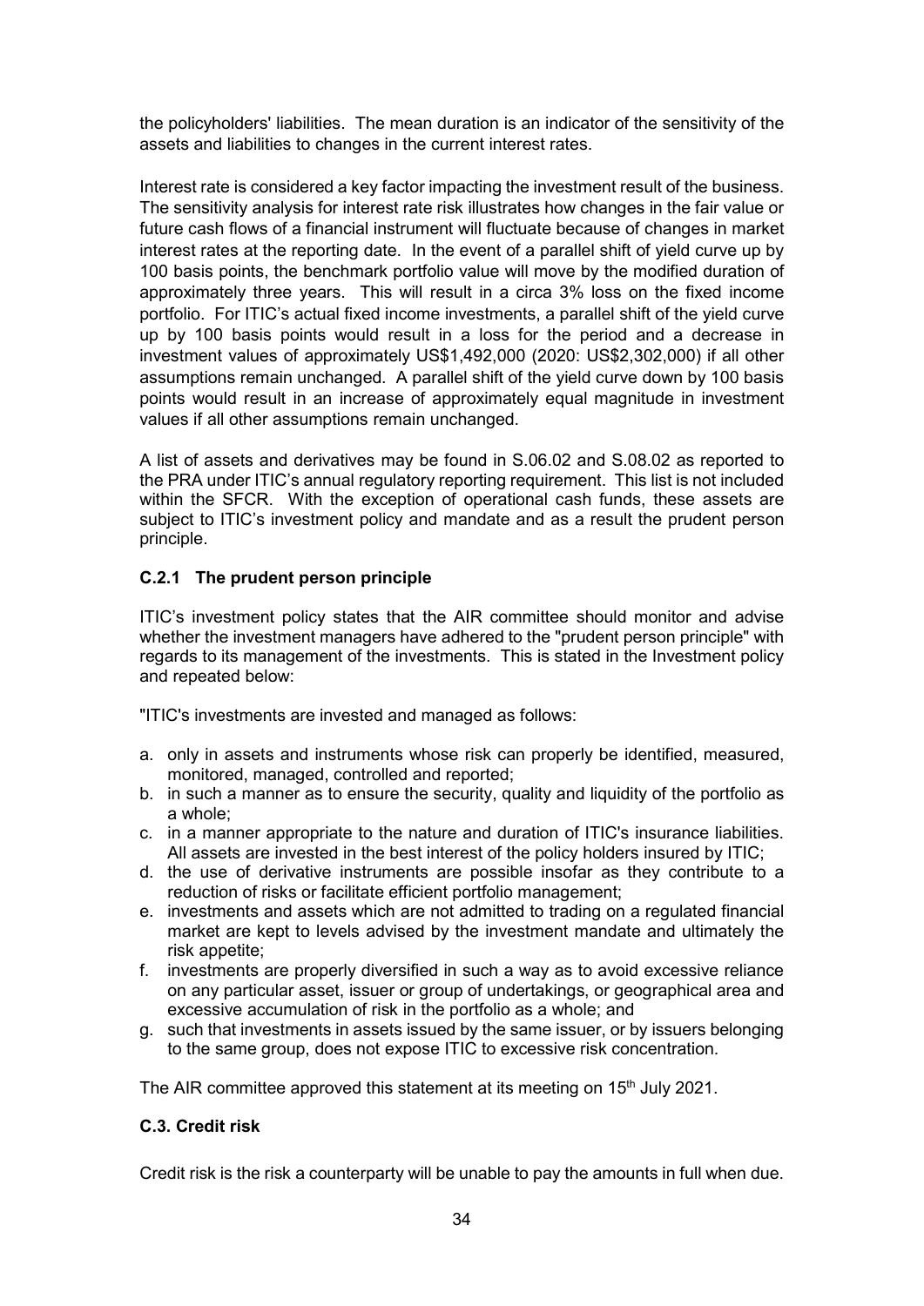the policyholders' liabilities. The mean duration is an indicator of the sensitivity of the assets and liabilities to changes in the current interest rates.

Interest rate is considered a key factor impacting the investment result of the business. The sensitivity analysis for interest rate risk illustrates how changes in the fair value or future cash flows of a financial instrument will fluctuate because of changes in market interest rates at the reporting date. In the event of a parallel shift of yield curve up by 100 basis points, the benchmark portfolio value will move by the modified duration of approximately three years. This will result in a circa 3% loss on the fixed income portfolio. For ITIC's actual fixed income investments, a parallel shift of the yield curve up by 100 basis points would result in a loss for the period and a decrease in investment values of approximately US$1,492,000 (2020: US$2,302,000) if all other assumptions remain unchanged. A parallel shift of the yield curve down by 100 basis points would result in an increase of approximately equal magnitude in investment values if all other assumptions remain unchanged.

A list of assets and derivatives may be found in S.06.02 and S.08.02 as reported to the PRA under ITIC's annual regulatory reporting requirement. This list is not included within the SFCR. With the exception of operational cash funds, these assets are subject to ITIC's investment policy and mandate and as a result the prudent person principle.

### C.2.1 The prudent person principle

ITIC's investment policy states that the AIR committee should monitor and advise whether the investment managers have adhered to the "prudent person principle" with regards to its management of the investments. This is stated in the Investment policy and repeated below:

"ITIC's investments are invested and managed as follows:

a. only in assets and instruments whose risk can properly be identified, measured, monitored, managed, controlled and reported;
b. in such a manner as to ensure the security, quality and liquidity of the portfolio as a whole;
c. in a manner appropriate to the nature and duration of ITIC's insurance liabilities. All assets are invested in the best interest of the policy holders insured by ITIC;
d. the use of derivative instruments are possible insofar as they contribute to a reduction of risks or facilitate efficient portfolio management;
e. investments and assets which are not admitted to trading on a regulated financial market are kept to levels advised by the investment mandate and ultimately the risk appetite;
f. investments are properly diversified in such a way as to avoid excessive reliance on any particular asset, issuer or group of undertakings, or geographical area and excessive accumulation of risk in the portfolio as a whole; and
g. such that investments in assets issued by the same issuer, or by issuers belonging to the same group, does not expose ITIC to excessive risk concentration.

The AIR committee approved this statement at its meeting on 15th July 2021.

### C.3. Credit risk

Credit risk is the risk a counterparty will be unable to pay the amounts in full when due.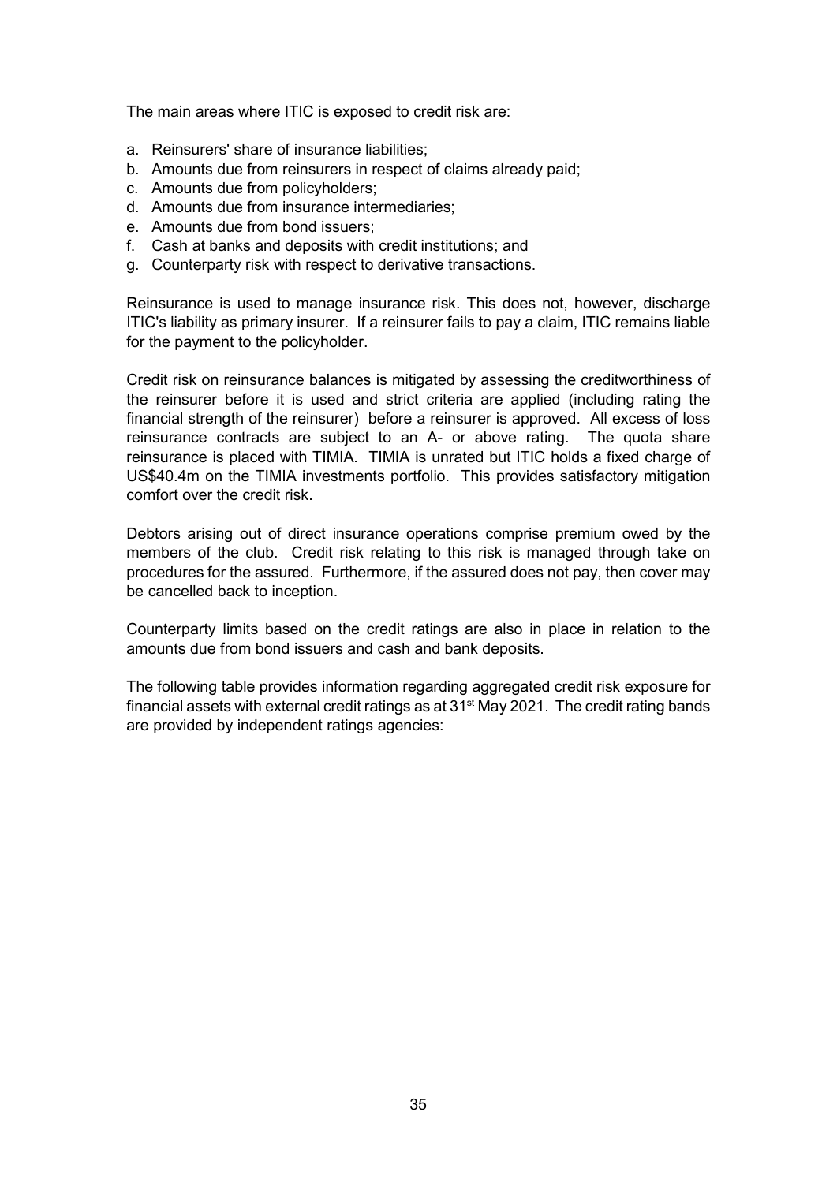The main areas where ITIC is exposed to credit risk are:

a. Reinsurers' share of insurance liabilities;
b. Amounts due from reinsurers in respect of claims already paid;
c. Amounts due from policyholders;
d. Amounts due from insurance intermediaries;
e. Amounts due from bond issuers;
f. Cash at banks and deposits with credit institutions; and
g. Counterparty risk with respect to derivative transactions.

Reinsurance is used to manage insurance risk. This does not, however, discharge ITIC's liability as primary insurer. If a reinsurer fails to pay a claim, ITIC remains liable for the payment to the policyholder.

Credit risk on reinsurance balances is mitigated by assessing the creditworthiness of the reinsurer before it is used and strict criteria are applied (including rating the financial strength of the reinsurer) before a reinsurer is approved. All excess of loss reinsurance contracts are subject to an A- or above rating. The quota share reinsurance is placed with TIMIA. TIMIA is unrated but ITIC holds a fixed charge of US$40.4m on the TIMIA investments portfolio. This provides satisfactory mitigation comfort over the credit risk.

Debtors arising out of direct insurance operations comprise premium owed by the members of the club. Credit risk relating to this risk is managed through take on procedures for the assured. Furthermore, if the assured does not pay, then cover may be cancelled back to inception.

Counterparty limits based on the credit ratings are also in place in relation to the amounts due from bond issuers and cash and bank deposits.

The following table provides information regarding aggregated credit risk exposure for financial assets with external credit ratings as at 31st May 2021. The credit rating bands are provided by independent ratings agencies: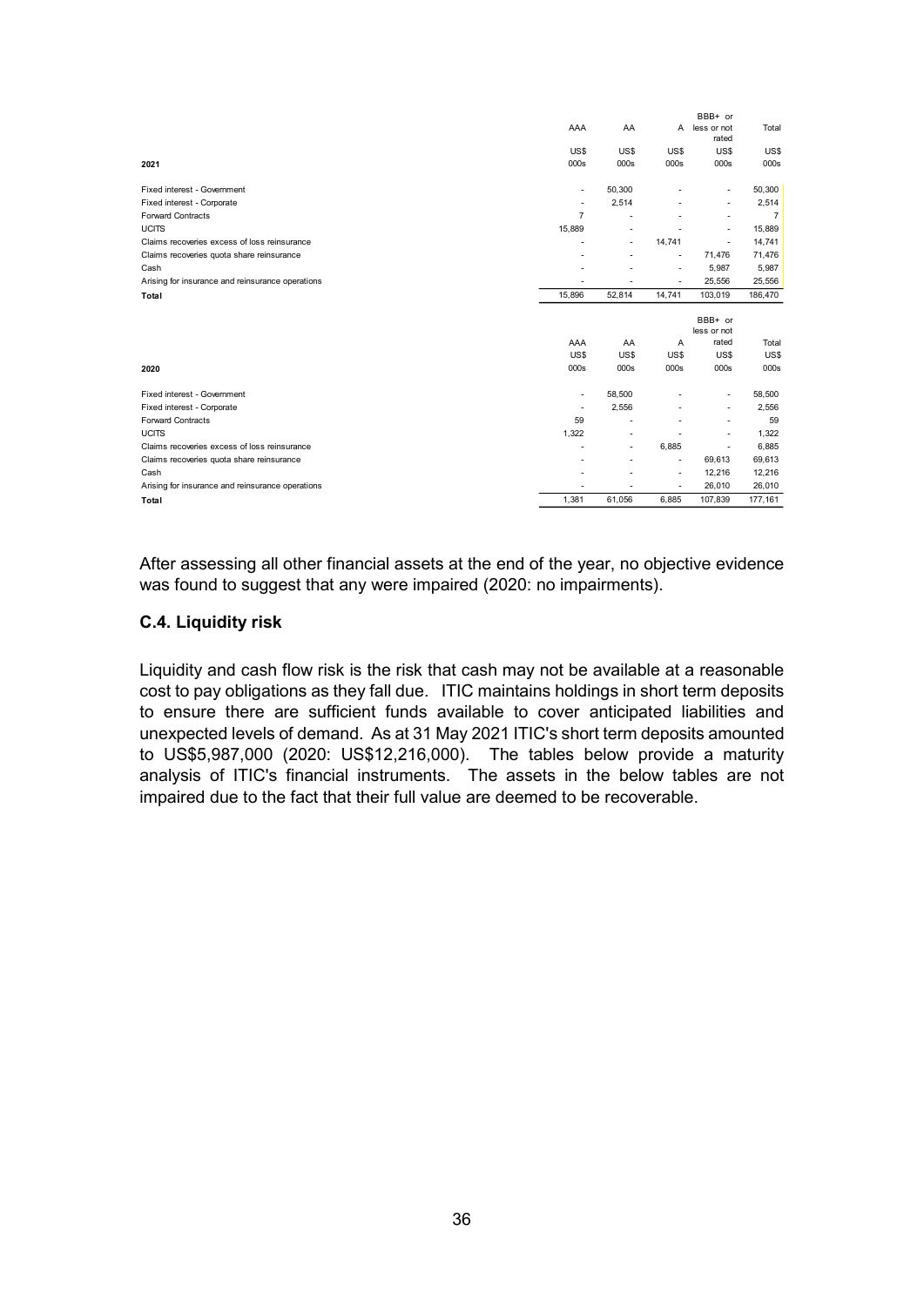| 2021 | AAA US$ 000s | AA US$ 000s | A US$ 000s | BBB+ or less or not rated US$ 000s | Total US$ 000s |
|---|---|---|---|---|---|
| Fixed interest - Government | - | 50,300 | - | - | 50,300 |
| Fixed interest - Corporate | - | 2,514 | - | - | 2,514 |
| Forward Contracts | 7 | - | - | - | 7 |
| UCITS | 15,889 | - | - | - | 15,889 |
| Claims recoveries excess of loss reinsurance | - | - | 14,741 | - | 14,741 |
| Claims recoveries quota share reinsurance | - | - | - | 71,476 | 71,476 |
| Cash | - | - | - | 5,987 | 5,987 |
| Arising for insurance and reinsurance operations | - | - | - | 25,556 | 25,556 |
| **Total** | 15,896 | 52,814 | 14,741 | 103,019 | 186,470 |

| 2020 | AAA US$ 000s | AA US$ 000s | A US$ 000s | BBB+ or less or not rated US$ 000s | Total US$ 000s |
|---|---|---|---|---|---|
| Fixed interest - Government | - | 58,500 | - | - | 58,500 |
| Fixed interest - Corporate | - | 2,556 | - | - | 2,556 |
| Forward Contracts | 59 | - | - | - | 59 |
| UCITS | 1,322 | - | - | - | 1,322 |
| Claims recoveries excess of loss reinsurance | - | - | 6,885 | - | 6,885 |
| Claims recoveries quota share reinsurance | - | - | - | 69,613 | 69,613 |
| Cash | - | - | - | 12,216 | 12,216 |
| Arising for insurance and reinsurance operations | - | - | - | 26,010 | 26,010 |
| **Total** | 1,381 | 61,056 | 6,885 | 107,839 | 177,161 |

After assessing all other financial assets at the end of the year, no objective evidence was found to suggest that any were impaired (2020: no impairments).

### C.4. Liquidity risk

Liquidity and cash flow risk is the risk that cash may not be available at a reasonable cost to pay obligations as they fall due. ITIC maintains holdings in short term deposits to ensure there are sufficient funds available to cover anticipated liabilities and unexpected levels of demand. As at 31 May 2021 ITIC's short term deposits amounted to US$5,987,000 (2020: US$12,216,000). The tables below provide a maturity analysis of ITIC's financial instruments. The assets in the below tables are not impaired due to the fact that their full value are deemed to be recoverable.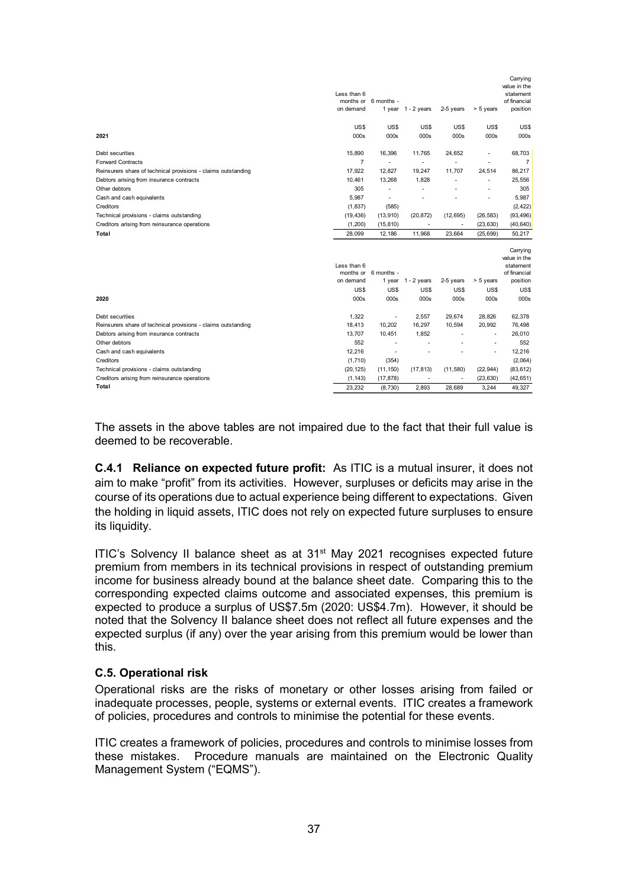| 2021 | Less than 6 months or on demand US$ 000s | 6 months - 1 year US$ 000s | 1 - 2 years US$ 000s | 2-5 years US$ 000s | > 5 years US$ 000s | Carrying value in the statement of financial position US$ 000s |
|---|---|---|---|---|---|---|
| Debt securities | 15,890 | 16,396 | 11,765 | 24,652 | - | 68,703 |
| Forward Contracts | 7 | - | - | - | - | 7 |
| Reinsurers share of technical provisions - claims outstanding | 17,922 | 12,827 | 19,247 | 11,707 | 24,514 | 86,217 |
| Debtors arising from insurance contracts | 10,461 | 13,268 | 1,828 | - | - | 25,556 |
| Other debtors | 305 | - | - | - | - | 305 |
| Cash and cash equivalents | 5,987 | - | - | - | - | 5,987 |
| Creditors | (1,837) | (585) | | | | (2,422) |
| Technical provisions - claims outstanding | (19,436) | (13,910) | (20,872) | (12,695) | (26,583) | (93,496) |
| Creditors arising from reinsurance operations | (1,200) | (15,810) | - | - | (23,630) | (40,640) |
| **Total** | 28,099 | 12,186 | 11,968 | 23,664 | (25,699) | 50,217 |

| 2020 | Less than 6 months or on demand US$ 000s | 6 months - 1 year US$ 000s | 1 - 2 years US$ 000s | 2-5 years US$ 000s | > 5 years US$ 000s | Carrying value in the statement of financial position US$ 000s |
|---|---|---|---|---|---|---|
| Debt securities | 1,322 | - | 2,557 | 29,674 | 28,826 | 62,378 |
| Reinsurers share of technical provisions - claims outstanding | 18,413 | 10,202 | 16,297 | 10,594 | 20,992 | 76,498 |
| Debtors arising from insurance contracts | 13,707 | 10,451 | 1,852 | - | - | 26,010 |
| Other debtors | 552 | - | - | - | - | 552 |
| Cash and cash equivalents | 12,216 | - | - | - | - | 12,216 |
| Creditors | (1,710) | (354) | | | | (2,064) |
| Technical provisions - claims outstanding | (20,125) | (11,150) | (17,813) | (11,580) | (22,944) | (83,612) |
| Creditors arising from reinsurance operations | (1,143) | (17,878) | - | - | (23,630) | (42,651) |
| **Total** | 23,232 | (8,730) | 2,893 | 28,689 | 3,244 | 49,327 |

The assets in the above tables are not impaired due to the fact that their full value is deemed to be recoverable.

**C.4.1 Reliance on expected future profit:** As ITIC is a mutual insurer, it does not aim to make "profit" from its activities. However, surpluses or deficits may arise in the course of its operations due to actual experience being different to expectations. Given the holding in liquid assets, ITIC does not rely on expected future surpluses to ensure its liquidity.

ITIC's Solvency II balance sheet as at 31st May 2021 recognises expected future premium from members in its technical provisions in respect of outstanding premium income for business already bound at the balance sheet date. Comparing this to the corresponding expected claims outcome and associated expenses, this premium is expected to produce a surplus of US$7.5m (2020: US$4.7m). However, it should be noted that the Solvency II balance sheet does not reflect all future expenses and the expected surplus (if any) over the year arising from this premium would be lower than this.

### C.5. Operational risk

Operational risks are the risks of monetary or other losses arising from failed or inadequate processes, people, systems or external events. ITIC creates a framework of policies, procedures and controls to minimise the potential for these events.

ITIC creates a framework of policies, procedures and controls to minimise losses from these mistakes. Procedure manuals are maintained on the Electronic Quality Management System ("EQMS").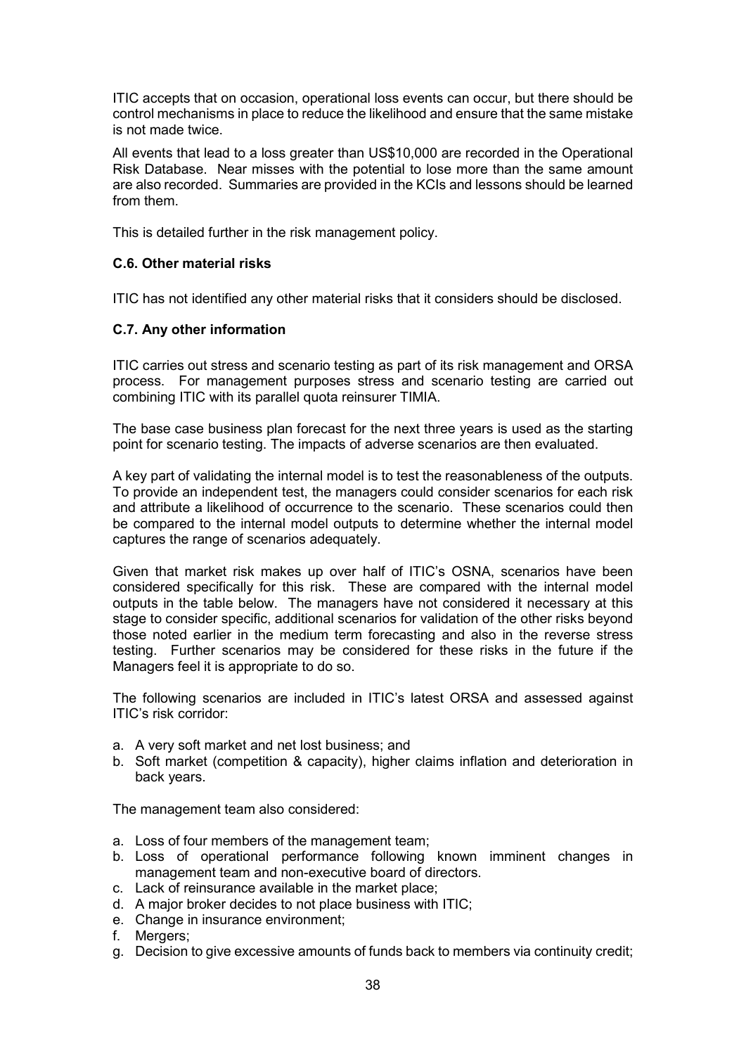ITIC accepts that on occasion, operational loss events can occur, but there should be control mechanisms in place to reduce the likelihood and ensure that the same mistake is not made twice.

All events that lead to a loss greater than US$10,000 are recorded in the Operational Risk Database. Near misses with the potential to lose more than the same amount are also recorded. Summaries are provided in the KCIs and lessons should be learned from them.

This is detailed further in the risk management policy.

### C.6. Other material risks

ITIC has not identified any other material risks that it considers should be disclosed.

### C.7. Any other information

ITIC carries out stress and scenario testing as part of its risk management and ORSA process. For management purposes stress and scenario testing are carried out combining ITIC with its parallel quota reinsurer TIMIA.

The base case business plan forecast for the next three years is used as the starting point for scenario testing. The impacts of adverse scenarios are then evaluated.

A key part of validating the internal model is to test the reasonableness of the outputs. To provide an independent test, the managers could consider scenarios for each risk and attribute a likelihood of occurrence to the scenario. These scenarios could then be compared to the internal model outputs to determine whether the internal model captures the range of scenarios adequately.

Given that market risk makes up over half of ITIC's OSNA, scenarios have been considered specifically for this risk. These are compared with the internal model outputs in the table below. The managers have not considered it necessary at this stage to consider specific, additional scenarios for validation of the other risks beyond those noted earlier in the medium term forecasting and also in the reverse stress testing. Further scenarios may be considered for these risks in the future if the Managers feel it is appropriate to do so.

The following scenarios are included in ITIC's latest ORSA and assessed against ITIC's risk corridor:

a. A very soft market and net lost business; and
b. Soft market (competition & capacity), higher claims inflation and deterioration in back years.

The management team also considered:

a. Loss of four members of the management team;
b. Loss of operational performance following known imminent changes in management team and non-executive board of directors.
c. Lack of reinsurance available in the market place;
d. A major broker decides to not place business with ITIC;
e. Change in insurance environment;
f. Mergers;
g. Decision to give excessive amounts of funds back to members via continuity credit;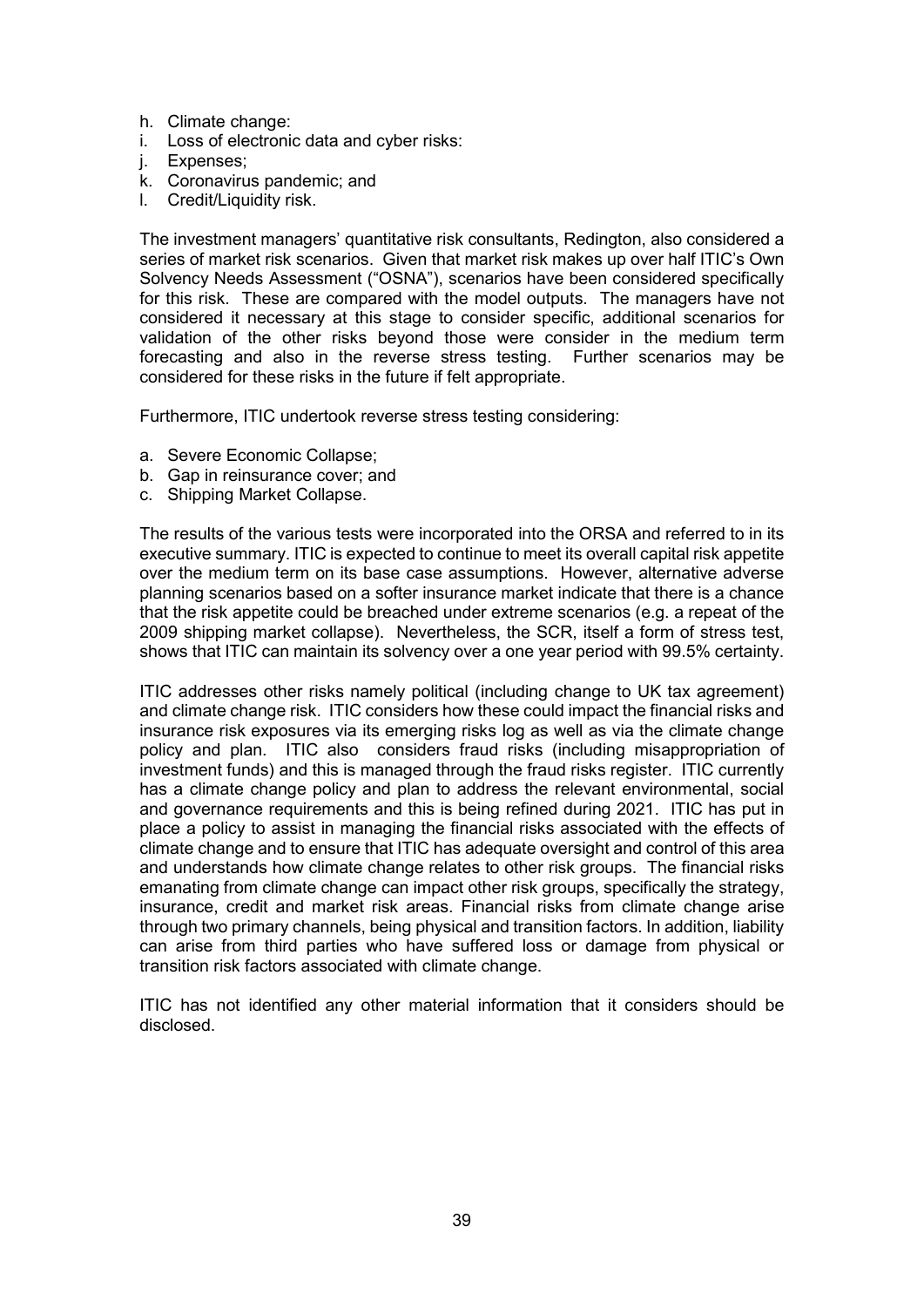h. Climate change:
i. Loss of electronic data and cyber risks:
j. Expenses;
k. Coronavirus pandemic; and
l. Credit/Liquidity risk.

The investment managers' quantitative risk consultants, Redington, also considered a series of market risk scenarios. Given that market risk makes up over half ITIC's Own Solvency Needs Assessment ("OSNA"), scenarios have been considered specifically for this risk. These are compared with the model outputs. The managers have not considered it necessary at this stage to consider specific, additional scenarios for validation of the other risks beyond those were consider in the medium term forecasting and also in the reverse stress testing. Further scenarios may be considered for these risks in the future if felt appropriate.

Furthermore, ITIC undertook reverse stress testing considering:

a. Severe Economic Collapse;
b. Gap in reinsurance cover; and
c. Shipping Market Collapse.

The results of the various tests were incorporated into the ORSA and referred to in its executive summary. ITIC is expected to continue to meet its overall capital risk appetite over the medium term on its base case assumptions. However, alternative adverse planning scenarios based on a softer insurance market indicate that there is a chance that the risk appetite could be breached under extreme scenarios (e.g. a repeat of the 2009 shipping market collapse). Nevertheless, the SCR, itself a form of stress test, shows that ITIC can maintain its solvency over a one year period with 99.5% certainty.

ITIC addresses other risks namely political (including change to UK tax agreement) and climate change risk. ITIC considers how these could impact the financial risks and insurance risk exposures via its emerging risks log as well as via the climate change policy and plan. ITIC also considers fraud risks (including misappropriation of investment funds) and this is managed through the fraud risks register. ITIC currently has a climate change policy and plan to address the relevant environmental, social and governance requirements and this is being refined during 2021. ITIC has put in place a policy to assist in managing the financial risks associated with the effects of climate change and to ensure that ITIC has adequate oversight and control of this area and understands how climate change relates to other risk groups. The financial risks emanating from climate change can impact other risk groups, specifically the strategy, insurance, credit and market risk areas. Financial risks from climate change arise through two primary channels, being physical and transition factors. In addition, liability can arise from third parties who have suffered loss or damage from physical or transition risk factors associated with climate change.

ITIC has not identified any other material information that it considers should be disclosed.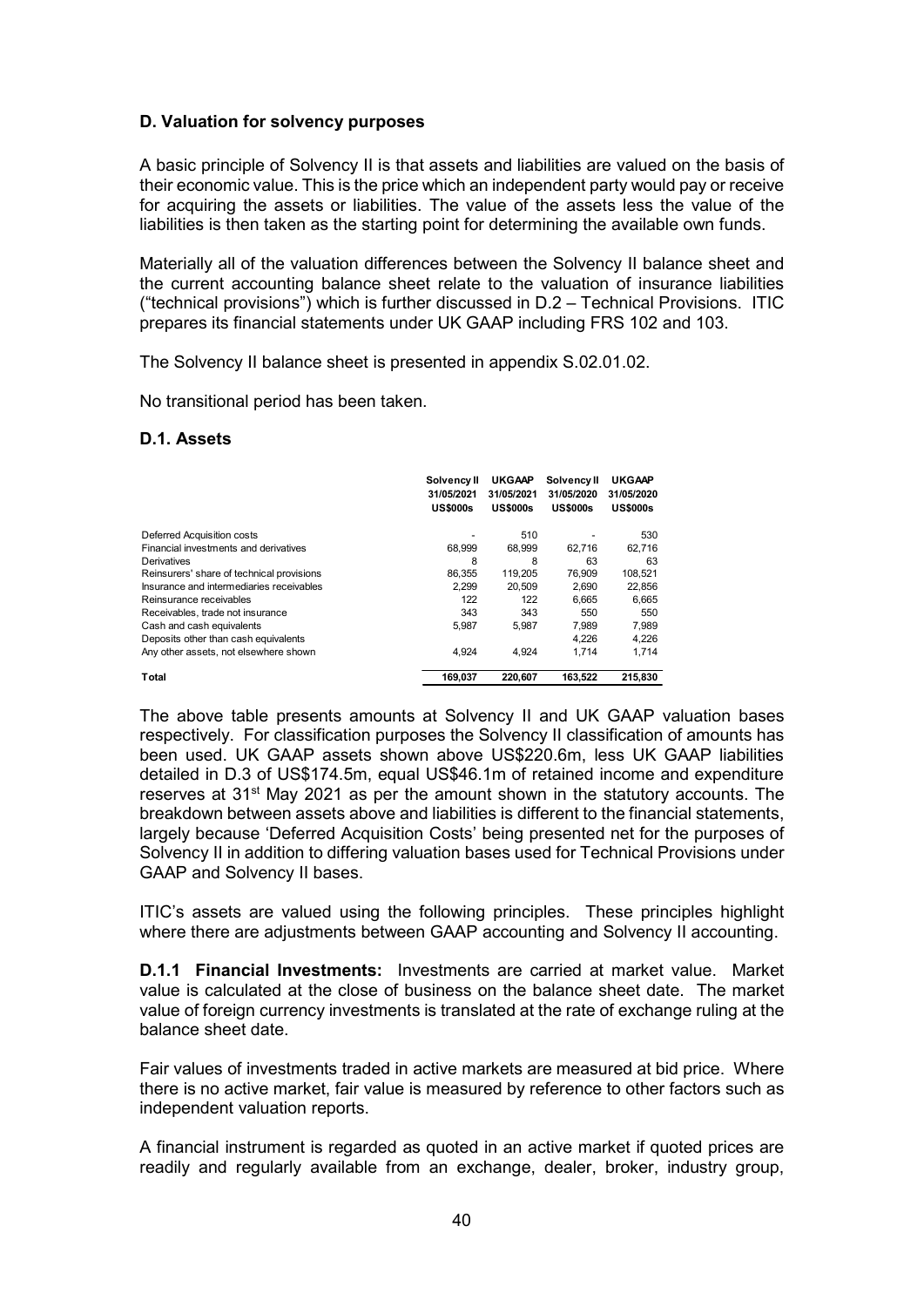## D. Valuation for solvency purposes

A basic principle of Solvency II is that assets and liabilities are valued on the basis of their economic value. This is the price which an independent party would pay or receive for acquiring the assets or liabilities. The value of the assets less the value of the liabilities is then taken as the starting point for determining the available own funds.

Materially all of the valuation differences between the Solvency II balance sheet and the current accounting balance sheet relate to the valuation of insurance liabilities ("technical provisions") which is further discussed in D.2 – Technical Provisions. ITIC prepares its financial statements under UK GAAP including FRS 102 and 103.

The Solvency II balance sheet is presented in appendix S.02.01.02.

No transitional period has been taken.

### D.1. Assets

| | Solvency II 31/05/2021 US$000s | UKGAAP 31/05/2021 US$000s | Solvency II 31/05/2020 US$000s | UKGAAP 31/05/2020 US$000s |
|---|---|---|---|---|
| Deferred Acquisition costs | - | 510 | - | 530 |
| Financial investments and derivatives | 68,999 | 68,999 | 62,716 | 62,716 |
| Derivatives | 8 | 8 | 63 | 63 |
| Reinsurers' share of technical provisions | 86,355 | 119,205 | 76,909 | 108,521 |
| Insurance and intermediaries receivables | 2,299 | 20,509 | 2,690 | 22,856 |
| Reinsurance receivables | 122 | 122 | 6,665 | 6,665 |
| Receivables, trade not insurance | 343 | 343 | 550 | 550 |
| Cash and cash equivalents | 5,987 | 5,987 | 7,989 | 7,989 |
| Deposits other than cash equivalents | | | 4,226 | 4,226 |
| Any other assets, not elsewhere shown | 4,924 | 4,924 | 1,714 | 1,714 |
| **Total** | **169,037** | **220,607** | **163,522** | **215,830** |

The above table presents amounts at Solvency II and UK GAAP valuation bases respectively. For classification purposes the Solvency II classification of amounts has been used. UK GAAP assets shown above US$220.6m, less UK GAAP liabilities detailed in D.3 of US$174.5m, equal US$46.1m of retained income and expenditure reserves at 31st May 2021 as per the amount shown in the statutory accounts. The breakdown between assets above and liabilities is different to the financial statements, largely because 'Deferred Acquisition Costs' being presented net for the purposes of Solvency II in addition to differing valuation bases used for Technical Provisions under GAAP and Solvency II bases.

ITIC's assets are valued using the following principles. These principles highlight where there are adjustments between GAAP accounting and Solvency II accounting.

**D.1.1 Financial Investments:** Investments are carried at market value. Market value is calculated at the close of business on the balance sheet date. The market value of foreign currency investments is translated at the rate of exchange ruling at the balance sheet date.

Fair values of investments traded in active markets are measured at bid price. Where there is no active market, fair value is measured by reference to other factors such as independent valuation reports.

A financial instrument is regarded as quoted in an active market if quoted prices are readily and regularly available from an exchange, dealer, broker, industry group,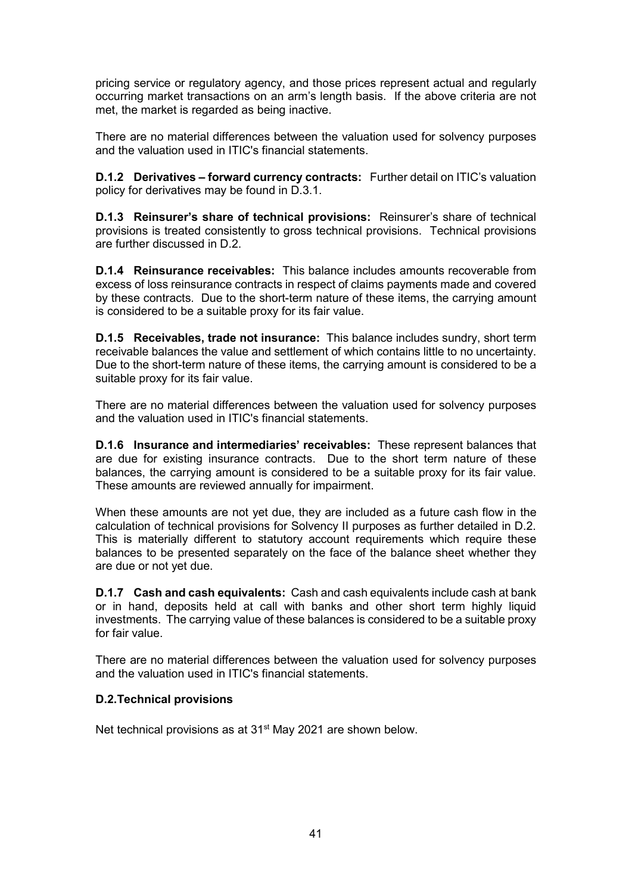pricing service or regulatory agency, and those prices represent actual and regularly occurring market transactions on an arm's length basis. If the above criteria are not met, the market is regarded as being inactive.

There are no material differences between the valuation used for solvency purposes and the valuation used in ITIC's financial statements.

**D.1.2 Derivatives – forward currency contracts:** Further detail on ITIC's valuation policy for derivatives may be found in D.3.1.

**D.1.3 Reinsurer's share of technical provisions:** Reinsurer's share of technical provisions is treated consistently to gross technical provisions. Technical provisions are further discussed in D.2.

**D.1.4 Reinsurance receivables:** This balance includes amounts recoverable from excess of loss reinsurance contracts in respect of claims payments made and covered by these contracts. Due to the short-term nature of these items, the carrying amount is considered to be a suitable proxy for its fair value.

**D.1.5 Receivables, trade not insurance:** This balance includes sundry, short term receivable balances the value and settlement of which contains little to no uncertainty. Due to the short-term nature of these items, the carrying amount is considered to be a suitable proxy for its fair value.

There are no material differences between the valuation used for solvency purposes and the valuation used in ITIC's financial statements.

**D.1.6 Insurance and intermediaries' receivables:** These represent balances that are due for existing insurance contracts. Due to the short term nature of these balances, the carrying amount is considered to be a suitable proxy for its fair value. These amounts are reviewed annually for impairment.

When these amounts are not yet due, they are included as a future cash flow in the calculation of technical provisions for Solvency II purposes as further detailed in D.2. This is materially different to statutory account requirements which require these balances to be presented separately on the face of the balance sheet whether they are due or not yet due.

**D.1.7 Cash and cash equivalents:** Cash and cash equivalents include cash at bank or in hand, deposits held at call with banks and other short term highly liquid investments. The carrying value of these balances is considered to be a suitable proxy for fair value.

There are no material differences between the valuation used for solvency purposes and the valuation used in ITIC's financial statements.

## D.2.Technical provisions

Net technical provisions as at 31st May 2021 are shown below.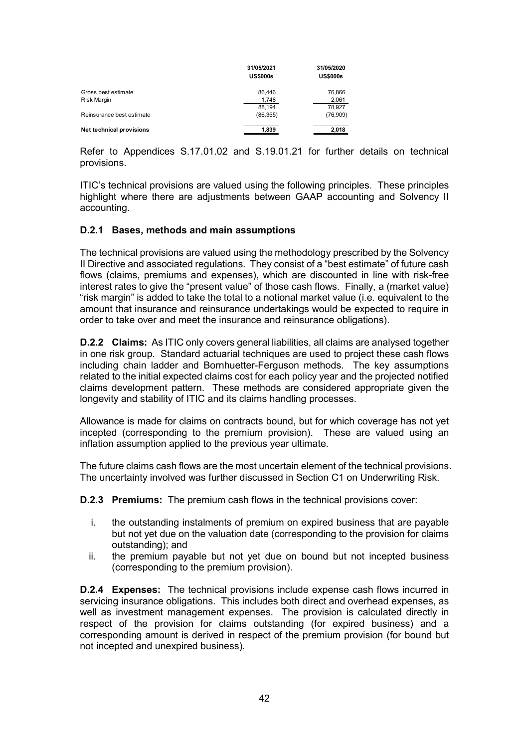|  | 31/05/2021 US$000s | 31/05/2020 US$000s |
|---|---|---|
| Gross best estimate | 86,446 | 76,866 |
| Risk Margin | 1,748 | 2,061 |
|  | 88,194 | 78,927 |
| Reinsurance best estimate | (86,355) | (76,909) |
| **Net technical provisions** | **1,839** | **2,018** |

Refer to Appendices S.17.01.02 and S.19.01.21 for further details on technical provisions.

ITIC's technical provisions are valued using the following principles. These principles highlight where there are adjustments between GAAP accounting and Solvency II accounting.

### D.2.1 Bases, methods and main assumptions

The technical provisions are valued using the methodology prescribed by the Solvency II Directive and associated regulations. They consist of a "best estimate" of future cash flows (claims, premiums and expenses), which are discounted in line with risk-free interest rates to give the "present value" of those cash flows. Finally, a (market value) "risk margin" is added to take the total to a notional market value (i.e. equivalent to the amount that insurance and reinsurance undertakings would be expected to require in order to take over and meet the insurance and reinsurance obligations).

**D.2.2 Claims:** As ITIC only covers general liabilities, all claims are analysed together in one risk group. Standard actuarial techniques are used to project these cash flows including chain ladder and Bornhuetter-Ferguson methods. The key assumptions related to the initial expected claims cost for each policy year and the projected notified claims development pattern. These methods are considered appropriate given the longevity and stability of ITIC and its claims handling processes.

Allowance is made for claims on contracts bound, but for which coverage has not yet incepted (corresponding to the premium provision). These are valued using an inflation assumption applied to the previous year ultimate.

The future claims cash flows are the most uncertain element of the technical provisions. The uncertainty involved was further discussed in Section C1 on Underwriting Risk.

**D.2.3 Premiums:** The premium cash flows in the technical provisions cover:

i. the outstanding instalments of premium on expired business that are payable but not yet due on the valuation date (corresponding to the provision for claims outstanding); and
ii. the premium payable but not yet due on bound but not incepted business (corresponding to the premium provision).

**D.2.4 Expenses:** The technical provisions include expense cash flows incurred in servicing insurance obligations. This includes both direct and overhead expenses, as well as investment management expenses. The provision is calculated directly in respect of the provision for claims outstanding (for expired business) and a corresponding amount is derived in respect of the premium provision (for bound but not incepted and unexpired business).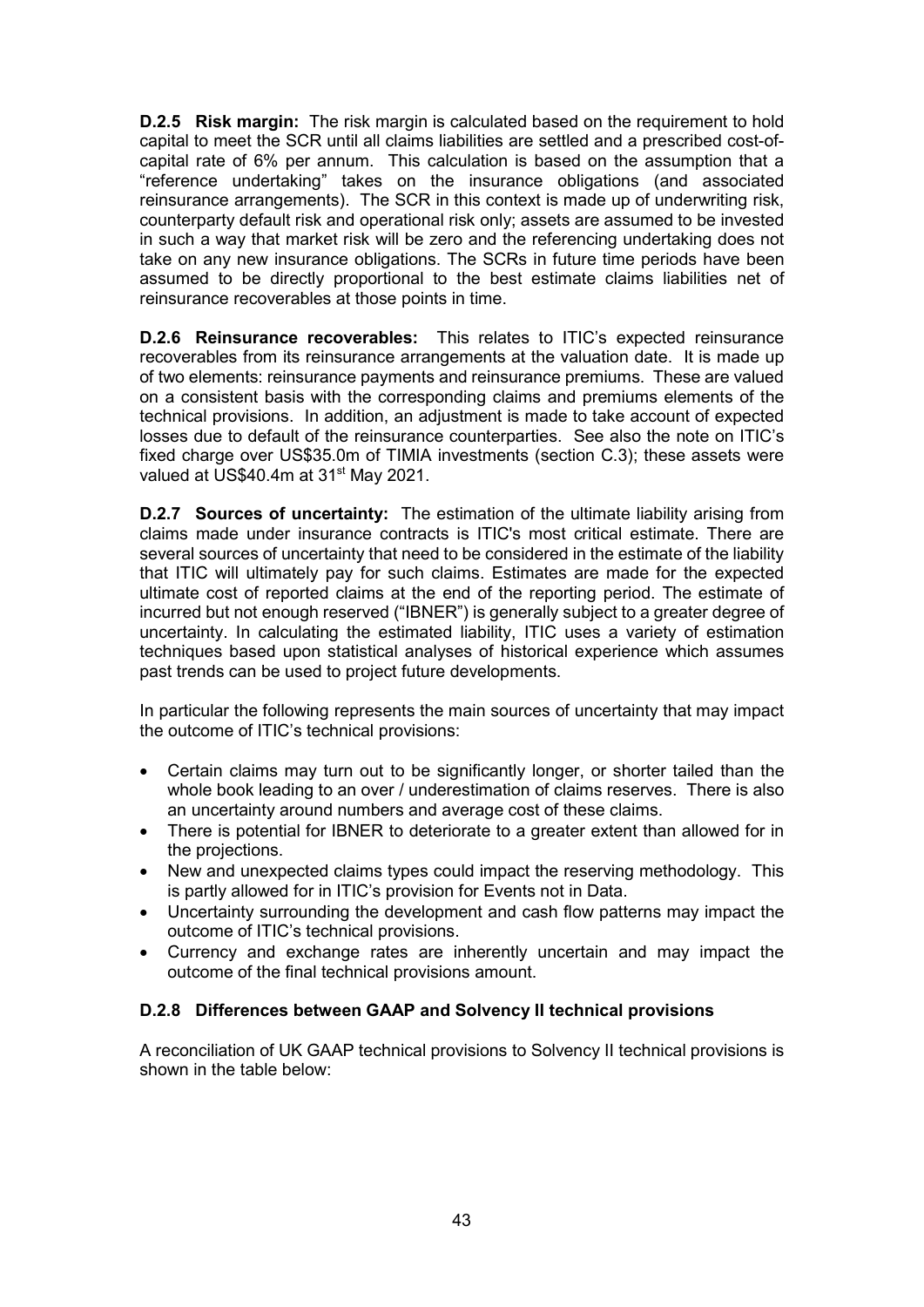**D.2.5 Risk margin:** The risk margin is calculated based on the requirement to hold capital to meet the SCR until all claims liabilities are settled and a prescribed cost-of-capital rate of 6% per annum. This calculation is based on the assumption that a "reference undertaking" takes on the insurance obligations (and associated reinsurance arrangements). The SCR in this context is made up of underwriting risk, counterparty default risk and operational risk only; assets are assumed to be invested in such a way that market risk will be zero and the referencing undertaking does not take on any new insurance obligations. The SCRs in future time periods have been assumed to be directly proportional to the best estimate claims liabilities net of reinsurance recoverables at those points in time.

**D.2.6 Reinsurance recoverables:** This relates to ITIC's expected reinsurance recoverables from its reinsurance arrangements at the valuation date. It is made up of two elements: reinsurance payments and reinsurance premiums. These are valued on a consistent basis with the corresponding claims and premiums elements of the technical provisions. In addition, an adjustment is made to take account of expected losses due to default of the reinsurance counterparties. See also the note on ITIC's fixed charge over US$35.0m of TIMIA investments (section C.3); these assets were valued at US$40.4m at 31st May 2021.

**D.2.7 Sources of uncertainty:** The estimation of the ultimate liability arising from claims made under insurance contracts is ITIC's most critical estimate. There are several sources of uncertainty that need to be considered in the estimate of the liability that ITIC will ultimately pay for such claims. Estimates are made for the expected ultimate cost of reported claims at the end of the reporting period. The estimate of incurred but not enough reserved ("IBNER") is generally subject to a greater degree of uncertainty. In calculating the estimated liability, ITIC uses a variety of estimation techniques based upon statistical analyses of historical experience which assumes past trends can be used to project future developments.

In particular the following represents the main sources of uncertainty that may impact the outcome of ITIC's technical provisions:

- Certain claims may turn out to be significantly longer, or shorter tailed than the whole book leading to an over / underestimation of claims reserves. There is also an uncertainty around numbers and average cost of these claims.
- There is potential for IBNER to deteriorate to a greater extent than allowed for in the projections.
- New and unexpected claims types could impact the reserving methodology. This is partly allowed for in ITIC's provision for Events not in Data.
- Uncertainty surrounding the development and cash flow patterns may impact the outcome of ITIC's technical provisions.
- Currency and exchange rates are inherently uncertain and may impact the outcome of the final technical provisions amount.

### D.2.8 Differences between GAAP and Solvency II technical provisions

A reconciliation of UK GAAP technical provisions to Solvency II technical provisions is shown in the table below: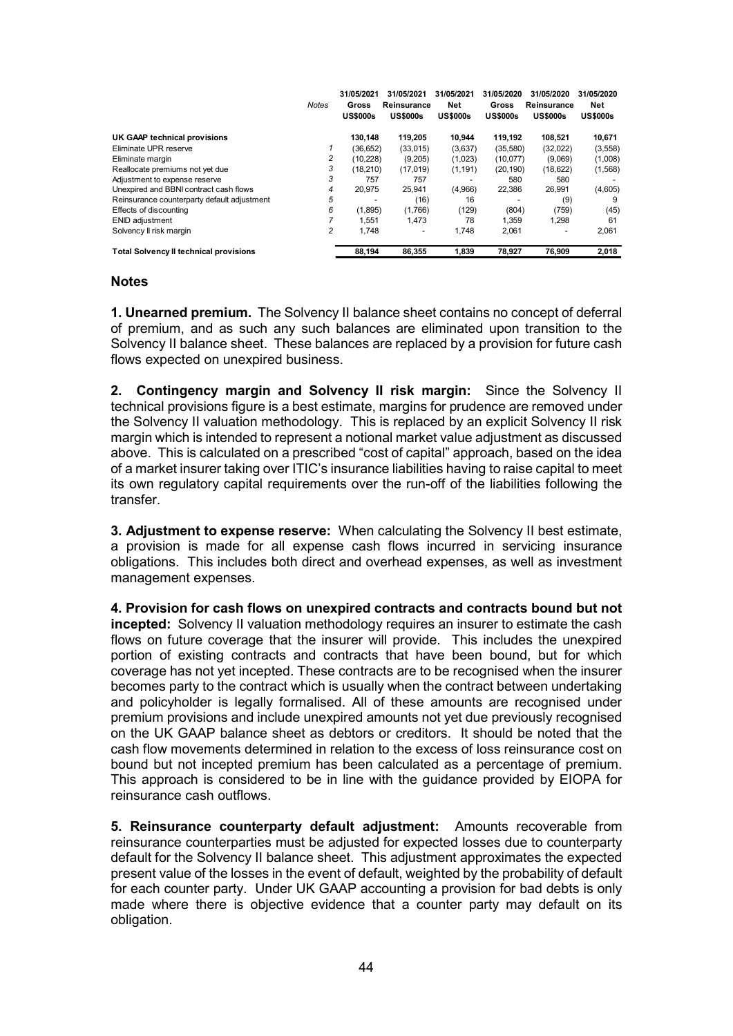|  | Notes | 31/05/2021 Gross US$000s | 31/05/2021 Reinsurance US$000s | 31/05/2021 Net US$000s | 31/05/2020 Gross US$000s | 31/05/2020 Reinsurance US$000s | 31/05/2020 Net US$000s |
|---|---|---|---|---|---|---|---|
| **UK GAAP technical provisions** |  | **130,148** | **119,205** | **10,944** | **119,192** | **108,521** | **10,671** |
| Eliminate UPR reserve | 1 | (36,652) | (33,015) | (3,637) | (35,580) | (32,022) | (3,558) |
| Eliminate margin | 2 | (10,228) | (9,205) | (1,023) | (10,077) | (9,069) | (1,008) |
| Reallocate premiums not yet due | 3 | (18,210) | (17,019) | (1,191) | (20,190) | (18,622) | (1,568) |
| Adjustment to expense reserve | 3 | 757 | 757 | - | 580 | 580 | - |
| Unexpired and BBNI contract cash flows | 4 | 20,975 | 25,941 | (4,966) | 22,386 | 26,991 | (4,605) |
| Reinsurance counterparty default adjustment | 5 | - | (16) | 16 | - | (9) | 9 |
| Effects of discounting | 6 | (1,895) | (1,766) | (129) | (804) | (759) | (45) |
| ENID adjustment | 7 | 1,551 | 1,473 | 78 | 1,359 | 1,298 | 61 |
| Solvency II risk margin | 2 | 1,748 | - | 1,748 | 2,061 | - | 2,061 |
| **Total Solvency II technical provisions** |  | **88,194** | **86,355** | **1,839** | **78,927** | **76,909** | **2,018** |

## Notes

**1. Unearned premium.** The Solvency II balance sheet contains no concept of deferral of premium, and as such any such balances are eliminated upon transition to the Solvency II balance sheet. These balances are replaced by a provision for future cash flows expected on unexpired business.

**2. Contingency margin and Solvency II risk margin:** Since the Solvency II technical provisions figure is a best estimate, margins for prudence are removed under the Solvency II valuation methodology. This is replaced by an explicit Solvency II risk margin which is intended to represent a notional market value adjustment as discussed above. This is calculated on a prescribed "cost of capital" approach, based on the idea of a market insurer taking over ITIC's insurance liabilities having to raise capital to meet its own regulatory capital requirements over the run-off of the liabilities following the transfer.

**3. Adjustment to expense reserve:** When calculating the Solvency II best estimate, a provision is made for all expense cash flows incurred in servicing insurance obligations. This includes both direct and overhead expenses, as well as investment management expenses.

**4. Provision for cash flows on unexpired contracts and contracts bound but not incepted:** Solvency II valuation methodology requires an insurer to estimate the cash flows on future coverage that the insurer will provide. This includes the unexpired portion of existing contracts and contracts that have been bound, but for which coverage has not yet incepted. These contracts are to be recognised when the insurer becomes party to the contract which is usually when the contract between undertaking and policyholder is legally formalised. All of these amounts are recognised under premium provisions and include unexpired amounts not yet due previously recognised on the UK GAAP balance sheet as debtors or creditors. It should be noted that the cash flow movements determined in relation to the excess of loss reinsurance cost on bound but not incepted premium has been calculated as a percentage of premium. This approach is considered to be in line with the guidance provided by EIOPA for reinsurance cash outflows.

**5. Reinsurance counterparty default adjustment:** Amounts recoverable from reinsurance counterparties must be adjusted for expected losses due to counterparty default for the Solvency II balance sheet. This adjustment approximates the expected present value of the losses in the event of default, weighted by the probability of default for each counter party. Under UK GAAP accounting a provision for bad debts is only made where there is objective evidence that a counter party may default on its obligation.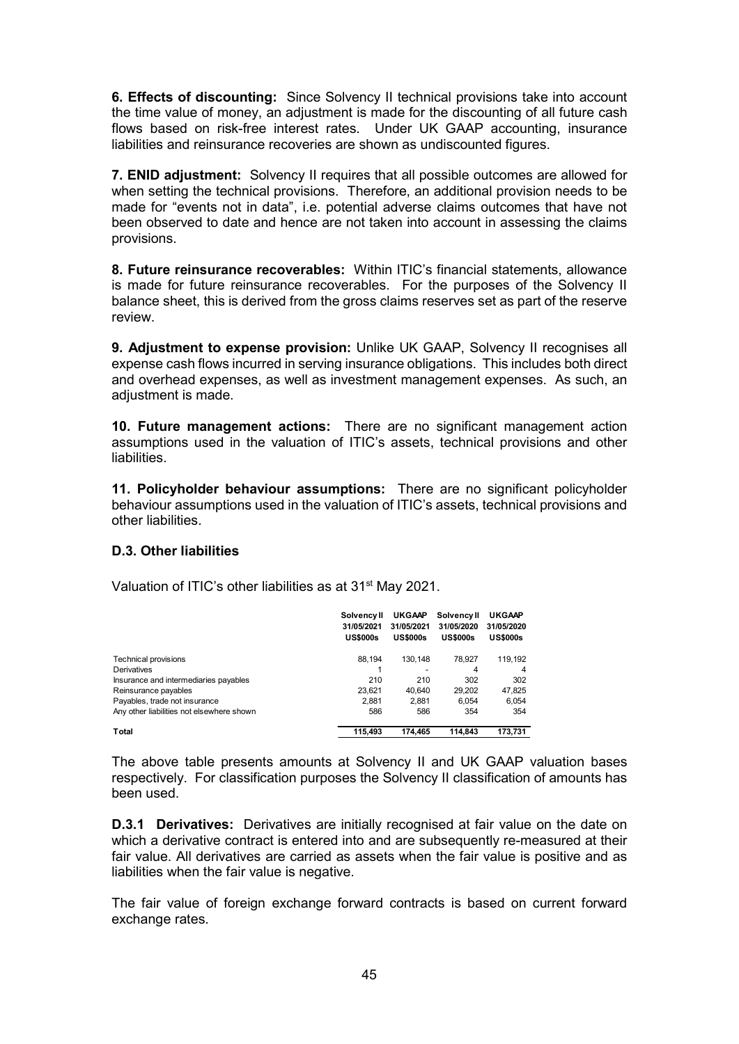**6. Effects of discounting:** Since Solvency II technical provisions take into account the time value of money, an adjustment is made for the discounting of all future cash flows based on risk-free interest rates. Under UK GAAP accounting, insurance liabilities and reinsurance recoveries are shown as undiscounted figures.

**7. ENID adjustment:** Solvency II requires that all possible outcomes are allowed for when setting the technical provisions. Therefore, an additional provision needs to be made for "events not in data", i.e. potential adverse claims outcomes that have not been observed to date and hence are not taken into account in assessing the claims provisions.

**8. Future reinsurance recoverables:** Within ITIC's financial statements, allowance is made for future reinsurance recoverables. For the purposes of the Solvency II balance sheet, this is derived from the gross claims reserves set as part of the reserve review.

**9. Adjustment to expense provision:** Unlike UK GAAP, Solvency II recognises all expense cash flows incurred in serving insurance obligations. This includes both direct and overhead expenses, as well as investment management expenses. As such, an adjustment is made.

**10. Future management actions:** There are no significant management action assumptions used in the valuation of ITIC's assets, technical provisions and other liabilities.

**11. Policyholder behaviour assumptions:** There are no significant policyholder behaviour assumptions used in the valuation of ITIC's assets, technical provisions and other liabilities.

### D.3. Other liabilities

Valuation of ITIC's other liabilities as at 31st May 2021.

| | Solvency II 31/05/2021 US$000s | UKGAAP 31/05/2021 US$000s | Solvency II 31/05/2020 US$000s | UKGAAP 31/05/2020 US$000s |
|---|---|---|---|---|
| Technical provisions | 88,194 | 130,148 | 78,927 | 119,192 |
| Derivatives | 1 | - | 4 | 4 |
| Insurance and intermediaries payables | 210 | 210 | 302 | 302 |
| Reinsurance payables | 23,621 | 40,640 | 29,202 | 47,825 |
| Payables, trade not insurance | 2,881 | 2,881 | 6,054 | 6,054 |
| Any other liabilities not elsewhere shown | 586 | 586 | 354 | 354 |
| **Total** | **115,493** | **174,465** | **114,843** | **173,731** |

The above table presents amounts at Solvency II and UK GAAP valuation bases respectively. For classification purposes the Solvency II classification of amounts has been used.

**D.3.1 Derivatives:** Derivatives are initially recognised at fair value on the date on which a derivative contract is entered into and are subsequently re-measured at their fair value. All derivatives are carried as assets when the fair value is positive and as liabilities when the fair value is negative.

The fair value of foreign exchange forward contracts is based on current forward exchange rates.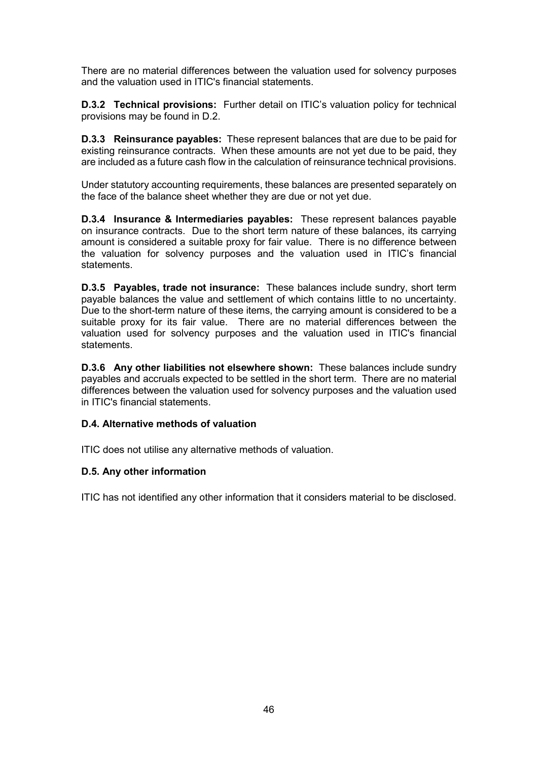There are no material differences between the valuation used for solvency purposes and the valuation used in ITIC's financial statements.

**D.3.2 Technical provisions:** Further detail on ITIC's valuation policy for technical provisions may be found in D.2.

**D.3.3 Reinsurance payables:** These represent balances that are due to be paid for existing reinsurance contracts. When these amounts are not yet due to be paid, they are included as a future cash flow in the calculation of reinsurance technical provisions.

Under statutory accounting requirements, these balances are presented separately on the face of the balance sheet whether they are due or not yet due.

**D.3.4 Insurance & Intermediaries payables:** These represent balances payable on insurance contracts. Due to the short term nature of these balances, its carrying amount is considered a suitable proxy for fair value. There is no difference between the valuation for solvency purposes and the valuation used in ITIC's financial statements.

**D.3.5 Payables, trade not insurance:** These balances include sundry, short term payable balances the value and settlement of which contains little to no uncertainty. Due to the short-term nature of these items, the carrying amount is considered to be a suitable proxy for its fair value. There are no material differences between the valuation used for solvency purposes and the valuation used in ITIC's financial statements.

**D.3.6 Any other liabilities not elsewhere shown:** These balances include sundry payables and accruals expected to be settled in the short term. There are no material differences between the valuation used for solvency purposes and the valuation used in ITIC's financial statements.

### D.4. Alternative methods of valuation

ITIC does not utilise any alternative methods of valuation.

### D.5. Any other information

ITIC has not identified any other information that it considers material to be disclosed.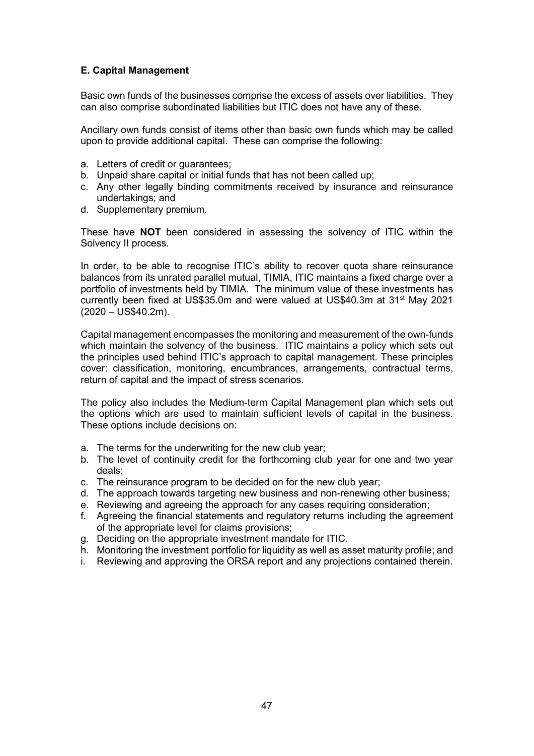## E. Capital Management

Basic own funds of the businesses comprise the excess of assets over liabilities. They can also comprise subordinated liabilities but ITIC does not have any of these.

Ancillary own funds consist of items other than basic own funds which may be called upon to provide additional capital. These can comprise the following:

a. Letters of credit or guarantees;
b. Unpaid share capital or initial funds that has not been called up;
c. Any other legally binding commitments received by insurance and reinsurance undertakings; and
d. Supplementary premium.

These have **NOT** been considered in assessing the solvency of ITIC within the Solvency II process.

In order, to be able to recognise ITIC's ability to recover quota share reinsurance balances from its unrated parallel mutual, TIMIA, ITIC maintains a fixed charge over a portfolio of investments held by TIMIA. The minimum value of these investments has currently been fixed at US$35.0m and were valued at US$40.3m at 31st May 2021 (2020 – US$40.2m).

Capital management encompasses the monitoring and measurement of the own-funds which maintain the solvency of the business. ITIC maintains a policy which sets out the principles used behind ITIC's approach to capital management. These principles cover: classification, monitoring, encumbrances, arrangements, contractual terms, return of capital and the impact of stress scenarios.

The policy also includes the Medium-term Capital Management plan which sets out the options which are used to maintain sufficient levels of capital in the business. These options include decisions on:

a. The terms for the underwriting for the new club year;
b. The level of continuity credit for the forthcoming club year for one and two year deals;
c. The reinsurance program to be decided on for the new club year;
d. The approach towards targeting new business and non-renewing other business;
e. Reviewing and agreeing the approach for any cases requiring consideration;
f. Agreeing the financial statements and regulatory returns including the agreement of the appropriate level for claims provisions;
g. Deciding on the appropriate investment mandate for ITIC.
h. Monitoring the investment portfolio for liquidity as well as asset maturity profile; and
i. Reviewing and approving the ORSA report and any projections contained therein.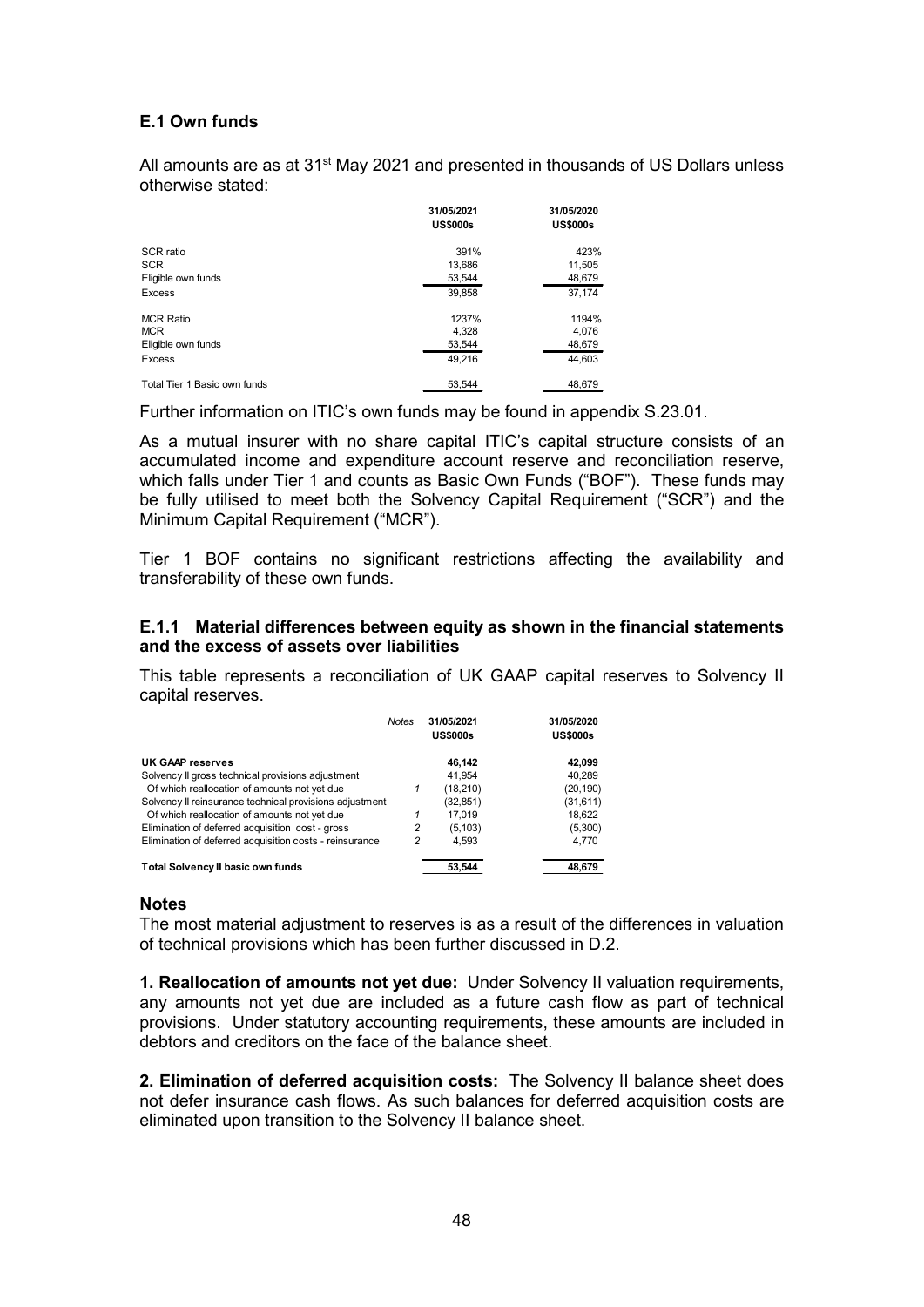### E.1 Own funds

All amounts are as at 31st May 2021 and presented in thousands of US Dollars unless otherwise stated:

| | 31/05/2021 US$000s | 31/05/2020 US$000s |
|---|---|---|
| SCR ratio | 391% | 423% |
| SCR | 13,686 | 11,505 |
| Eligible own funds | 53,544 | 48,679 |
| Excess | 39,858 | 37,174 |
| MCR Ratio | 1237% | 1194% |
| MCR | 4,328 | 4,076 |
| Eligible own funds | 53,544 | 48,679 |
| Excess | 49,216 | 44,603 |
| Total Tier 1 Basic own funds | 53,544 | 48,679 |

Further information on ITIC's own funds may be found in appendix S.23.01.

As a mutual insurer with no share capital ITIC's capital structure consists of an accumulated income and expenditure account reserve and reconciliation reserve, which falls under Tier 1 and counts as Basic Own Funds ("BOF"). These funds may be fully utilised to meet both the Solvency Capital Requirement ("SCR") and the Minimum Capital Requirement ("MCR").

Tier 1 BOF contains no significant restrictions affecting the availability and transferability of these own funds.

#### E.1.1 Material differences between equity as shown in the financial statements and the excess of assets over liabilities

This table represents a reconciliation of UK GAAP capital reserves to Solvency II capital reserves.

| | *Notes* | 31/05/2021 US$000s | 31/05/2020 US$000s |
|---|---|---|---|
| **UK GAAP reserves** | | **46,142** | **42,099** |
| Solvency II gross technical provisions adjustment | | 41,954 | 40,289 |
| Of which reallocation of amounts not yet due | *1* | (18,210) | (20,190) |
| Solvency II reinsurance technical provisions adjustment | | (32,851) | (31,611) |
| Of which reallocation of amounts not yet due | *1* | 17,019 | 18,622 |
| Elimination of deferred acquisition cost - gross | *2* | (5,103) | (5,300) |
| Elimination of deferred acquisition costs - reinsurance | *2* | 4,593 | 4,770 |
| **Total Solvency II basic own funds** | | **53,544** | **48,679** |

#### Notes

The most material adjustment to reserves is as a result of the differences in valuation of technical provisions which has been further discussed in D.2.

**1. Reallocation of amounts not yet due:** Under Solvency II valuation requirements, any amounts not yet due are included as a future cash flow as part of technical provisions. Under statutory accounting requirements, these amounts are included in debtors and creditors on the face of the balance sheet.

**2. Elimination of deferred acquisition costs:** The Solvency II balance sheet does not defer insurance cash flows. As such balances for deferred acquisition costs are eliminated upon transition to the Solvency II balance sheet.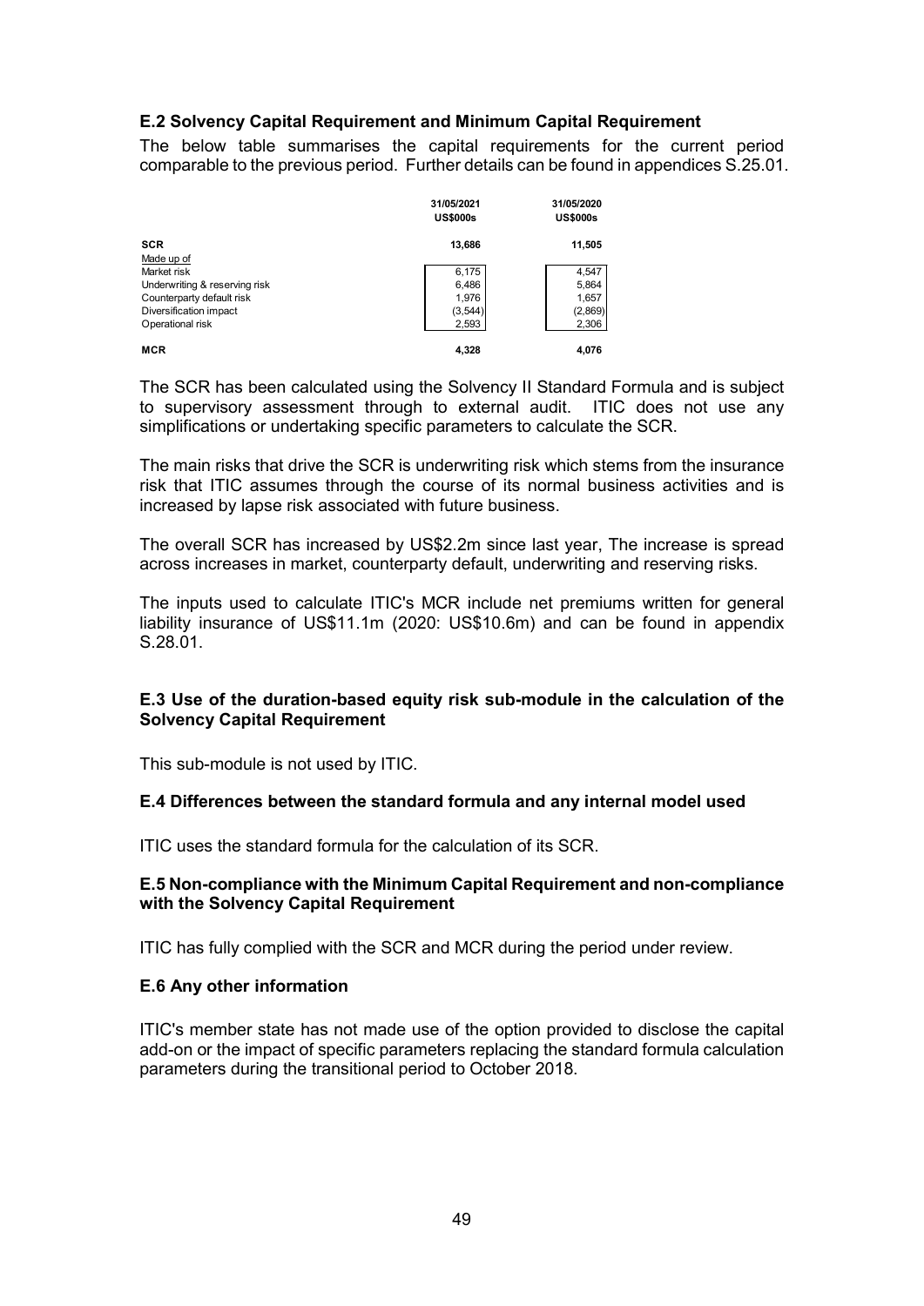## E.2 Solvency Capital Requirement and Minimum Capital Requirement

The below table summarises the capital requirements for the current period comparable to the previous period. Further details can be found in appendices S.25.01.

| | 31/05/2021<br>US$000s | 31/05/2020<br>US$000s |
|---|---|---|
| **SCR** | **13,686** | **11,505** |
| Made up of | | |
| Market risk | 6,175 | 4,547 |
| Underwriting & reserving risk | 6,486 | 5,864 |
| Counterparty default risk | 1,976 | 1,657 |
| Diversification impact | (3,544) | (2,869) |
| Operational risk | 2,593 | 2,306 |
| **MCR** | **4,328** | **4,076** |

The SCR has been calculated using the Solvency II Standard Formula and is subject to supervisory assessment through to external audit. ITIC does not use any simplifications or undertaking specific parameters to calculate the SCR.

The main risks that drive the SCR is underwriting risk which stems from the insurance risk that ITIC assumes through the course of its normal business activities and is increased by lapse risk associated with future business.

The overall SCR has increased by US$2.2m since last year, The increase is spread across increases in market, counterparty default, underwriting and reserving risks.

The inputs used to calculate ITIC's MCR include net premiums written for general liability insurance of US$11.1m (2020: US$10.6m) and can be found in appendix S.28.01.

## E.3 Use of the duration-based equity risk sub-module in the calculation of the Solvency Capital Requirement

This sub-module is not used by ITIC.

## E.4 Differences between the standard formula and any internal model used

ITIC uses the standard formula for the calculation of its SCR.

## E.5 Non-compliance with the Minimum Capital Requirement and non-compliance with the Solvency Capital Requirement

ITIC has fully complied with the SCR and MCR during the period under review.

## E.6 Any other information

ITIC's member state has not made use of the option provided to disclose the capital add-on or the impact of specific parameters replacing the standard formula calculation parameters during the transitional period to October 2018.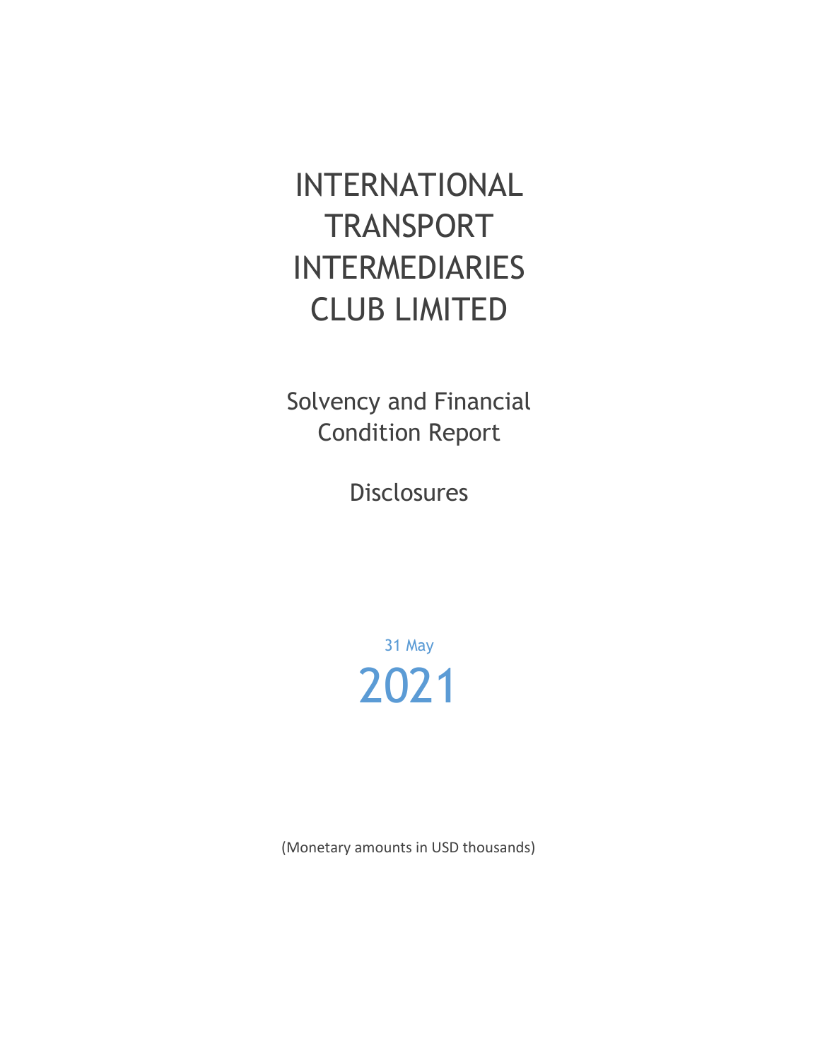# INTERNATIONAL TRANSPORT INTERMEDIARIES CLUB LIMITED

Solvency and Financial Condition Report

Disclosures

31 May

2021

(Monetary amounts in USD thousands)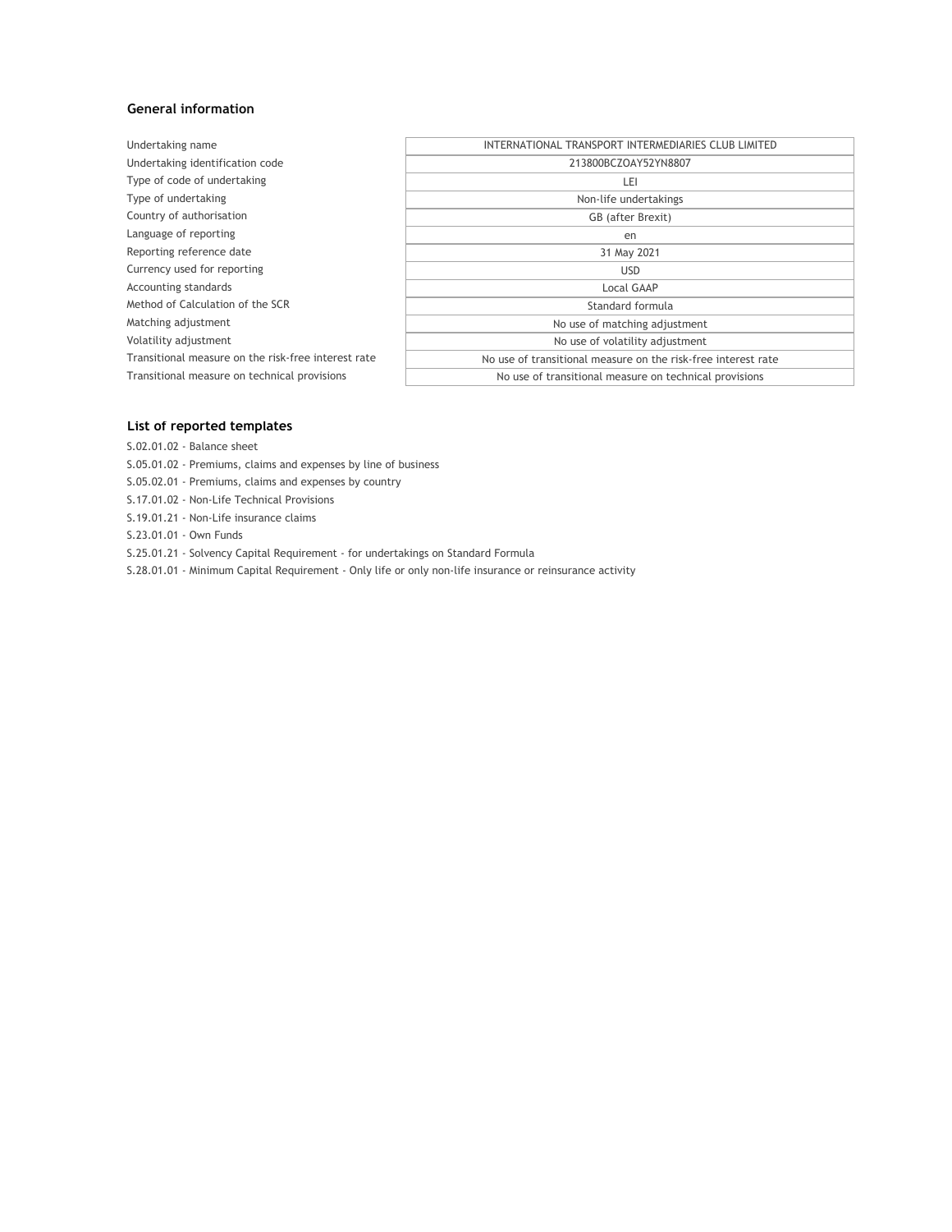## General information

| | |
|---|---|
| Undertaking name | INTERNATIONAL TRANSPORT INTERMEDIARIES CLUB LIMITED |
| Undertaking identification code | 213800BCZOAY52YN8807 |
| Type of code of undertaking | LEI |
| Type of undertaking | Non-life undertakings |
| Country of authorisation | GB (after Brexit) |
| Language of reporting | en |
| Reporting reference date | 31 May 2021 |
| Currency used for reporting | USD |
| Accounting standards | Local GAAP |
| Method of Calculation of the SCR | Standard formula |
| Matching adjustment | No use of matching adjustment |
| Volatility adjustment | No use of volatility adjustment |
| Transitional measure on the risk-free interest rate | No use of transitional measure on the risk-free interest rate |
| Transitional measure on technical provisions | No use of transitional measure on technical provisions |

## List of reported templates

S.02.01.02 - Balance sheet

S.05.01.02 - Premiums, claims and expenses by line of business

S.05.02.01 - Premiums, claims and expenses by country

S.17.01.02 - Non-Life Technical Provisions

S.19.01.21 - Non-Life insurance claims

S.23.01.01 - Own Funds

S.25.01.21 - Solvency Capital Requirement - for undertakings on Standard Formula

S.28.01.01 - Minimum Capital Requirement - Only life or only non-life insurance or reinsurance activity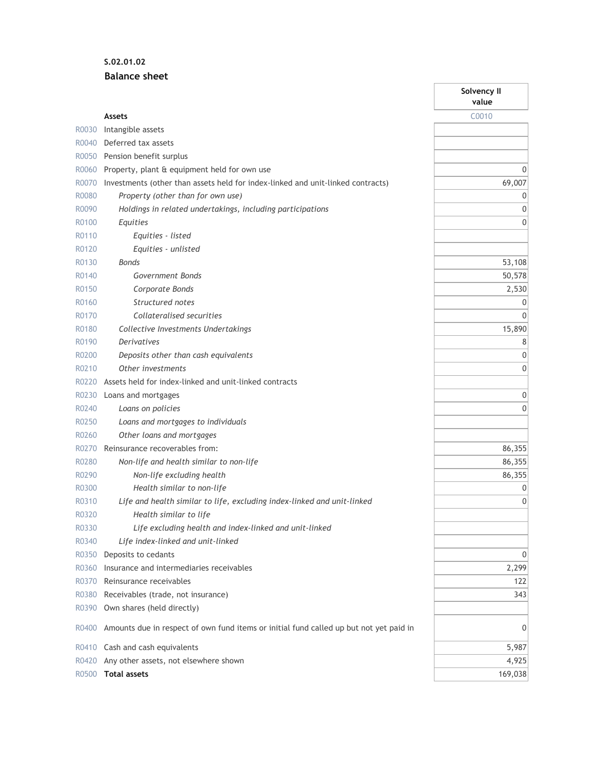**S.02.01.02**

**Balance sheet**

| | | Solvency II value |
|---|---|---|
| | **Assets** | C0010 |
| R0030 | Intangible assets | |
| R0040 | Deferred tax assets | |
| R0050 | Pension benefit surplus | |
| R0060 | Property, plant & equipment held for own use | 0 |
| R0070 | Investments (other than assets held for index-linked and unit-linked contracts) | 69,007 |
| R0080 | *Property (other than for own use)* | 0 |
| R0090 | *Holdings in related undertakings, including participations* | 0 |
| R0100 | *Equities* | 0 |
| R0110 | *Equities - listed* | |
| R0120 | *Equities - unlisted* | |
| R0130 | *Bonds* | 53,108 |
| R0140 | *Government Bonds* | 50,578 |
| R0150 | *Corporate Bonds* | 2,530 |
| R0160 | *Structured notes* | 0 |
| R0170 | *Collateralised securities* | 0 |
| R0180 | *Collective Investments Undertakings* | 15,890 |
| R0190 | *Derivatives* | 8 |
| R0200 | *Deposits other than cash equivalents* | 0 |
| R0210 | *Other investments* | 0 |
| R0220 | Assets held for index-linked and unit-linked contracts | |
| R0230 | Loans and mortgages | 0 |
| R0240 | *Loans on policies* | 0 |
| R0250 | *Loans and mortgages to individuals* | |
| R0260 | *Other loans and mortgages* | |
| R0270 | Reinsurance recoverables from: | 86,355 |
| R0280 | *Non-life and health similar to non-life* | 86,355 |
| R0290 | *Non-life excluding health* | 86,355 |
| R0300 | *Health similar to non-life* | 0 |
| R0310 | *Life and health similar to life, excluding index-linked and unit-linked* | 0 |
| R0320 | *Health similar to life* | |
| R0330 | *Life excluding health and index-linked and unit-linked* | |
| R0340 | *Life index-linked and unit-linked* | |
| R0350 | Deposits to cedants | 0 |
| R0360 | Insurance and intermediaries receivables | 2,299 |
| R0370 | Reinsurance receivables | 122 |
| R0380 | Receivables (trade, not insurance) | 343 |
| R0390 | Own shares (held directly) | |
| R0400 | Amounts due in respect of own fund items or initial fund called up but not yet paid in | 0 |
| R0410 | Cash and cash equivalents | 5,987 |
| R0420 | Any other assets, not elsewhere shown | 4,925 |
| R0500 | **Total assets** | 169,038 |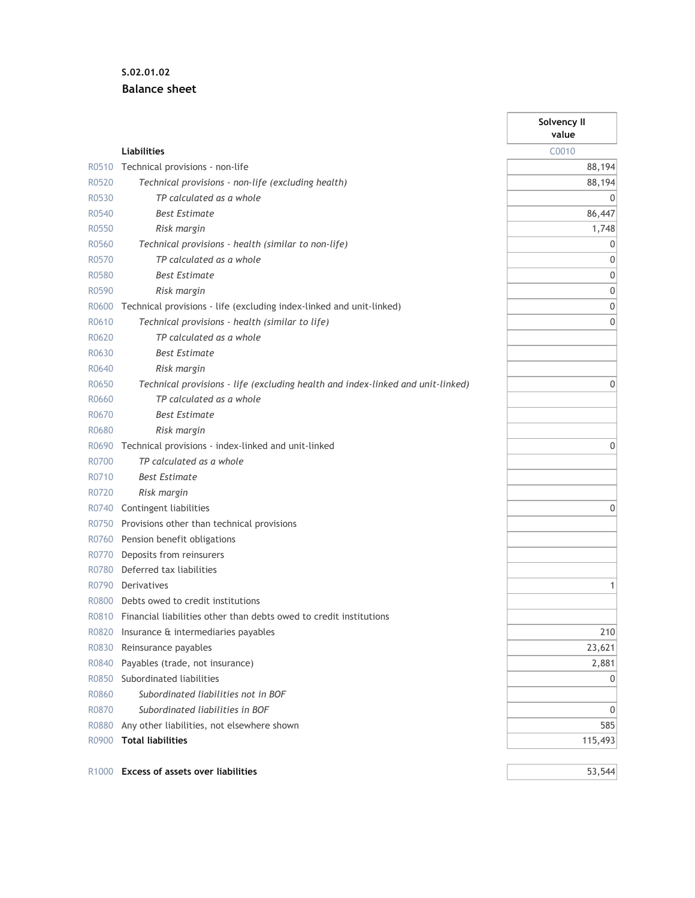**S.02.01.02**

**Balance sheet**

| | | Solvency II value |
|---|---|---|
| | **Liabilities** | C0010 |
| R0510 | Technical provisions - non-life | 88,194 |
| R0520 | *Technical provisions - non-life (excluding health)* | 88,194 |
| R0530 | *TP calculated as a whole* | 0 |
| R0540 | *Best Estimate* | 86,447 |
| R0550 | *Risk margin* | 1,748 |
| R0560 | *Technical provisions - health (similar to non-life)* | 0 |
| R0570 | *TP calculated as a whole* | 0 |
| R0580 | *Best Estimate* | 0 |
| R0590 | *Risk margin* | 0 |
| R0600 | Technical provisions - life (excluding index-linked and unit-linked) | 0 |
| R0610 | *Technical provisions - health (similar to life)* | 0 |
| R0620 | *TP calculated as a whole* | |
| R0630 | *Best Estimate* | |
| R0640 | *Risk margin* | |
| R0650 | *Technical provisions - life (excluding health and index-linked and unit-linked)* | 0 |
| R0660 | *TP calculated as a whole* | |
| R0670 | *Best Estimate* | |
| R0680 | *Risk margin* | |
| R0690 | Technical provisions - index-linked and unit-linked | 0 |
| R0700 | *TP calculated as a whole* | |
| R0710 | *Best Estimate* | |
| R0720 | *Risk margin* | |
| R0740 | Contingent liabilities | 0 |
| R0750 | Provisions other than technical provisions | |
| R0760 | Pension benefit obligations | |
| R0770 | Deposits from reinsurers | |
| R0780 | Deferred tax liabilities | |
| R0790 | Derivatives | 1 |
| R0800 | Debts owed to credit institutions | |
| R0810 | Financial liabilities other than debts owed to credit institutions | |
| R0820 | Insurance & intermediaries payables | 210 |
| R0830 | Reinsurance payables | 23,621 |
| R0840 | Payables (trade, not insurance) | 2,881 |
| R0850 | Subordinated liabilities | 0 |
| R0860 | *Subordinated liabilities not in BOF* | |
| R0870 | *Subordinated liabilities in BOF* | 0 |
| R0880 | Any other liabilities, not elsewhere shown | 585 |
| R0900 | **Total liabilities** | 115,493 |
| | | |
| R1000 | **Excess of assets over liabilities** | 53,544 |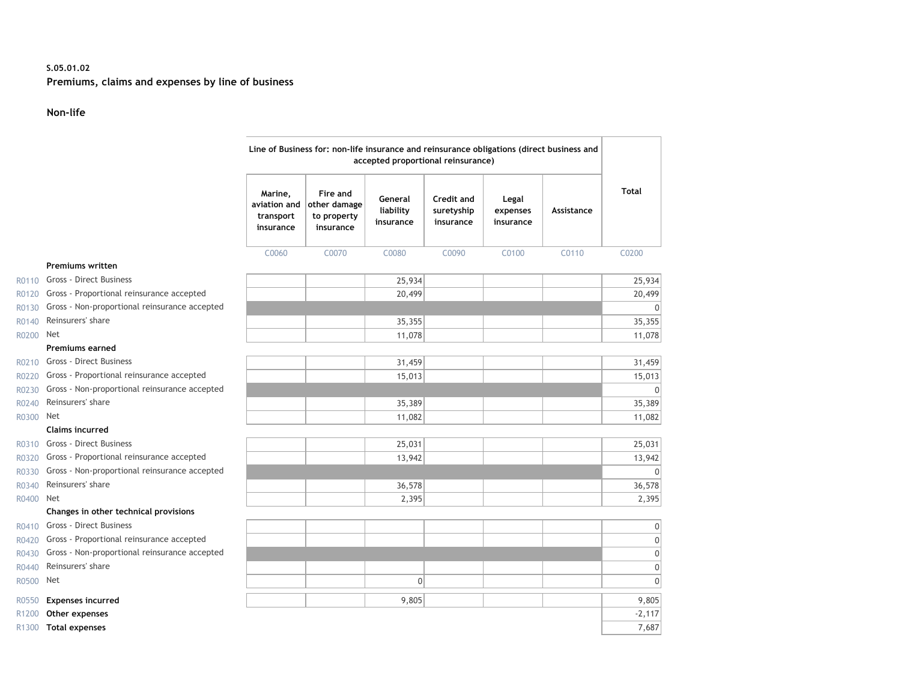S.05.01.02

**Premiums, claims and expenses by line of business**

**Non-life**

| | | Line of Business for: non-life insurance and reinsurance obligations (direct business and accepted proportional reinsurance) | | | | | | Total |
|---|---|---|---|---|---|---|---|---|
| | | Marine, aviation and transport insurance | Fire and other damage to property insurance | General liability insurance | Credit and suretyship insurance | Legal expenses insurance | Assistance | |
| | | C0060 | C0070 | C0080 | C0090 | C0100 | C0110 | C0200 |
| | **Premiums written** | | | | | | | |
| R0110 | Gross - Direct Business | | | 25,934 | | | | 25,934 |
| R0120 | Gross - Proportional reinsurance accepted | | | 20,499 | | | | 20,499 |
| R0130 | Gross - Non-proportional reinsurance accepted | | | | | | | 0 |
| R0140 | Reinsurers' share | | | 35,355 | | | | 35,355 |
| R0200 | Net | | | 11,078 | | | | 11,078 |
| | **Premiums earned** | | | | | | | |
| R0210 | Gross - Direct Business | | | 31,459 | | | | 31,459 |
| R0220 | Gross - Proportional reinsurance accepted | | | 15,013 | | | | 15,013 |
| R0230 | Gross - Non-proportional reinsurance accepted | | | | | | | 0 |
| R0240 | Reinsurers' share | | | 35,389 | | | | 35,389 |
| R0300 | Net | | | 11,082 | | | | 11,082 |
| | **Claims incurred** | | | | | | | |
| R0310 | Gross - Direct Business | | | 25,031 | | | | 25,031 |
| R0320 | Gross - Proportional reinsurance accepted | | | 13,942 | | | | 13,942 |
| R0330 | Gross - Non-proportional reinsurance accepted | | | | | | | 0 |
| R0340 | Reinsurers' share | | | 36,578 | | | | 36,578 |
| R0400 | Net | | | 2,395 | | | | 2,395 |
| | **Changes in other technical provisions** | | | | | | | |
| R0410 | Gross - Direct Business | | | | | | | 0 |
| R0420 | Gross - Proportional reinsurance accepted | | | | | | | 0 |
| R0430 | Gross - Non-proportional reinsurance accepted | | | | | | | 0 |
| R0440 | Reinsurers' share | | | | | | | 0 |
| R0500 | Net | | | 0 | | | | 0 |
| R0550 | **Expenses incurred** | | | 9,805 | | | | 9,805 |
| R1200 | **Other expenses** | | | | | | | -2,117 |
| R1300 | **Total expenses** | | | | | | | 7,687 |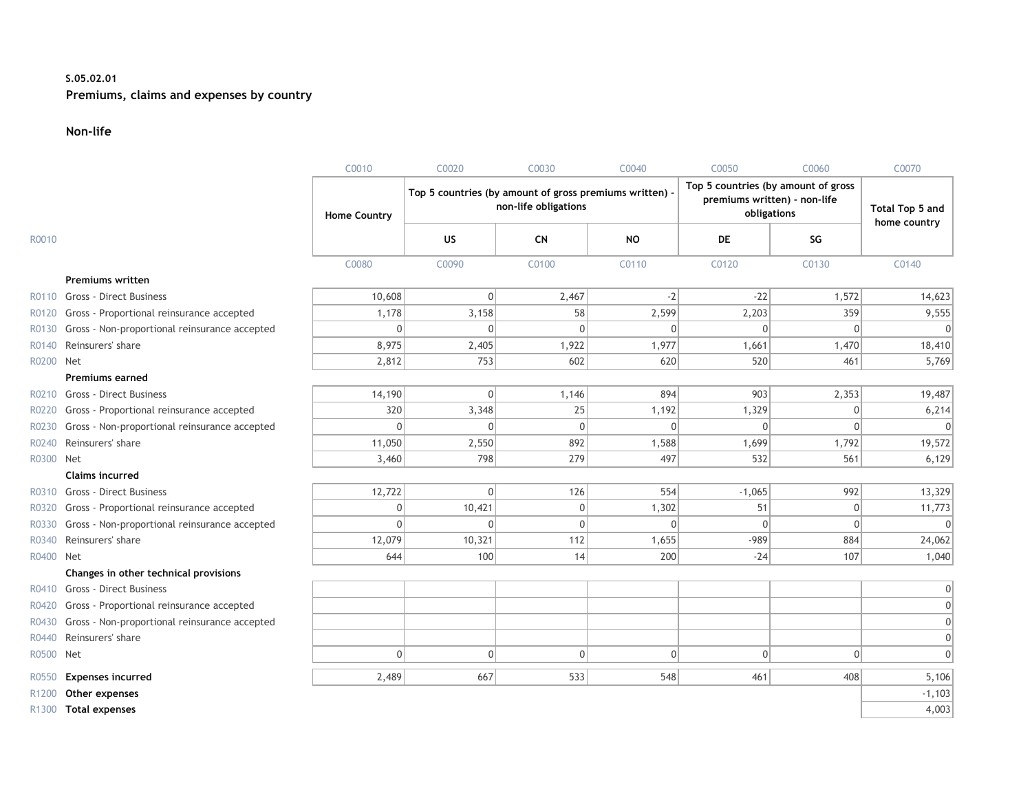**S.05.02.01**

**Premiums, claims and expenses by country**

**Non-life**

| | | C0010 | C0020 | C0030 | C0040 | C0050 | C0060 | C0070 |
|---|---|---|---|---|---|---|---|---|
| | | Home Country | Top 5 countries (by amount of gross premiums written) - non-life obligations | | | Top 5 countries (by amount of gross premiums written) - non-life obligations | | Total Top 5 and home country |
| R0010 | | | US | CN | NO | DE | SG | |
| | | C0080 | C0090 | C0100 | C0110 | C0120 | C0130 | C0140 |
| | **Premiums written** | | | | | | | |
| R0110 | Gross - Direct Business | 10,608 | 0 | 2,467 | -2 | -22 | 1,572 | 14,623 |
| R0120 | Gross - Proportional reinsurance accepted | 1,178 | 3,158 | 58 | 2,599 | 2,203 | 359 | 9,555 |
| R0130 | Gross - Non-proportional reinsurance accepted | 0 | 0 | 0 | 0 | 0 | 0 | 0 |
| R0140 | Reinsurers' share | 8,975 | 2,405 | 1,922 | 1,977 | 1,661 | 1,470 | 18,410 |
| R0200 | Net | 2,812 | 753 | 602 | 620 | 520 | 461 | 5,769 |
| | **Premiums earned** | | | | | | | |
| R0210 | Gross - Direct Business | 14,190 | 0 | 1,146 | 894 | 903 | 2,353 | 19,487 |
| R0220 | Gross - Proportional reinsurance accepted | 320 | 3,348 | 25 | 1,192 | 1,329 | 0 | 6,214 |
| R0230 | Gross - Non-proportional reinsurance accepted | 0 | 0 | 0 | 0 | 0 | 0 | 0 |
| R0240 | Reinsurers' share | 11,050 | 2,550 | 892 | 1,588 | 1,699 | 1,792 | 19,572 |
| R0300 | Net | 3,460 | 798 | 279 | 497 | 532 | 561 | 6,129 |
| | **Claims incurred** | | | | | | | |
| R0310 | Gross - Direct Business | 12,722 | 0 | 126 | 554 | -1,065 | 992 | 13,329 |
| R0320 | Gross - Proportional reinsurance accepted | 0 | 10,421 | 0 | 1,302 | 51 | 0 | 11,773 |
| R0330 | Gross - Non-proportional reinsurance accepted | 0 | 0 | 0 | 0 | 0 | 0 | 0 |
| R0340 | Reinsurers' share | 12,079 | 10,321 | 112 | 1,655 | -989 | 884 | 24,062 |
| R0400 | Net | 644 | 100 | 14 | 200 | -24 | 107 | 1,040 |
| | **Changes in other technical provisions** | | | | | | | |
| R0410 | Gross - Direct Business | | | | | | | 0 |
| R0420 | Gross - Proportional reinsurance accepted | | | | | | | 0 |
| R0430 | Gross - Non-proportional reinsurance accepted | | | | | | | 0 |
| R0440 | Reinsurers' share | | | | | | | 0 |
| R0500 | Net | 0 | 0 | 0 | 0 | 0 | 0 | 0 |
| R0550 | **Expenses incurred** | 2,489 | 667 | 533 | 548 | 461 | 408 | 5,106 |
| R1200 | **Other expenses** | | | | | | | -1,103 |
| R1300 | **Total expenses** | | | | | | | 4,003 |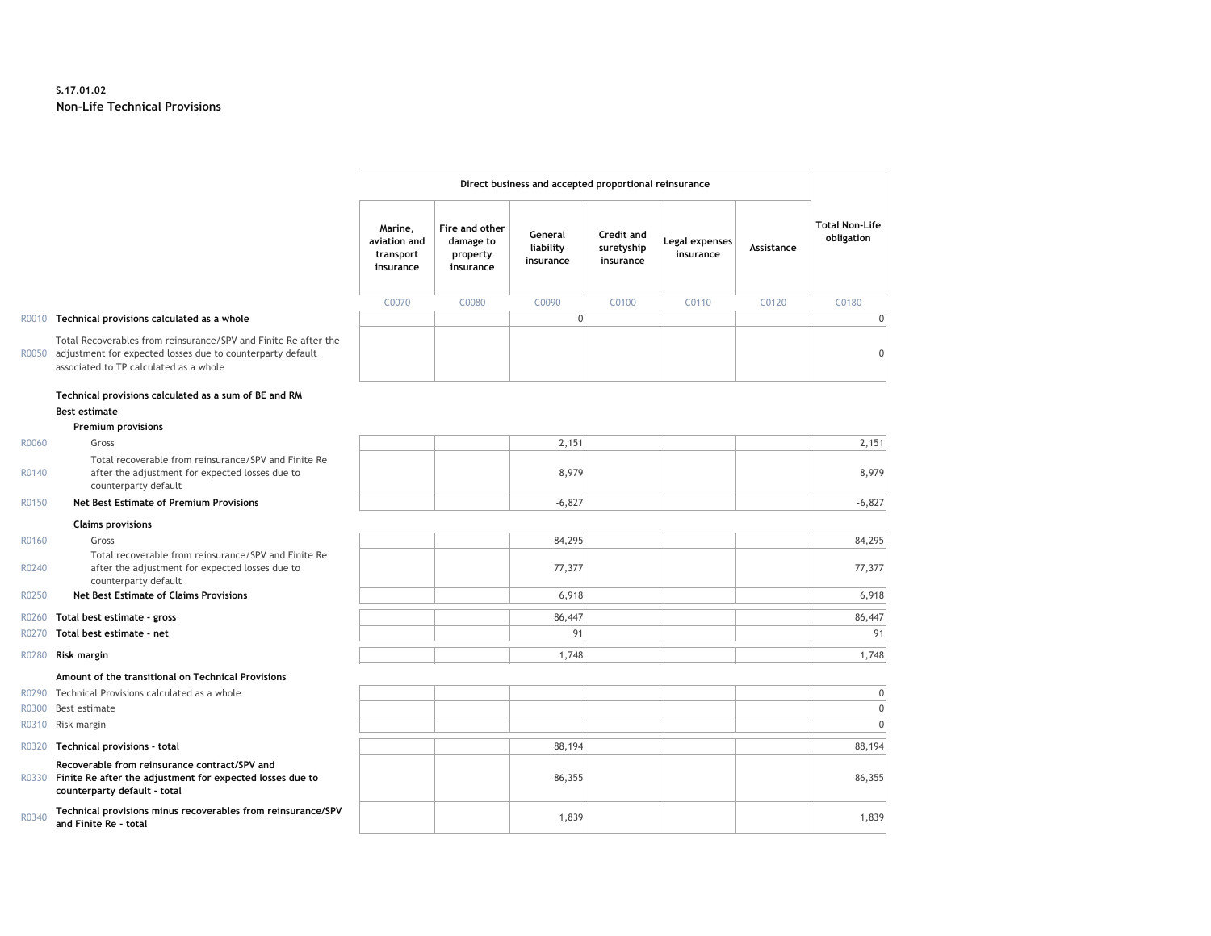**S.17.01.02**
**Non-Life Technical Provisions**

| | | Direct business and accepted proportional reinsurance | | | | | | |
|---|---|---|---|---|---|---|---|---|
| | | Marine, aviation and transport insurance | Fire and other damage to property insurance | General liability insurance | Credit and suretyship insurance | Legal expenses insurance | Assistance | Total Non-Life obligation |
| | | C0070 | C0080 | C0090 | C0100 | C0110 | C0120 | C0180 |
| R0010 | **Technical provisions calculated as a whole** | | | 0 | | | | 0 |
| R0050 | Total Recoverables from reinsurance/SPV and Finite Re after the adjustment for expected losses due to counterparty default associated to TP calculated as a whole | | | | | | | 0 |
| | **Technical provisions calculated as a sum of BE and RM** | | | | | | | |
| | **Best estimate** | | | | | | | |
| | **Premium provisions** | | | | | | | |
| R0060 | Gross | | | 2,151 | | | | 2,151 |
| R0140 | Total recoverable from reinsurance/SPV and Finite Re after the adjustment for expected losses due to counterparty default | | | 8,979 | | | | 8,979 |
| R0150 | **Net Best Estimate of Premium Provisions** | | | -6,827 | | | | -6,827 |
| | **Claims provisions** | | | | | | | |
| R0160 | Gross | | | 84,295 | | | | 84,295 |
| R0240 | Total recoverable from reinsurance/SPV and Finite Re after the adjustment for expected losses due to counterparty default | | | 77,377 | | | | 77,377 |
| R0250 | **Net Best Estimate of Claims Provisions** | | | 6,918 | | | | 6,918 |
| R0260 | **Total best estimate - gross** | | | 86,447 | | | | 86,447 |
| R0270 | **Total best estimate - net** | | | 91 | | | | 91 |
| R0280 | **Risk margin** | | | 1,748 | | | | 1,748 |
| | **Amount of the transitional on Technical Provisions** | | | | | | | |
| R0290 | Technical Provisions calculated as a whole | | | | | | | 0 |
| R0300 | Best estimate | | | | | | | 0 |
| R0310 | Risk margin | | | | | | | 0 |
| R0320 | **Technical provisions - total** | | | 88,194 | | | | 88,194 |
| R0330 | **Recoverable from reinsurance contract/SPV and Finite Re after the adjustment for expected losses due to counterparty default - total** | | | 86,355 | | | | 86,355 |
| R0340 | **Technical provisions minus recoverables from reinsurance/SPV and Finite Re - total** | | | 1,839 | | | | 1,839 |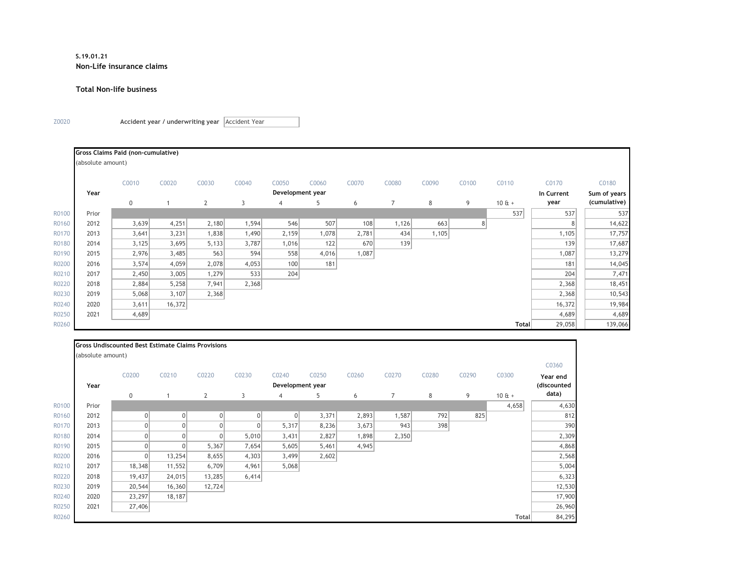**S.19.01.21**

**Non-Life insurance claims**

**Total Non-life business**

Z0020 **Accident year / underwriting year** Accident Year

**Gross Claims Paid (non-cumulative)**

(absolute amount)

| | | C0010 | C0020 | C0030 | C0040 | C0050 | C0060 | C0070 | C0080 | C0090 | C0100 | C0110 | C0170 | C0180 |
|---|---|---|---|---|---|---|---|---|---|---|---|---|---|---|
| | Year | Development year | | | | | | | | | | | In Current year | Sum of years (cumulative) |
| | | 0 | 1 | 2 | 3 | 4 | 5 | 6 | 7 | 8 | 9 | 10 & + | | |
| R0100 | Prior | | | | | | | | | | | 537 | 537 | 537 |
| R0160 | 2012 | 3,639 | 4,251 | 2,180 | 1,594 | 546 | 507 | 108 | 1,126 | 663 | 8 | | 8 | 14,622 |
| R0170 | 2013 | 3,641 | 3,231 | 1,838 | 1,490 | 2,159 | 1,078 | 2,781 | 434 | 1,105 | | | 1,105 | 17,757 |
| R0180 | 2014 | 3,125 | 3,695 | 5,133 | 3,787 | 1,016 | 122 | 670 | 139 | | | | 139 | 17,687 |
| R0190 | 2015 | 2,976 | 3,485 | 563 | 594 | 558 | 4,016 | 1,087 | | | | | 1,087 | 13,279 |
| R0200 | 2016 | 3,574 | 4,059 | 2,078 | 4,053 | 100 | 181 | | | | | | 181 | 14,045 |
| R0210 | 2017 | 2,450 | 3,005 | 1,279 | 533 | 204 | | | | | | | 204 | 7,471 |
| R0220 | 2018 | 2,884 | 5,258 | 7,941 | 2,368 | | | | | | | | 2,368 | 18,451 |
| R0230 | 2019 | 5,068 | 3,107 | 2,368 | | | | | | | | | 2,368 | 10,543 |
| R0240 | 2020 | 3,611 | 16,372 | | | | | | | | | | 16,372 | 19,984 |
| R0250 | 2021 | 4,689 | | | | | | | | | | | 4,689 | 4,689 |
| R0260 | | | | | | | | | | | | Total | 29,058 | 139,066 |

**Gross Undiscounted Best Estimate Claims Provisions**

(absolute amount)

| | | C0200 | C0210 | C0220 | C0230 | C0240 | C0250 | C0260 | C0270 | C0280 | C0290 | C0300 | C0360 |
|---|---|---|---|---|---|---|---|---|---|---|---|---|---|
| | Year | Development year | | | | | | | | | | | Year end (discounted data) |
| | | 0 | 1 | 2 | 3 | 4 | 5 | 6 | 7 | 8 | 9 | 10 & + | |
| R0100 | Prior | | | | | | | | | | | 4,658 | 4,630 |
| R0160 | 2012 | 0 | 0 | 0 | 0 | 0 | 3,371 | 2,893 | 1,587 | 792 | 825 | | 812 |
| R0170 | 2013 | 0 | 0 | 0 | 0 | 5,317 | 8,236 | 3,673 | 943 | 398 | | | 390 |
| R0180 | 2014 | 0 | 0 | 0 | 5,010 | 3,431 | 2,827 | 1,898 | 2,350 | | | | 2,309 |
| R0190 | 2015 | 0 | 0 | 5,367 | 7,654 | 5,605 | 5,461 | 4,945 | | | | | 4,868 |
| R0200 | 2016 | 0 | 13,254 | 8,655 | 4,303 | 3,499 | 2,602 | | | | | | 2,568 |
| R0210 | 2017 | 18,348 | 11,552 | 6,709 | 4,961 | 5,068 | | | | | | | 5,004 |
| R0220 | 2018 | 19,437 | 24,015 | 13,285 | 6,414 | | | | | | | | 6,323 |
| R0230 | 2019 | 20,544 | 16,360 | 12,724 | | | | | | | | | 12,530 |
| R0240 | 2020 | 23,297 | 18,187 | | | | | | | | | | 17,900 |
| R0250 | 2021 | 27,406 | | | | | | | | | | | 26,960 |
| R0260 | | | | | | | | | | | | Total | 84,295 |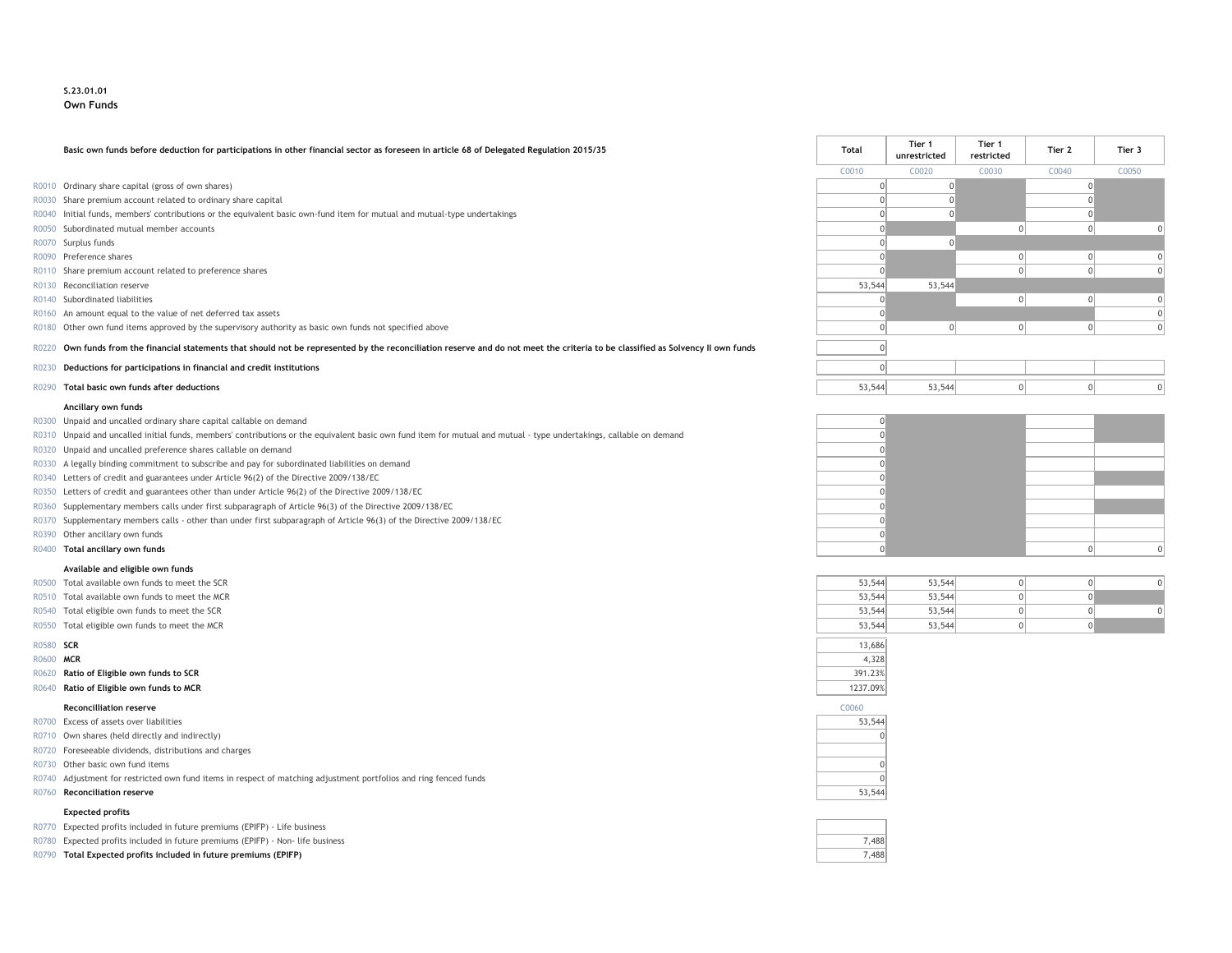**S.23.01.01**
**Own Funds**

| | | Total | Tier 1 unrestricted | Tier 1 restricted | Tier 2 | Tier 3 |
|---|---|---|---|---|---|---|
| | **Basic own funds before deduction for participations in other financial sector as foreseen in article 68 of Delegated Regulation 2015/35** | C0010 | C0020 | C0030 | C0040 | C0050 |
| R0010 | Ordinary share capital (gross of own shares) | 0 | 0 | | 0 | |
| R0030 | Share premium account related to ordinary share capital | 0 | 0 | | 0 | |
| R0040 | Initial funds, members' contributions or the equivalent basic own-fund item for mutual and mutual-type undertakings | 0 | 0 | | 0 | |
| R0050 | Subordinated mutual member accounts | 0 | | 0 | 0 | 0 |
| R0070 | Surplus funds | 0 | 0 | | | |
| R0090 | Preference shares | 0 | | 0 | 0 | 0 |
| R0110 | Share premium account related to preference shares | 0 | | 0 | 0 | 0 |
| R0130 | Reconciliation reserve | 53,544 | 53,544 | | | |
| R0140 | Subordinated liabilities | 0 | | 0 | 0 | 0 |
| R0160 | An amount equal to the value of net deferred tax assets | 0 | | | | 0 |
| R0180 | Other own fund items approved by the supervisory authority as basic own funds not specified above | 0 | 0 | 0 | 0 | 0 |
| R0220 | **Own funds from the financial statements that should not be represented by the reconciliation reserve and do not meet the criteria to be classified as Solvency II own funds** | 0 | | | | |
| R0230 | **Deductions for participations in financial and credit institutions** | 0 | | | | |
| R0290 | **Total basic own funds after deductions** | 53,544 | 53,544 | 0 | 0 | 0 |
| | **Ancillary own funds** | | | | | |
| R0300 | Unpaid and uncalled ordinary share capital callable on demand | 0 | | | | |
| R0310 | Unpaid and uncalled initial funds, members' contributions or the equivalent basic own fund item for mutual and mutual - type undertakings, callable on demand | 0 | | | | |
| R0320 | Unpaid and uncalled preference shares callable on demand | 0 | | | | |
| R0330 | A legally binding commitment to subscribe and pay for subordinated liabilities on demand | 0 | | | | |
| R0340 | Letters of credit and guarantees under Article 96(2) of the Directive 2009/138/EC | 0 | | | | |
| R0350 | Letters of credit and guarantees other than under Article 96(2) of the Directive 2009/138/EC | 0 | | | | |
| R0360 | Supplementary members calls under first subparagraph of Article 96(3) of the Directive 2009/138/EC | 0 | | | | |
| R0370 | Supplementary members calls - other than under first subparagraph of Article 96(3) of the Directive 2009/138/EC | 0 | | | | |
| R0390 | Other ancillary own funds | 0 | | | | |
| R0400 | **Total ancillary own funds** | 0 | | | 0 | 0 |
| | **Available and eligible own funds** | | | | | |
| R0500 | Total available own funds to meet the SCR | 53,544 | 53,544 | 0 | 0 | 0 |
| R0510 | Total available own funds to meet the MCR | 53,544 | 53,544 | 0 | 0 | |
| R0540 | Total eligible own funds to meet the SCR | 53,544 | 53,544 | 0 | 0 | 0 |
| R0550 | Total eligible own funds to meet the MCR | 53,544 | 53,544 | 0 | 0 | |
| R0580 | **SCR** | 13,686 | | | | |
| R0600 | **MCR** | 4,328 | | | | |
| R0620 | **Ratio of Eligible own funds to SCR** | 391.23% | | | | |
| R0640 | **Ratio of Eligible own funds to MCR** | 1237.09% | | | | |

| | **Reconcilliation reserve** | C0060 |
|---|---|---|
| R0700 | Excess of assets over liabilities | 53,544 |
| R0710 | Own shares (held directly and indirectly) | 0 |
| R0720 | Foreseeable dividends, distributions and charges | |
| R0730 | Other basic own fund items | 0 |
| R0740 | Adjustment for restricted own fund items in respect of matching adjustment portfolios and ring fenced funds | 0 |
| R0760 | **Reconciliation reserve** | 53,544 |
| | **Expected profits** | |
| R0770 | Expected profits included in future premiums (EPIFP) - Life business | |
| R0780 | Expected profits included in future premiums (EPIFP) - Non- life business | 7,488 |
| R0790 | **Total Expected profits included in future premiums (EPIFP)** | 7,488 |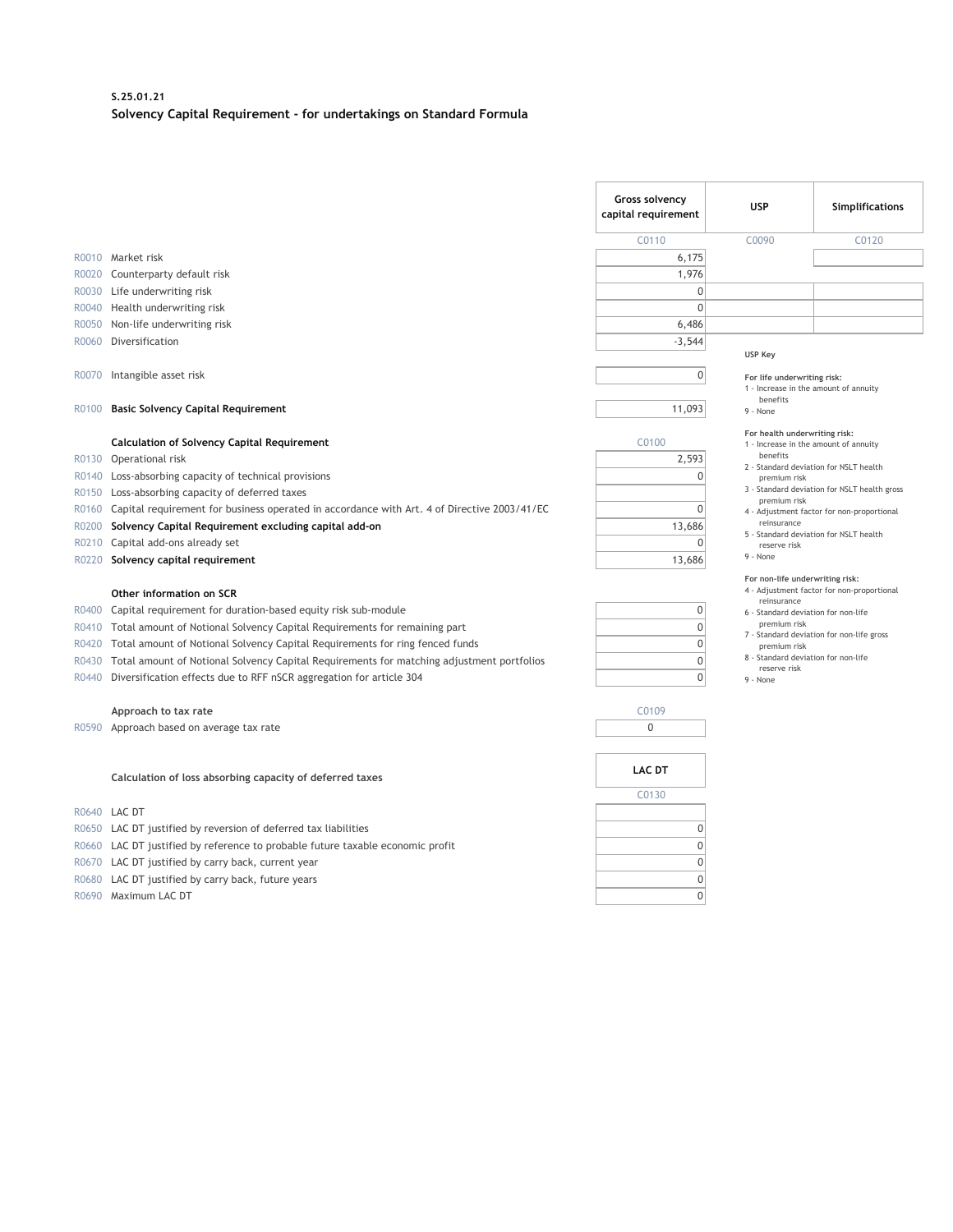**S.25.01.21**

**Solvency Capital Requirement - for undertakings on Standard Formula**

| | | Gross solvency capital requirement | USP | Simplifications |
|---|---|---|---|---|
| | | C0110 | C0090 | C0120 |
| R0010 | Market risk | 6,175 | | |
| R0020 | Counterparty default risk | 1,976 | | |
| R0030 | Life underwriting risk | 0 | | |
| R0040 | Health underwriting risk | 0 | | |
| R0050 | Non-life underwriting risk | 6,486 | | |
| R0060 | Diversification | -3,544 | | |
| R0070 | Intangible asset risk | 0 | | |
| R0100 | **Basic Solvency Capital Requirement** | 11,093 | | |

**USP Key**

**For life underwriting risk:**
1 - Increase in the amount of annuity benefits
9 - None

**For health underwriting risk:**
1 - Increase in the amount of annuity benefits
2 - Standard deviation for NSLT health premium risk
3 - Standard deviation for NSLT health gross premium risk
4 - Adjustment factor for non-proportional reinsurance
5 - Standard deviation for NSLT health reserve risk
9 - None

**For non-life underwriting risk:**
4 - Adjustment factor for non-proportional reinsurance
6 - Standard deviation for non-life premium risk
7 - Standard deviation for non-life gross premium risk
8 - Standard deviation for non-life reserve risk
9 - None

| | **Calculation of Solvency Capital Requirement** | C0100 |
|---|---|---|
| R0130 | Operational risk | 2,593 |
| R0140 | Loss-absorbing capacity of technical provisions | 0 |
| R0150 | Loss-absorbing capacity of deferred taxes | |
| R0160 | Capital requirement for business operated in accordance with Art. 4 of Directive 2003/41/EC | 0 |
| R0200 | **Solvency Capital Requirement excluding capital add-on** | 13,686 |
| R0210 | Capital add-ons already set | 0 |
| R0220 | **Solvency capital requirement** | 13,686 |
| | **Other information on SCR** | |
| R0400 | Capital requirement for duration-based equity risk sub-module | 0 |
| R0410 | Total amount of Notional Solvency Capital Requirements for remaining part | 0 |
| R0420 | Total amount of Notional Solvency Capital Requirements for ring fenced funds | 0 |
| R0430 | Total amount of Notional Solvency Capital Requirements for matching adjustment portfolios | 0 |
| R0440 | Diversification effects due to RFF nSCR aggregation for article 304 | 0 |

| | **Approach to tax rate** | C0109 |
|---|---|---|
| R0590 | Approach based on average tax rate | 0 |

| | **Calculation of loss absorbing capacity of deferred taxes** | LAC DT |
|---|---|---|
| | | C0130 |
| R0640 | LAC DT | |
| R0650 | LAC DT justified by reversion of deferred tax liabilities | 0 |
| R0660 | LAC DT justified by reference to probable future taxable economic profit | 0 |
| R0670 | LAC DT justified by carry back, current year | 0 |
| R0680 | LAC DT justified by carry back, future years | 0 |
| R0690 | Maximum LAC DT | 0 |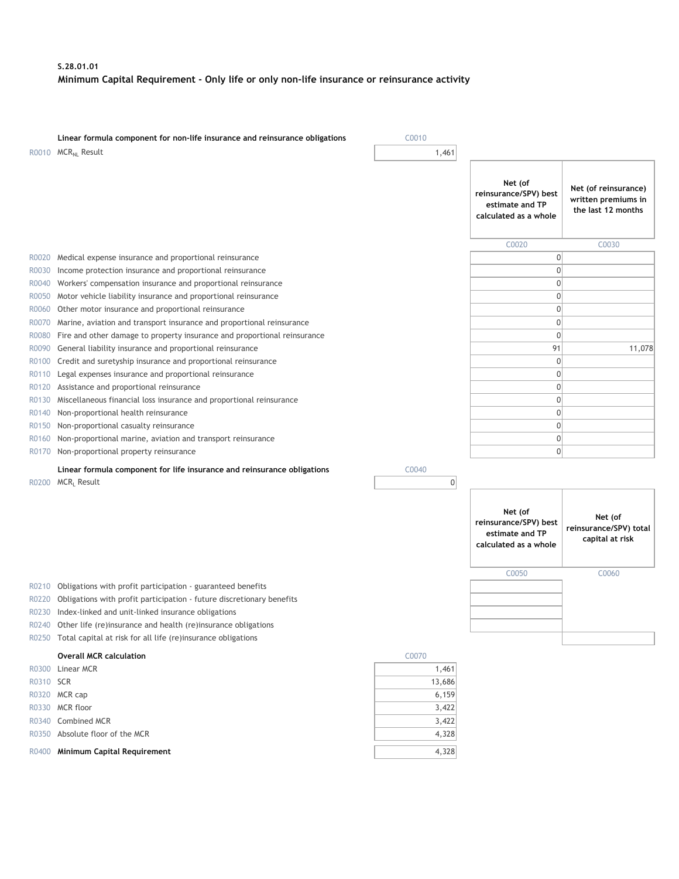**S.28.01.01**

**Minimum Capital Requirement - Only life or only non-life insurance or reinsurance activity**

| | | C0010 |
|---|---|---|
| | **Linear formula component for non-life insurance and reinsurance obligations** | |
| R0010 | $MCR_{NL}$ Result | 1,461 |

| | | Net (of reinsurance/SPV) best estimate and TP calculated as a whole | Net (of reinsurance) written premiums in the last 12 months |
|---|---|---|---|
| | | C0020 | C0030 |
| R0020 | Medical expense insurance and proportional reinsurance | 0 | |
| R0030 | Income protection insurance and proportional reinsurance | 0 | |
| R0040 | Workers' compensation insurance and proportional reinsurance | 0 | |
| R0050 | Motor vehicle liability insurance and proportional reinsurance | 0 | |
| R0060 | Other motor insurance and proportional reinsurance | 0 | |
| R0070 | Marine, aviation and transport insurance and proportional reinsurance | 0 | |
| R0080 | Fire and other damage to property insurance and proportional reinsurance | 0 | |
| R0090 | General liability insurance and proportional reinsurance | 91 | 11,078 |
| R0100 | Credit and suretyship insurance and proportional reinsurance | 0 | |
| R0110 | Legal expenses insurance and proportional reinsurance | 0 | |
| R0120 | Assistance and proportional reinsurance | 0 | |
| R0130 | Miscellaneous financial loss insurance and proportional reinsurance | 0 | |
| R0140 | Non-proportional health reinsurance | 0 | |
| R0150 | Non-proportional casualty reinsurance | 0 | |
| R0160 | Non-proportional marine, aviation and transport reinsurance | 0 | |
| R0170 | Non-proportional property reinsurance | 0 | |

| | | C0040 |
|---|---|---|
| | **Linear formula component for life insurance and reinsurance obligations** | |
| R0200 | $MCR_{L}$ Result | 0 |

| | | Net (of reinsurance/SPV) best estimate and TP calculated as a whole | Net (of reinsurance/SPV) total capital at risk |
|---|---|---|---|
| | | C0050 | C0060 |
| R0210 | Obligations with profit participation - guaranteed benefits | | |
| R0220 | Obligations with profit participation - future discretionary benefits | | |
| R0230 | Index-linked and unit-linked insurance obligations | | |
| R0240 | Other life (re)insurance and health (re)insurance obligations | | |
| R0250 | Total capital at risk for all life (re)insurance obligations | | |

| | | C0070 |
|---|---|---|
| | **Overall MCR calculation** | |
| R0300 | Linear MCR | 1,461 |
| R0310 | SCR | 13,686 |
| R0320 | MCR cap | 6,159 |
| R0330 | MCR floor | 3,422 |
| R0340 | Combined MCR | 3,422 |
| R0350 | Absolute floor of the MCR | 4,328 |
| R0400 | **Minimum Capital Requirement** | 4,328 |